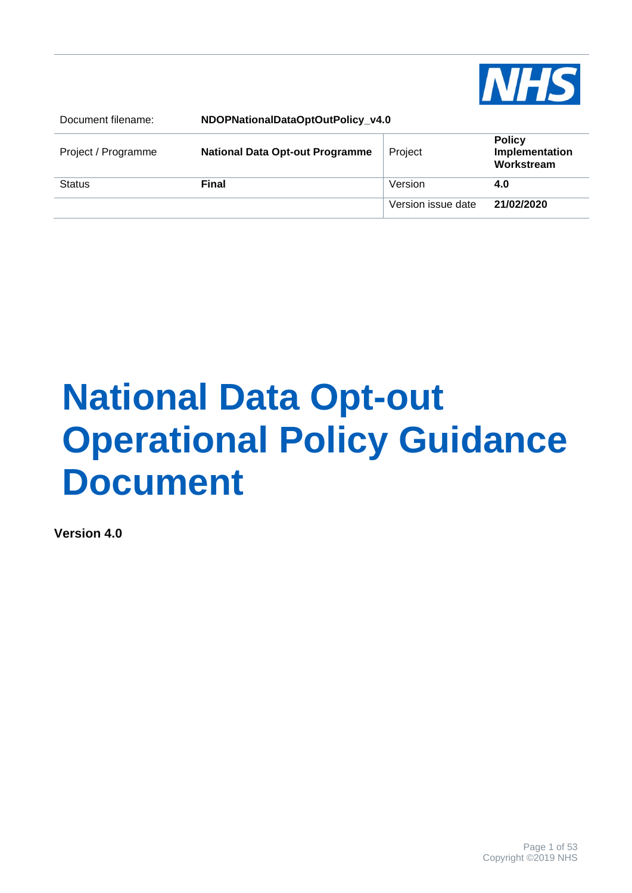| Document filename: | NDOPNationalDataOptOutPolicy_v4.0 | | |
|---|---|---|---|
| Project / Programme | **National Data Opt-out Programme** | Project | **Policy Implementation Workstream** |
| Status | **Final** | Version | **4.0** |
| | | Version issue date | **21/02/2020** |

# National Data Opt-out Operational Policy Guidance Document

**Version 4.0**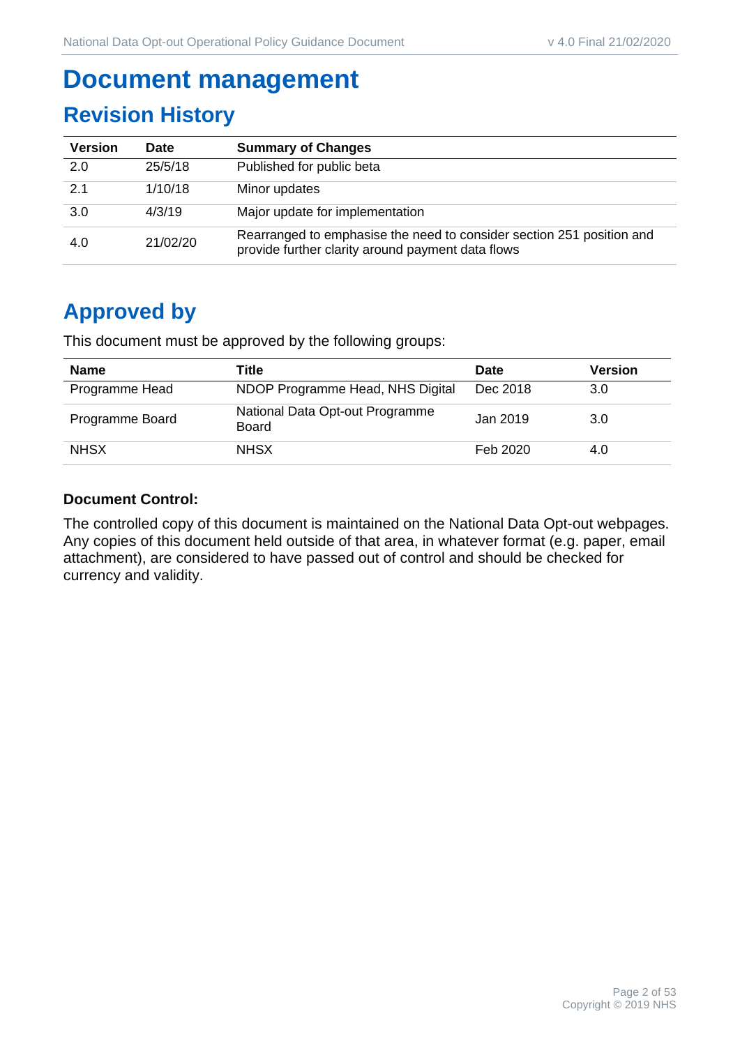# Document management

## Revision History

| Version | Date | Summary of Changes |
| --- | --- | --- |
| 2.0 | 25/5/18 | Published for public beta |
| 2.1 | 1/10/18 | Minor updates |
| 3.0 | 4/3/19 | Major update for implementation |
| 4.0 | 21/02/20 | Rearranged to emphasise the need to consider section 251 position and provide further clarity around payment data flows |

## Approved by

This document must be approved by the following groups:

| Name | Title | Date | Version |
| --- | --- | --- | --- |
| Programme Head | NDOP Programme Head, NHS Digital | Dec 2018 | 3.0 |
| Programme Board | National Data Opt-out Programme Board | Jan 2019 | 3.0 |
| NHSX | NHSX | Feb 2020 | 4.0 |

**Document Control:**

The controlled copy of this document is maintained on the National Data Opt-out webpages. Any copies of this document held outside of that area, in whatever format (e.g. paper, email attachment), are considered to have passed out of control and should be checked for currency and validity.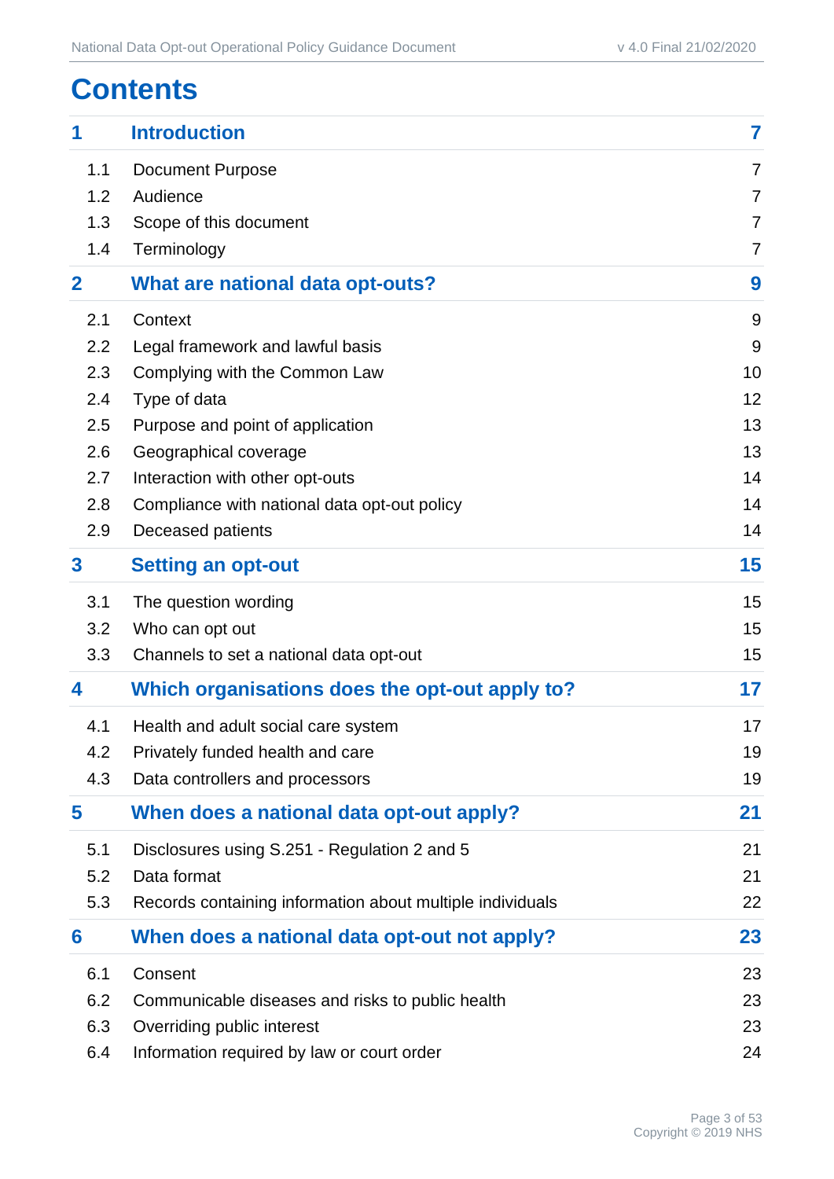# Contents

| | | |
|---|---|---|
| **1** | **Introduction** | **7** |
| 1.1 | Document Purpose | 7 |
| 1.2 | Audience | 7 |
| 1.3 | Scope of this document | 7 |
| 1.4 | Terminology | 7 |
| **2** | **What are national data opt-outs?** | **9** |
| 2.1 | Context | 9 |
| 2.2 | Legal framework and lawful basis | 9 |
| 2.3 | Complying with the Common Law | 10 |
| 2.4 | Type of data | 12 |
| 2.5 | Purpose and point of application | 13 |
| 2.6 | Geographical coverage | 13 |
| 2.7 | Interaction with other opt-outs | 14 |
| 2.8 | Compliance with national data opt-out policy | 14 |
| 2.9 | Deceased patients | 14 |
| **3** | **Setting an opt-out** | **15** |
| 3.1 | The question wording | 15 |
| 3.2 | Who can opt out | 15 |
| 3.3 | Channels to set a national data opt-out | 15 |
| **4** | **Which organisations does the opt-out apply to?** | **17** |
| 4.1 | Health and adult social care system | 17 |
| 4.2 | Privately funded health and care | 19 |
| 4.3 | Data controllers and processors | 19 |
| **5** | **When does a national data opt-out apply?** | **21** |
| 5.1 | Disclosures using S.251 - Regulation 2 and 5 | 21 |
| 5.2 | Data format | 21 |
| 5.3 | Records containing information about multiple individuals | 22 |
| **6** | **When does a national data opt-out not apply?** | **23** |
| 6.1 | Consent | 23 |
| 6.2 | Communicable diseases and risks to public health | 23 |
| 6.3 | Overriding public interest | 23 |
| 6.4 | Information required by law or court order | 24 |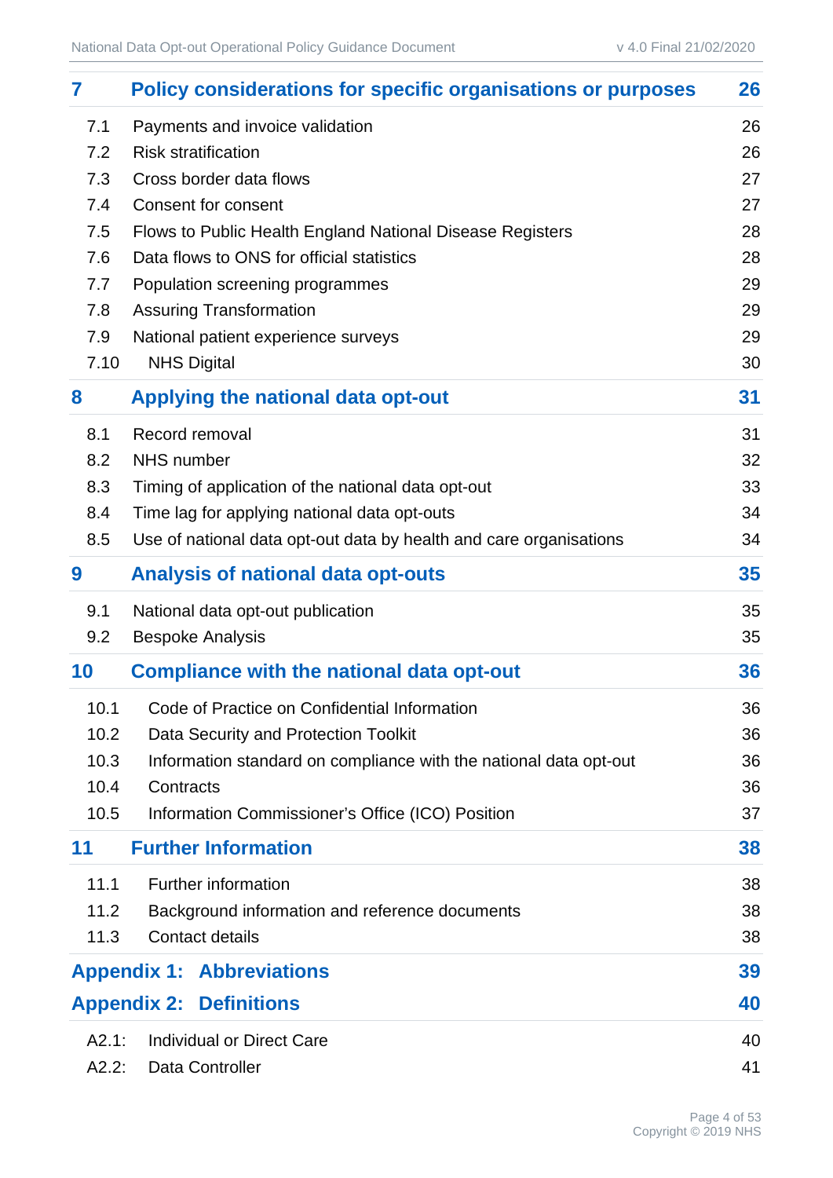| | | |
|---|---|---|
| **7** | **Policy considerations for specific organisations or purposes** | **26** |
| 7.1 | Payments and invoice validation | 26 |
| 7.2 | Risk stratification | 26 |
| 7.3 | Cross border data flows | 27 |
| 7.4 | Consent for consent | 27 |
| 7.5 | Flows to Public Health England National Disease Registers | 28 |
| 7.6 | Data flows to ONS for official statistics | 28 |
| 7.7 | Population screening programmes | 29 |
| 7.8 | Assuring Transformation | 29 |
| 7.9 | National patient experience surveys | 29 |
| 7.10 | NHS Digital | 30 |
| **8** | **Applying the national data opt-out** | **31** |
| 8.1 | Record removal | 31 |
| 8.2 | NHS number | 32 |
| 8.3 | Timing of application of the national data opt-out | 33 |
| 8.4 | Time lag for applying national data opt-outs | 34 |
| 8.5 | Use of national data opt-out data by health and care organisations | 34 |
| **9** | **Analysis of national data opt-outs** | **35** |
| 9.1 | National data opt-out publication | 35 |
| 9.2 | Bespoke Analysis | 35 |
| **10** | **Compliance with the national data opt-out** | **36** |
| 10.1 | Code of Practice on Confidential Information | 36 |
| 10.2 | Data Security and Protection Toolkit | 36 |
| 10.3 | Information standard on compliance with the national data opt-out | 36 |
| 10.4 | Contracts | 36 |
| 10.5 | Information Commissioner's Office (ICO) Position | 37 |
| **11** | **Further Information** | **38** |
| 11.1 | Further information | 38 |
| 11.2 | Background information and reference documents | 38 |
| 11.3 | Contact details | 38 |
| **Appendix 1:** | **Abbreviations** | **39** |
| **Appendix 2:** | **Definitions** | **40** |
| A2.1: | Individual or Direct Care | 40 |
| A2.2: | Data Controller | 41 |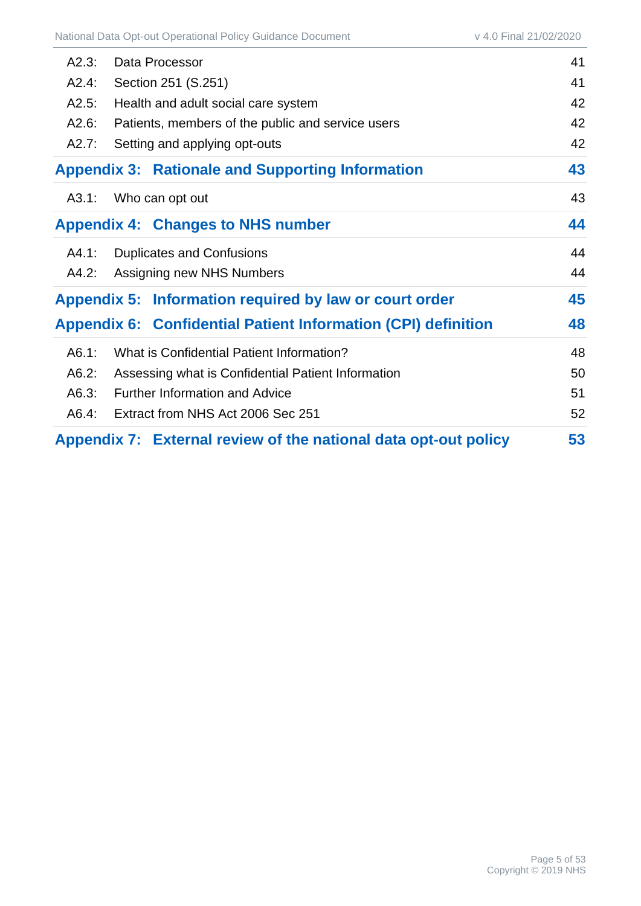| | | |
|---|---|---|
| A2.3: | Data Processor | 41 |
| A2.4: | Section 251 (S.251) | 41 |
| A2.5: | Health and adult social care system | 42 |
| A2.6: | Patients, members of the public and service users | 42 |
| A2.7: | Setting and applying opt-outs | 42 |
| **Appendix 3:** | **Rationale and Supporting Information** | **43** |
| A3.1: | Who can opt out | 43 |
| **Appendix 4:** | **Changes to NHS number** | **44** |
| A4.1: | Duplicates and Confusions | 44 |
| A4.2: | Assigning new NHS Numbers | 44 |
| **Appendix 5:** | **Information required by law or court order** | **45** |
| **Appendix 6:** | **Confidential Patient Information (CPI) definition** | **48** |
| A6.1: | What is Confidential Patient Information? | 48 |
| A6.2: | Assessing what is Confidential Patient Information | 50 |
| A6.3: | Further Information and Advice | 51 |
| A6.4: | Extract from NHS Act 2006 Sec 251 | 52 |
| **Appendix 7:** | **External review of the national data opt-out policy** | **53** |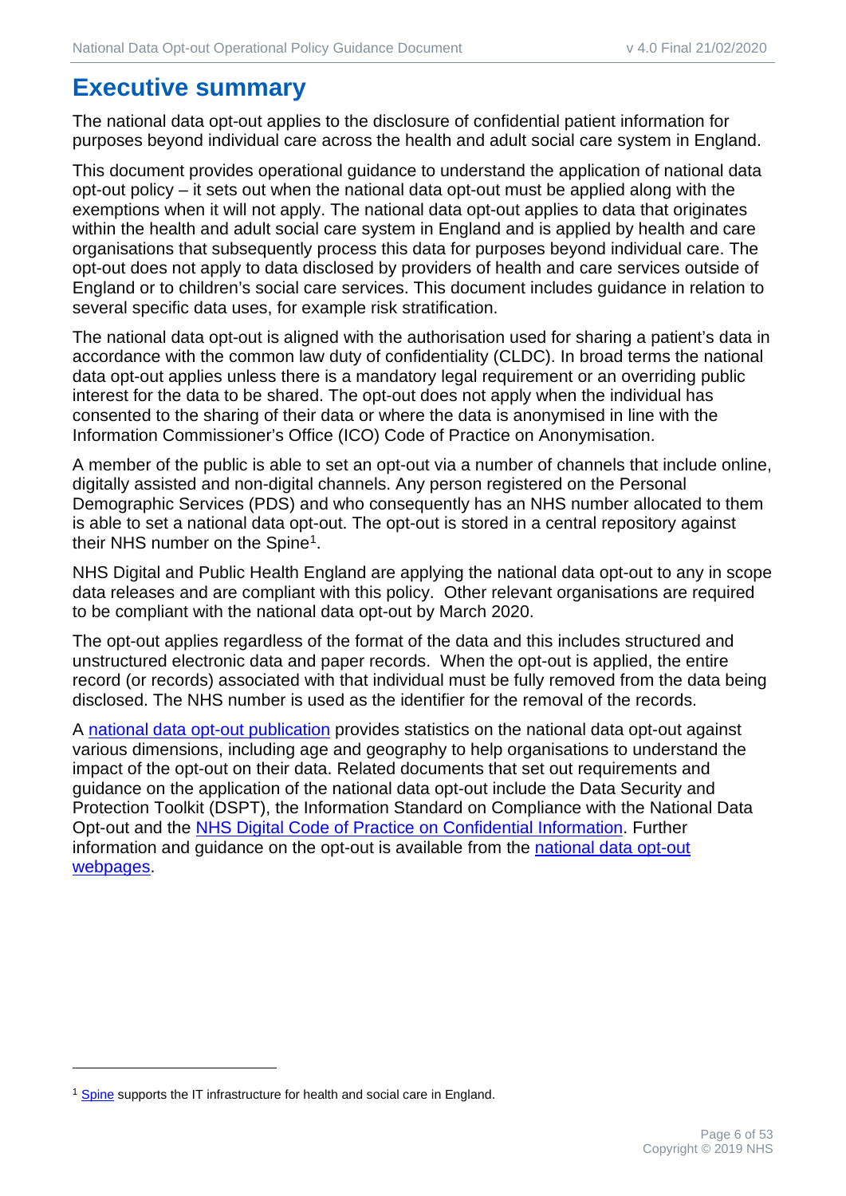# Executive summary

The national data opt-out applies to the disclosure of confidential patient information for purposes beyond individual care across the health and adult social care system in England.

This document provides operational guidance to understand the application of national data opt-out policy – it sets out when the national data opt-out must be applied along with the exemptions when it will not apply. The national data opt-out applies to data that originates within the health and adult social care system in England and is applied by health and care organisations that subsequently process this data for purposes beyond individual care. The opt-out does not apply to data disclosed by providers of health and care services outside of England or to children's social care services. This document includes guidance in relation to several specific data uses, for example risk stratification.

The national data opt-out is aligned with the authorisation used for sharing a patient's data in accordance with the common law duty of confidentiality (CLDC). In broad terms the national data opt-out applies unless there is a mandatory legal requirement or an overriding public interest for the data to be shared. The opt-out does not apply when the individual has consented to the sharing of their data or where the data is anonymised in line with the Information Commissioner's Office (ICO) Code of Practice on Anonymisation.

A member of the public is able to set an opt-out via a number of channels that include online, digitally assisted and non-digital channels. Any person registered on the Personal Demographic Services (PDS) and who consequently has an NHS number allocated to them is able to set a national data opt-out. The opt-out is stored in a central repository against their NHS number on the Spine[1].

NHS Digital and Public Health England are applying the national data opt-out to any in scope data releases and are compliant with this policy. Other relevant organisations are required to be compliant with the national data opt-out by March 2020.

The opt-out applies regardless of the format of the data and this includes structured and unstructured electronic data and paper records. When the opt-out is applied, the entire record (or records) associated with that individual must be fully removed from the data being disclosed. The NHS number is used as the identifier for the removal of the records.

A national data opt-out publication provides statistics on the national data opt-out against various dimensions, including age and geography to help organisations to understand the impact of the opt-out on their data. Related documents that set out requirements and guidance on the application of the national data opt-out include the Data Security and Protection Toolkit (DSPT), the Information Standard on Compliance with the National Data Opt-out and the NHS Digital Code of Practice on Confidential Information. Further information and guidance on the opt-out is available from the national data opt-out webpages.

---

[1] Spine supports the IT infrastructure for health and social care in England.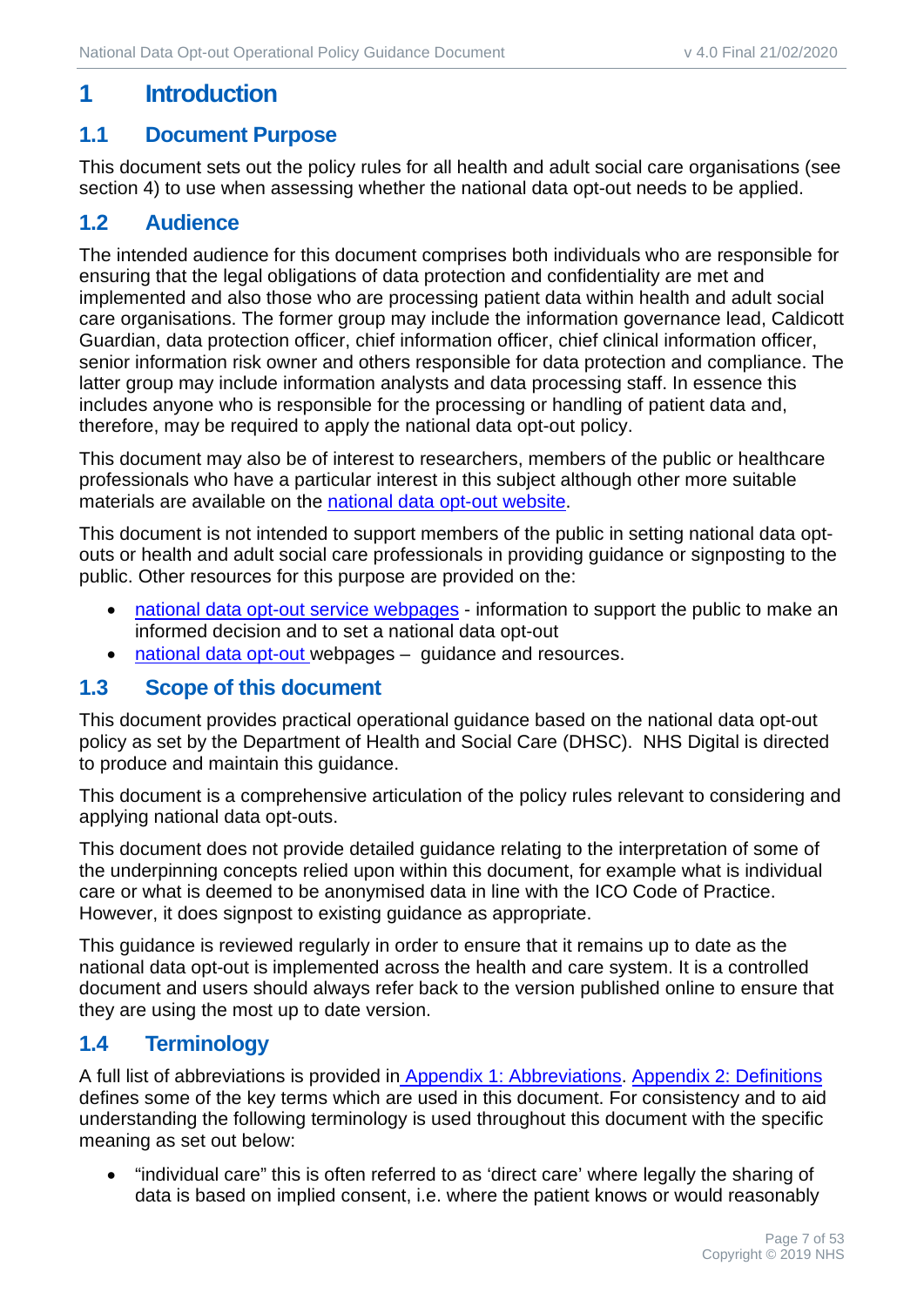# 1 Introduction

## 1.1 Document Purpose

This document sets out the policy rules for all health and adult social care organisations (see section 4) to use when assessing whether the national data opt-out needs to be applied.

## 1.2 Audience

The intended audience for this document comprises both individuals who are responsible for ensuring that the legal obligations of data protection and confidentiality are met and implemented and also those who are processing patient data within health and adult social care organisations. The former group may include the information governance lead, Caldicott Guardian, data protection officer, chief information officer, chief clinical information officer, senior information risk owner and others responsible for data protection and compliance. The latter group may include information analysts and data processing staff. In essence this includes anyone who is responsible for the processing or handling of patient data and, therefore, may be required to apply the national data opt-out policy.

This document may also be of interest to researchers, members of the public or healthcare professionals who have a particular interest in this subject although other more suitable materials are available on the national data opt-out website.

This document is not intended to support members of the public in setting national data opt-outs or health and adult social care professionals in providing guidance or signposting to the public. Other resources for this purpose are provided on the:

- national data opt-out service webpages - information to support the public to make an informed decision and to set a national data opt-out
- national data opt-out webpages – guidance and resources.

## 1.3 Scope of this document

This document provides practical operational guidance based on the national data opt-out policy as set by the Department of Health and Social Care (DHSC). NHS Digital is directed to produce and maintain this guidance.

This document is a comprehensive articulation of the policy rules relevant to considering and applying national data opt-outs.

This document does not provide detailed guidance relating to the interpretation of some of the underpinning concepts relied upon within this document, for example what is individual care or what is deemed to be anonymised data in line with the ICO Code of Practice. However, it does signpost to existing guidance as appropriate.

This guidance is reviewed regularly in order to ensure that it remains up to date as the national data opt-out is implemented across the health and care system. It is a controlled document and users should always refer back to the version published online to ensure that they are using the most up to date version.

## 1.4 Terminology

A full list of abbreviations is provided in Appendix 1: Abbreviations. Appendix 2: Definitions defines some of the key terms which are used in this document. For consistency and to aid understanding the following terminology is used throughout this document with the specific meaning as set out below:

- "individual care" this is often referred to as 'direct care' where legally the sharing of data is based on implied consent, i.e. where the patient knows or would reasonably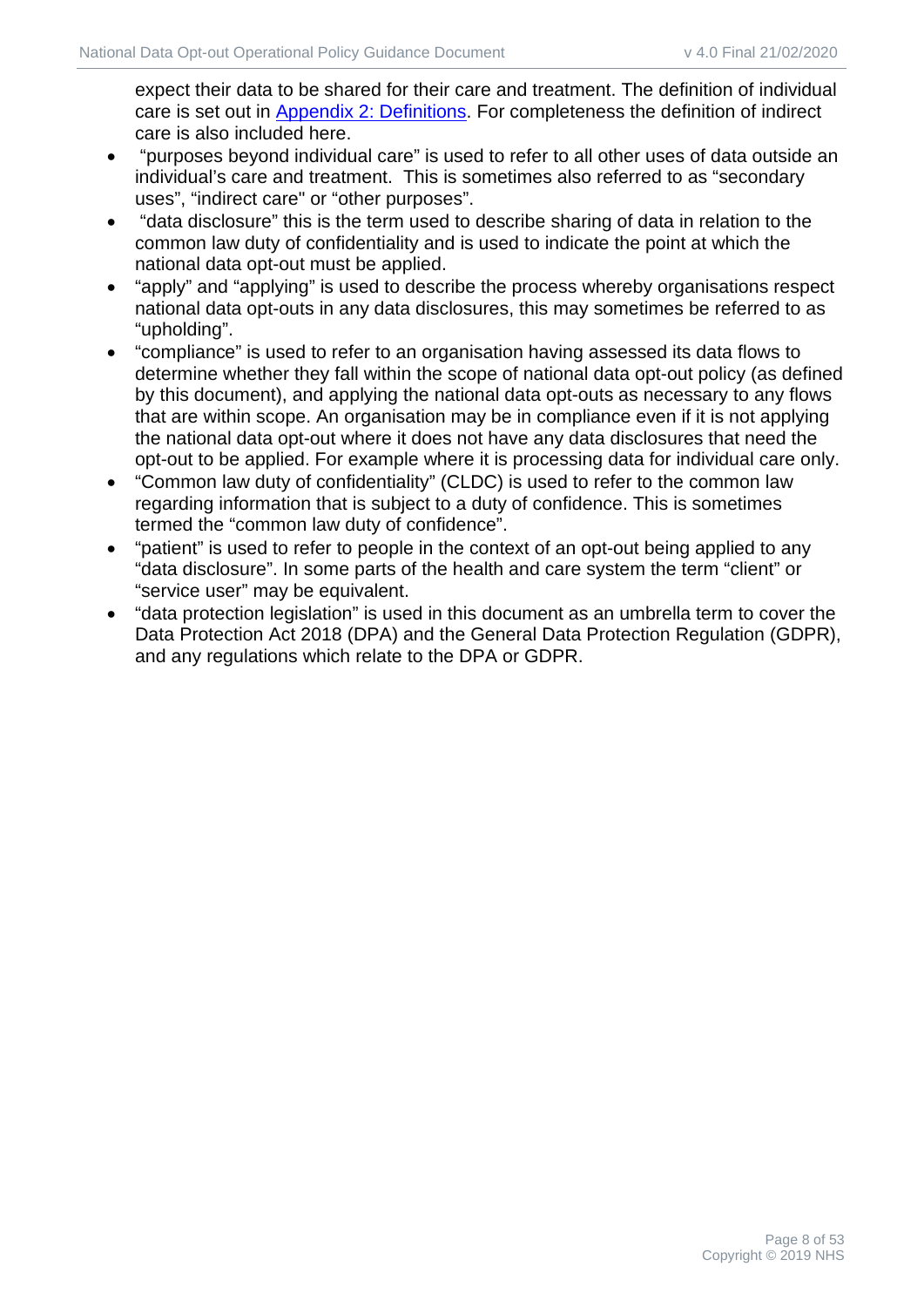expect their data to be shared for their care and treatment. The definition of individual care is set out in [Appendix 2: Definitions](#). For completeness the definition of indirect care is also included here.

- "purposes beyond individual care" is used to refer to all other uses of data outside an individual's care and treatment. This is sometimes also referred to as "secondary uses", "indirect care" or "other purposes".
- "data disclosure" this is the term used to describe sharing of data in relation to the common law duty of confidentiality and is used to indicate the point at which the national data opt-out must be applied.
- "apply" and "applying" is used to describe the process whereby organisations respect national data opt-outs in any data disclosures, this may sometimes be referred to as "upholding".
- "compliance" is used to refer to an organisation having assessed its data flows to determine whether they fall within the scope of national data opt-out policy (as defined by this document), and applying the national data opt-outs as necessary to any flows that are within scope. An organisation may be in compliance even if it is not applying the national data opt-out where it does not have any data disclosures that need the opt-out to be applied. For example where it is processing data for individual care only.
- "Common law duty of confidentiality" (CLDC) is used to refer to the common law regarding information that is subject to a duty of confidence. This is sometimes termed the "common law duty of confidence".
- "patient" is used to refer to people in the context of an opt-out being applied to any "data disclosure". In some parts of the health and care system the term "client" or "service user" may be equivalent.
- "data protection legislation" is used in this document as an umbrella term to cover the Data Protection Act 2018 (DPA) and the General Data Protection Regulation (GDPR), and any regulations which relate to the DPA or GDPR.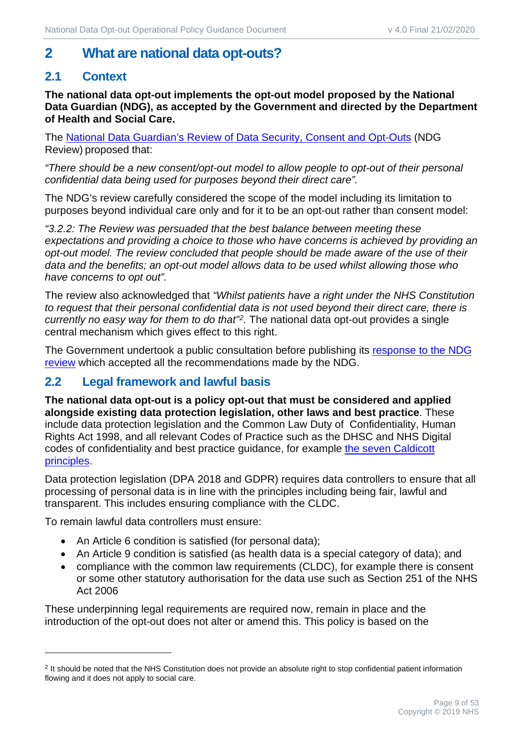## 2 What are national data opt-outs?

### 2.1 Context

**The national data opt-out implements the opt-out model proposed by the National Data Guardian (NDG), as accepted by the Government and directed by the Department of Health and Social Care.**

The [National Data Guardian's Review of Data Security, Consent and Opt-Outs](#) (NDG Review) proposed that:

*"There should be a new consent/opt-out model to allow people to opt-out of their personal confidential data being used for purposes beyond their direct care".*

The NDG's review carefully considered the scope of the model including its limitation to purposes beyond individual care only and for it to be an opt-out rather than consent model:

*"3.2.2: The Review was persuaded that the best balance between meeting these expectations and providing a choice to those who have concerns is achieved by providing an opt-out model. The review concluded that people should be made aware of the use of their data and the benefits; an opt-out model allows data to be used whilst allowing those who have concerns to opt out".*

The review also acknowledged that *"Whilst patients have a right under the NHS Constitution to request that their personal confidential data is not used beyond their direct care, there is currently no easy way for them to do that"*[2]. The national data opt-out provides a single central mechanism which gives effect to this right.

The Government undertook a public consultation before publishing its [response to the NDG review](#) which accepted all the recommendations made by the NDG.

### 2.2 Legal framework and lawful basis

**The national data opt-out is a policy opt-out that must be considered and applied alongside existing data protection legislation, other laws and best practice**. These include data protection legislation and the Common Law Duty of Confidentiality, Human Rights Act 1998, and all relevant Codes of Practice such as the DHSC and NHS Digital codes of confidentiality and best practice guidance, for example [the seven Caldicott principles](#).

Data protection legislation (DPA 2018 and GDPR) requires data controllers to ensure that all processing of personal data is in line with the principles including being fair, lawful and transparent. This includes ensuring compliance with the CLDC.

To remain lawful data controllers must ensure:

- An Article 6 condition is satisfied (for personal data);
- An Article 9 condition is satisfied (as health data is a special category of data); and
- compliance with the common law requirements (CLDC), for example there is consent or some other statutory authorisation for the data use such as Section 251 of the NHS Act 2006

These underpinning legal requirements are required now, remain in place and the introduction of the opt-out does not alter or amend this. This policy is based on the

[2] It should be noted that the NHS Constitution does not provide an absolute right to stop confidential patient information flowing and it does not apply to social care.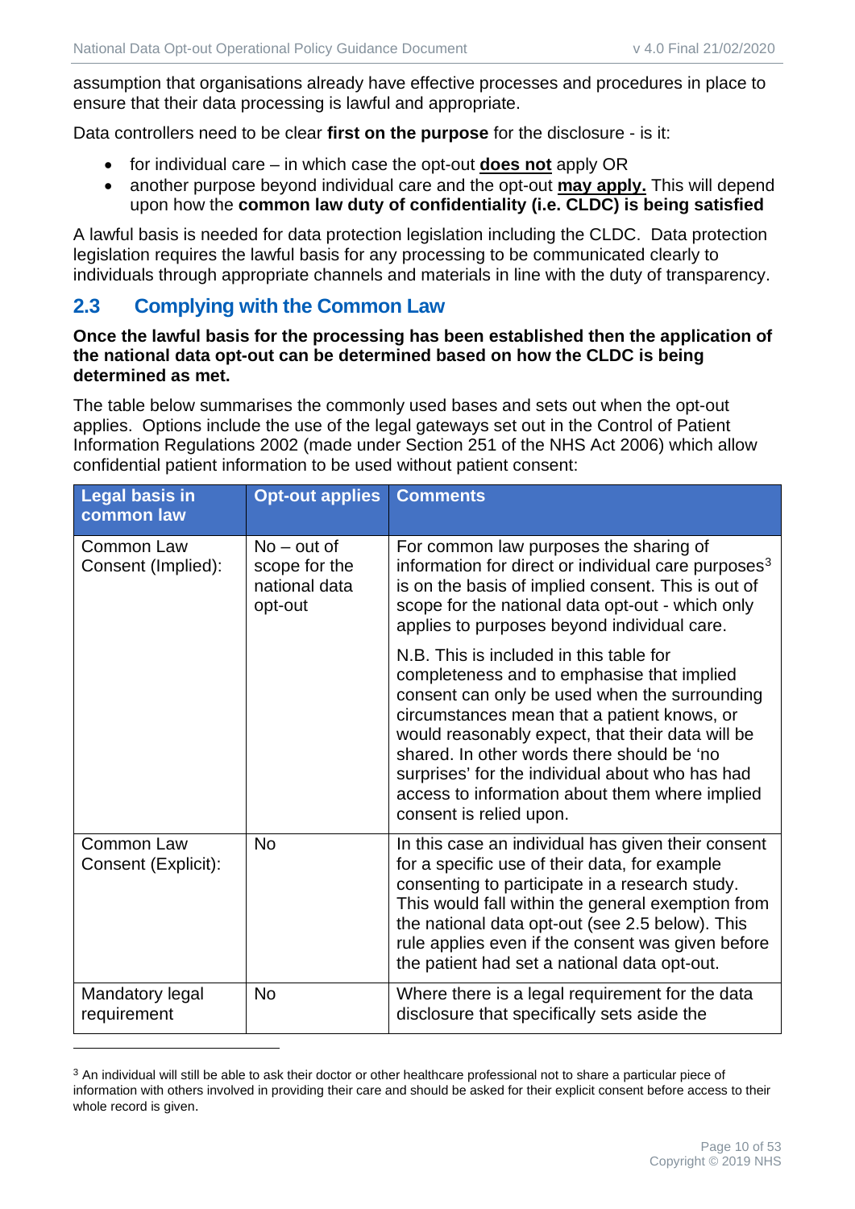assumption that organisations already have effective processes and procedures in place to ensure that their data processing is lawful and appropriate.

Data controllers need to be clear **first on the purpose** for the disclosure - is it:

- for individual care – in which case the opt-out **does not** apply OR
- another purpose beyond individual care and the opt-out **may apply.** This will depend upon how the **common law duty of confidentiality (i.e. CLDC) is being satisfied**

A lawful basis is needed for data protection legislation including the CLDC. Data protection legislation requires the lawful basis for any processing to be communicated clearly to individuals through appropriate channels and materials in line with the duty of transparency.

## 2.3 Complying with the Common Law

**Once the lawful basis for the processing has been established then the application of the national data opt-out can be determined based on how the CLDC is being determined as met.**

The table below summarises the commonly used bases and sets out when the opt-out applies. Options include the use of the legal gateways set out in the Control of Patient Information Regulations 2002 (made under Section 251 of the NHS Act 2006) which allow confidential patient information to be used without patient consent:

| Legal basis in common law | Opt-out applies | Comments |
|---|---|---|
| Common Law Consent (Implied): | No – out of scope for the national data opt-out | For common law purposes the sharing of information for direct or individual care purposes[3] is on the basis of implied consent. This is out of scope for the national data opt-out - which only applies to purposes beyond individual care.<br><br>N.B. This is included in this table for completeness and to emphasise that implied consent can only be used when the surrounding circumstances mean that a patient knows, or would reasonably expect, that their data will be shared. In other words there should be 'no surprises' for the individual about who has had access to information about them where implied consent is relied upon. |
| Common Law Consent (Explicit): | No | In this case an individual has given their consent for a specific use of their data, for example consenting to participate in a research study. This would fall within the general exemption from the national data opt-out (see 2.5 below). This rule applies even if the consent was given before the patient had set a national data opt-out. |
| Mandatory legal requirement | No | Where there is a legal requirement for the data disclosure that specifically sets aside the |

[3] An individual will still be able to ask their doctor or other healthcare professional not to share a particular piece of information with others involved in providing their care and should be asked for their explicit consent before access to their whole record is given.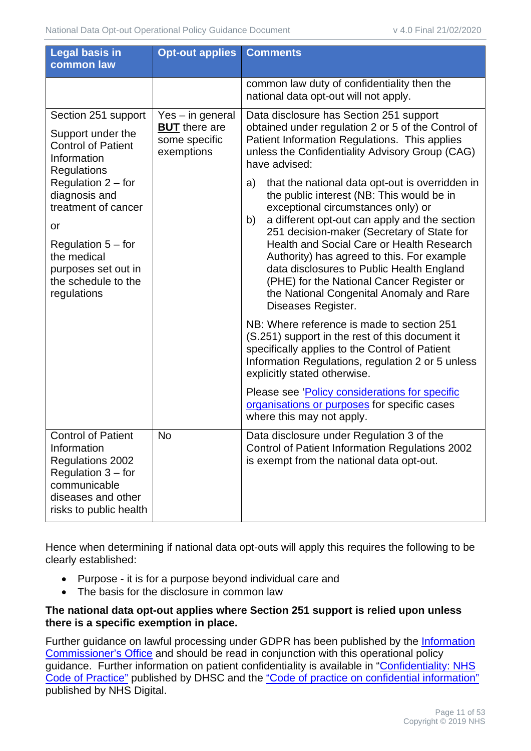| Legal basis in common law | Opt-out applies | Comments |
|---|---|---|
| | | common law duty of confidentiality then the national data opt-out will not apply. |
| Section 251 support<br><br>Support under the Control of Patient Information Regulations<br>Regulation 2 – for diagnosis and treatment of cancer<br><br>or<br><br>Regulation 5 – for the medical purposes set out in the schedule to the regulations | Yes – in general **BUT** there are some specific exemptions | Data disclosure has Section 251 support obtained under regulation 2 or 5 of the Control of Patient Information Regulations. This applies unless the Confidentiality Advisory Group (CAG) have advised:<br><br>a) that the national data opt-out is overridden in the public interest (NB: This would be in exceptional circumstances only) or<br>b) a different opt-out can apply and the section 251 decision-maker (Secretary of State for Health and Social Care or Health Research Authority) has agreed to this. For example data disclosures to Public Health England (PHE) for the National Cancer Register or the National Congenital Anomaly and Rare Diseases Register.<br><br>NB: Where reference is made to section 251 (S.251) support in the rest of this document it specifically applies to the Control of Patient Information Regulations, regulation 2 or 5 unless explicitly stated otherwise.<br><br>Please see 'Policy considerations for specific organisations or purposes for specific cases where this may not apply. |
| Control of Patient Information Regulations 2002 Regulation 3 – for communicable diseases and other risks to public health | No | Data disclosure under Regulation 3 of the Control of Patient Information Regulations 2002 is exempt from the national data opt-out. |

Hence when determining if national data opt-outs will apply this requires the following to be clearly established:

- Purpose - it is for a purpose beyond individual care and
- The basis for the disclosure in common law

**The national data opt-out applies where Section 251 support is relied upon unless there is a specific exemption in place.**

Further guidance on lawful processing under GDPR has been published by the Information Commissioner's Office and should be read in conjunction with this operational policy guidance. Further information on patient confidentiality is available in "Confidentiality: NHS Code of Practice" published by DHSC and the "Code of practice on confidential information" published by NHS Digital.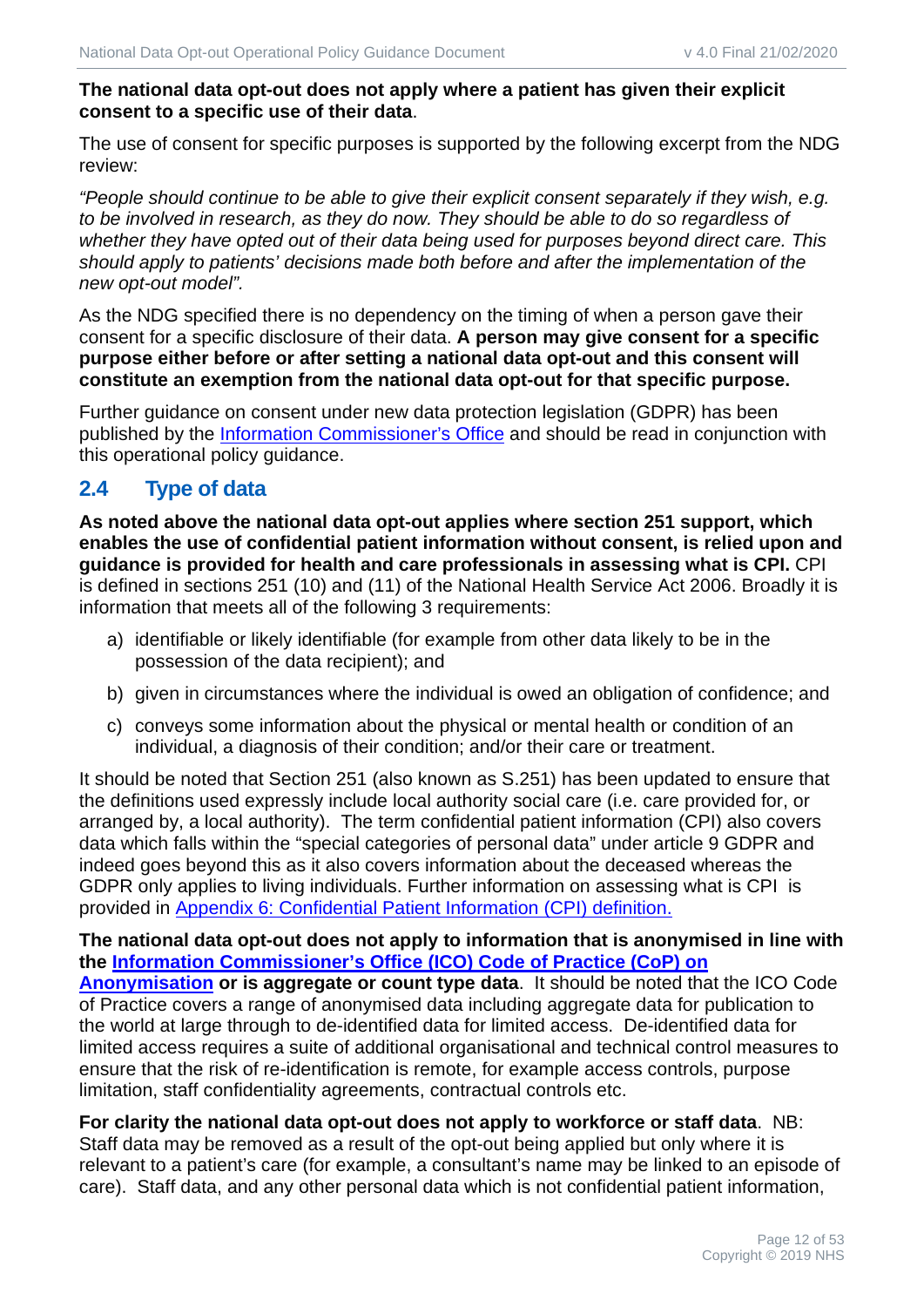**The national data opt-out does not apply where a patient has given their explicit consent to a specific use of their data**.

The use of consent for specific purposes is supported by the following excerpt from the NDG review:

*"People should continue to be able to give their explicit consent separately if they wish, e.g. to be involved in research, as they do now. They should be able to do so regardless of whether they have opted out of their data being used for purposes beyond direct care. This should apply to patients' decisions made both before and after the implementation of the new opt-out model".*

As the NDG specified there is no dependency on the timing of when a person gave their consent for a specific disclosure of their data. **A person may give consent for a specific purpose either before or after setting a national data opt-out and this consent will constitute an exemption from the national data opt-out for that specific purpose.**

Further guidance on consent under new data protection legislation (GDPR) has been published by the [Information Commissioner's Office]() and should be read in conjunction with this operational policy guidance.

## 2.4 Type of data

**As noted above the national data opt-out applies where section 251 support, which enables the use of confidential patient information without consent, is relied upon and guidance is provided for health and care professionals in assessing what is CPI.** CPI is defined in sections 251 (10) and (11) of the National Health Service Act 2006. Broadly it is information that meets all of the following 3 requirements:

a) identifiable or likely identifiable (for example from other data likely to be in the possession of the data recipient); and

b) given in circumstances where the individual is owed an obligation of confidence; and

c) conveys some information about the physical or mental health or condition of an individual, a diagnosis of their condition; and/or their care or treatment.

It should be noted that Section 251 (also known as S.251) has been updated to ensure that the definitions used expressly include local authority social care (i.e. care provided for, or arranged by, a local authority). The term confidential patient information (CPI) also covers data which falls within the "special categories of personal data" under article 9 GDPR and indeed goes beyond this as it also covers information about the deceased whereas the GDPR only applies to living individuals. Further information on assessing what is CPI is provided in [Appendix 6: Confidential Patient Information (CPI) definition.]()

**The national data opt-out does not apply to information that is anonymised in line with the [Information Commissioner's Office (ICO) Code of Practice (CoP) on Anonymisation]() or is aggregate or count type data**. It should be noted that the ICO Code of Practice covers a range of anonymised data including aggregate data for publication to the world at large through to de-identified data for limited access. De-identified data for limited access requires a suite of additional organisational and technical control measures to ensure that the risk of re-identification is remote, for example access controls, purpose limitation, staff confidentiality agreements, contractual controls etc.

**For clarity the national data opt-out does not apply to workforce or staff data**. NB: Staff data may be removed as a result of the opt-out being applied but only where it is relevant to a patient's care (for example, a consultant's name may be linked to an episode of care). Staff data, and any other personal data which is not confidential patient information,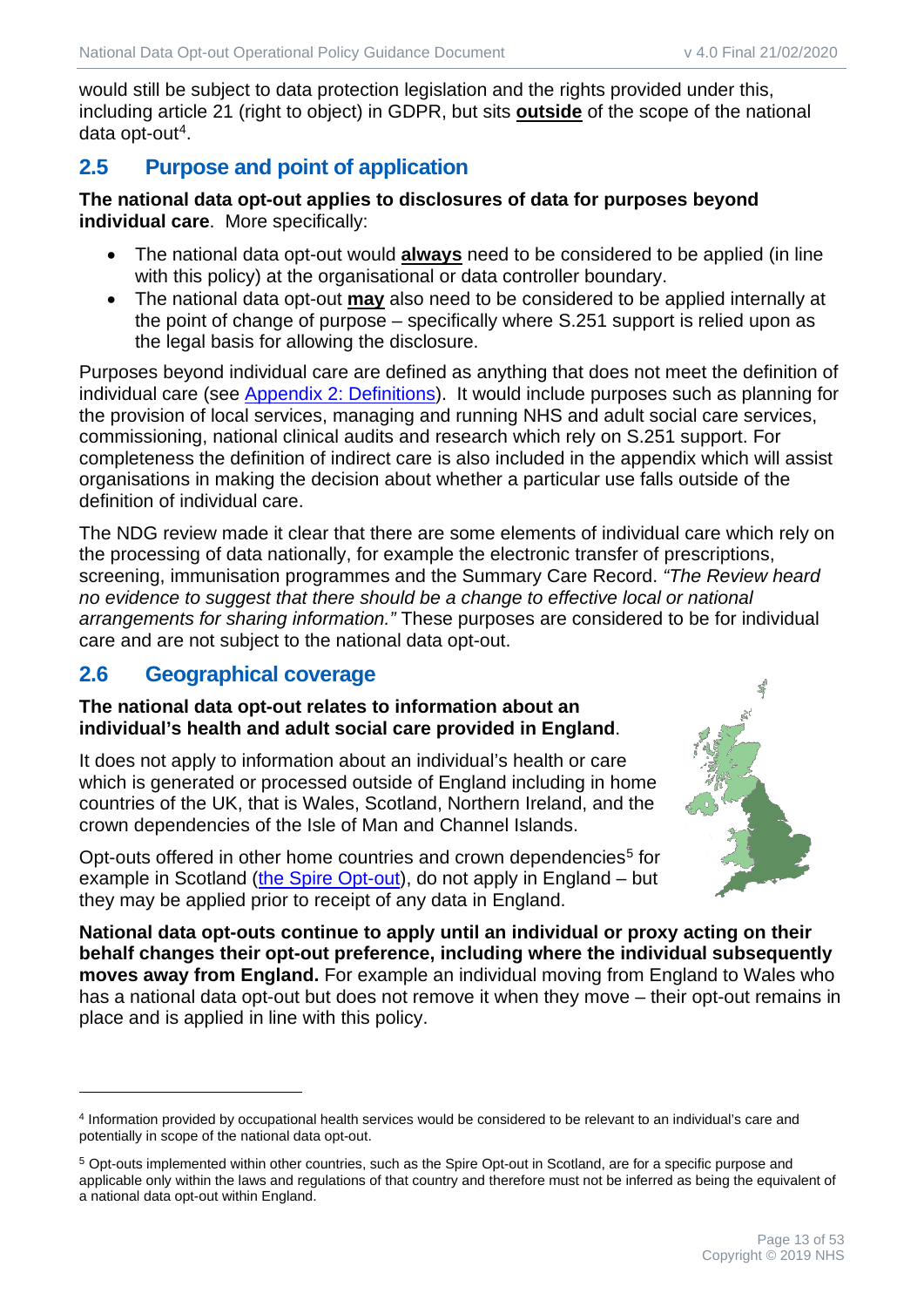would still be subject to data protection legislation and the rights provided under this, including article 21 (right to object) in GDPR, but sits **outside** of the scope of the national data opt-out[4].

## 2.5 Purpose and point of application

**The national data opt-out applies to disclosures of data for purposes beyond individual care**. More specifically:

- The national data opt-out would **always** need to be considered to be applied (in line with this policy) at the organisational or data controller boundary.
- The national data opt-out **may** also need to be considered to be applied internally at the point of change of purpose – specifically where S.251 support is relied upon as the legal basis for allowing the disclosure.

Purposes beyond individual care are defined as anything that does not meet the definition of individual care (see [Appendix 2: Definitions]). It would include purposes such as planning for the provision of local services, managing and running NHS and adult social care services, commissioning, national clinical audits and research which rely on S.251 support. For completeness the definition of indirect care is also included in the appendix which will assist organisations in making the decision about whether a particular use falls outside of the definition of individual care.

The NDG review made it clear that there are some elements of individual care which rely on the processing of data nationally, for example the electronic transfer of prescriptions, screening, immunisation programmes and the Summary Care Record. *"The Review heard no evidence to suggest that there should be a change to effective local or national arrangements for sharing information."* These purposes are considered to be for individual care and are not subject to the national data opt-out.

## 2.6 Geographical coverage

**The national data opt-out relates to information about an individual's health and adult social care provided in England**.

It does not apply to information about an individual's health or care which is generated or processed outside of England including in home countries of the UK, that is Wales, Scotland, Northern Ireland, and the crown dependencies of the Isle of Man and Channel Islands.

Opt-outs offered in other home countries and crown dependencies[5] for example in Scotland (the Spire Opt-out), do not apply in England – but they may be applied prior to receipt of any data in England.

**National data opt-outs continue to apply until an individual or proxy acting on their behalf changes their opt-out preference, including where the individual subsequently moves away from England.** For example an individual moving from England to Wales who has a national data opt-out but does not remove it when they move – their opt-out remains in place and is applied in line with this policy.

---

[4] Information provided by occupational health services would be considered to be relevant to an individual's care and potentially in scope of the national data opt-out.

[5] Opt-outs implemented within other countries, such as the Spire Opt-out in Scotland, are for a specific purpose and applicable only within the laws and regulations of that country and therefore must not be inferred as being the equivalent of a national data opt-out within England.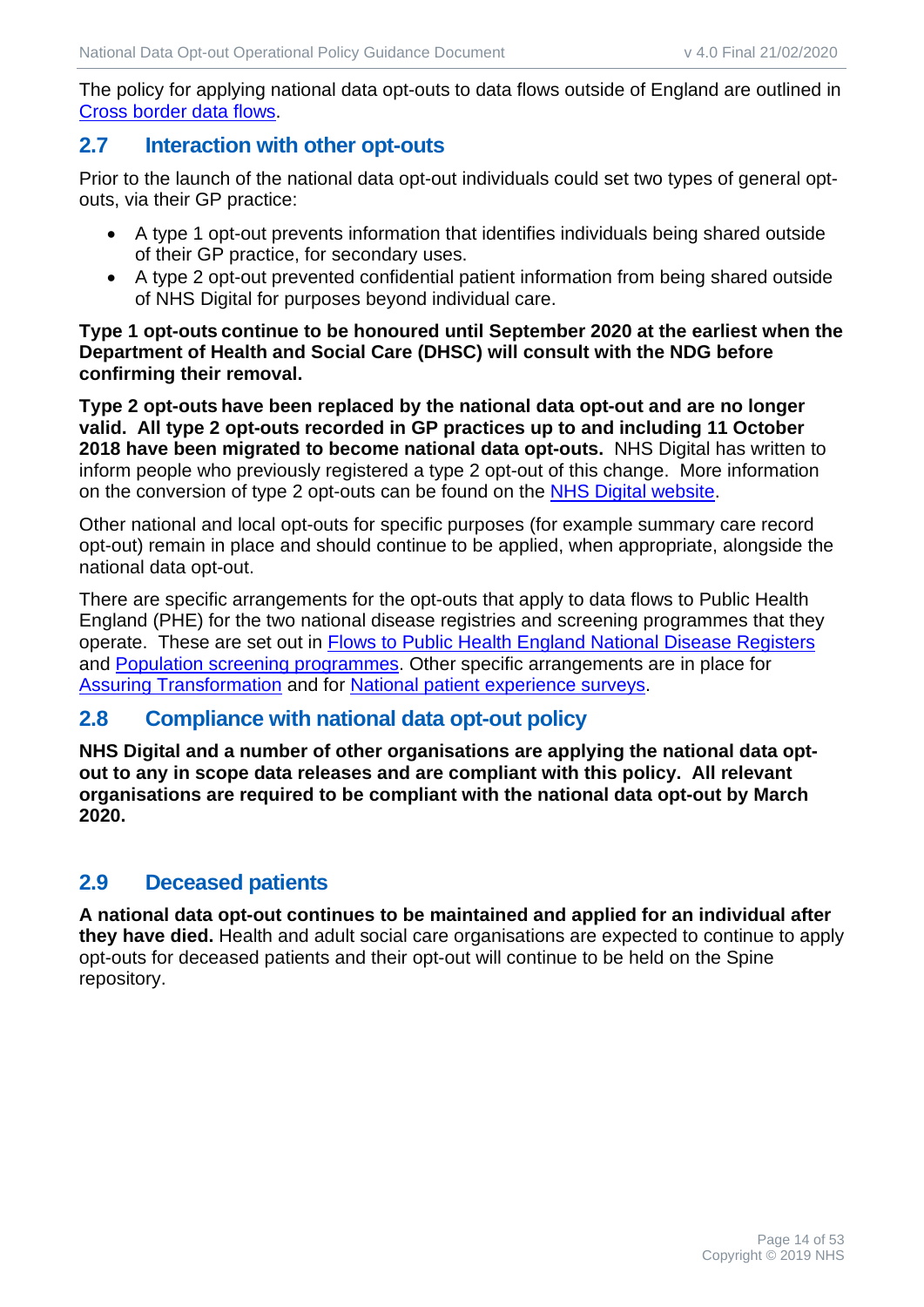The policy for applying national data opt-outs to data flows outside of England are outlined in [Cross border data flows](#).

## 2.7 Interaction with other opt-outs

Prior to the launch of the national data opt-out individuals could set two types of general opt-outs, via their GP practice:

- A type 1 opt-out prevents information that identifies individuals being shared outside of their GP practice, for secondary uses.
- A type 2 opt-out prevented confidential patient information from being shared outside of NHS Digital for purposes beyond individual care.

**Type 1 opt-outs continue to be honoured until September 2020 at the earliest when the Department of Health and Social Care (DHSC) will consult with the NDG before confirming their removal.**

**Type 2 opt-outs have been replaced by the national data opt-out and are no longer valid. All type 2 opt-outs recorded in GP practices up to and including 11 October 2018 have been migrated to become national data opt-outs.** NHS Digital has written to inform people who previously registered a type 2 opt-out of this change. More information on the conversion of type 2 opt-outs can be found on the [NHS Digital website](#).

Other national and local opt-outs for specific purposes (for example summary care record opt-out) remain in place and should continue to be applied, when appropriate, alongside the national data opt-out.

There are specific arrangements for the opt-outs that apply to data flows to Public Health England (PHE) for the two national disease registries and screening programmes that they operate. These are set out in [Flows to Public Health England National Disease Registers](#) and [Population screening programmes](#). Other specific arrangements are in place for [Assuring Transformation](#) and for [National patient experience surveys](#).

## 2.8 Compliance with national data opt-out policy

**NHS Digital and a number of other organisations are applying the national data opt-out to any in scope data releases and are compliant with this policy. All relevant organisations are required to be compliant with the national data opt-out by March 2020.**

## 2.9 Deceased patients

**A national data opt-out continues to be maintained and applied for an individual after they have died.** Health and adult social care organisations are expected to continue to apply opt-outs for deceased patients and their opt-out will continue to be held on the Spine repository.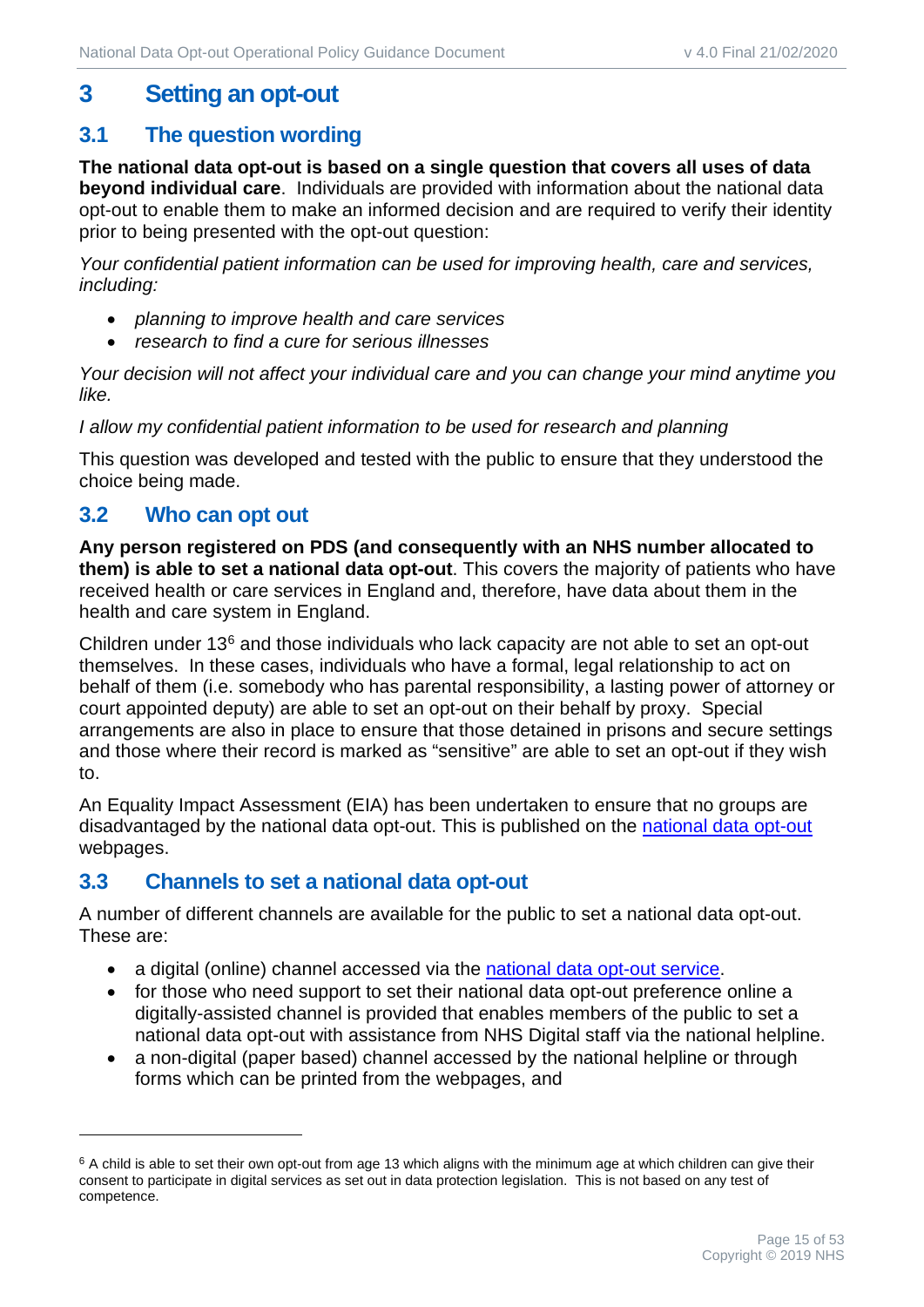# 3 Setting an opt-out

## 3.1 The question wording

**The national data opt-out is based on a single question that covers all uses of data beyond individual care**. Individuals are provided with information about the national data opt-out to enable them to make an informed decision and are required to verify their identity prior to being presented with the opt-out question:

*Your confidential patient information can be used for improving health, care and services, including:*

- *planning to improve health and care services*
- *research to find a cure for serious illnesses*

*Your decision will not affect your individual care and you can change your mind anytime you like.*

*I allow my confidential patient information to be used for research and planning*

This question was developed and tested with the public to ensure that they understood the choice being made.

## 3.2 Who can opt out

**Any person registered on PDS (and consequently with an NHS number allocated to them) is able to set a national data opt-out**. This covers the majority of patients who have received health or care services in England and, therefore, have data about them in the health and care system in England.

Children under 13[6] and those individuals who lack capacity are not able to set an opt-out themselves. In these cases, individuals who have a formal, legal relationship to act on behalf of them (i.e. somebody who has parental responsibility, a lasting power of attorney or court appointed deputy) are able to set an opt-out on their behalf by proxy. Special arrangements are also in place to ensure that those detained in prisons and secure settings and those where their record is marked as "sensitive" are able to set an opt-out if they wish to.

An Equality Impact Assessment (EIA) has been undertaken to ensure that no groups are disadvantaged by the national data opt-out. This is published on the [national data opt-out](#) webpages.

## 3.3 Channels to set a national data opt-out

A number of different channels are available for the public to set a national data opt-out. These are:

- a digital (online) channel accessed via the [national data opt-out service](#).
- for those who need support to set their national data opt-out preference online a digitally-assisted channel is provided that enables members of the public to set a national data opt-out with assistance from NHS Digital staff via the national helpline.
- a non-digital (paper based) channel accessed by the national helpline or through forms which can be printed from the webpages, and

---

[6] A child is able to set their own opt-out from age 13 which aligns with the minimum age at which children can give their consent to participate in digital services as set out in data protection legislation. This is not based on any test of competence.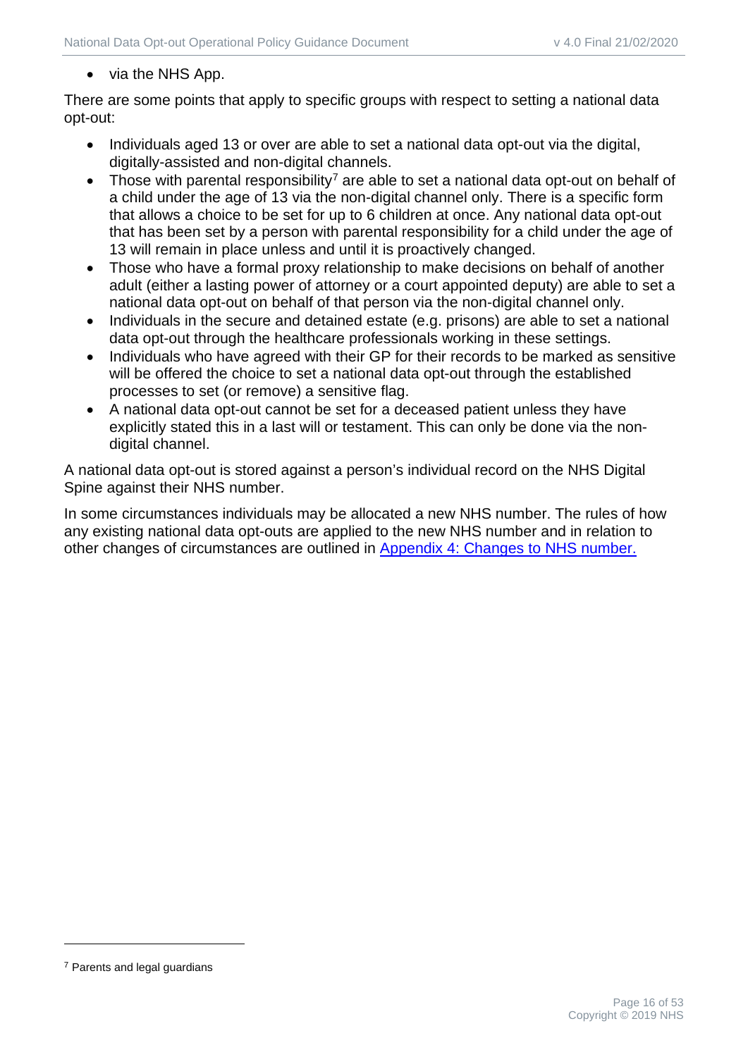- via the NHS App.

There are some points that apply to specific groups with respect to setting a national data opt-out:

- Individuals aged 13 or over are able to set a national data opt-out via the digital, digitally-assisted and non-digital channels.
- Those with parental responsibility[7] are able to set a national data opt-out on behalf of a child under the age of 13 via the non-digital channel only. There is a specific form that allows a choice to be set for up to 6 children at once. Any national data opt-out that has been set by a person with parental responsibility for a child under the age of 13 will remain in place unless and until it is proactively changed.
- Those who have a formal proxy relationship to make decisions on behalf of another adult (either a lasting power of attorney or a court appointed deputy) are able to set a national data opt-out on behalf of that person via the non-digital channel only.
- Individuals in the secure and detained estate (e.g. prisons) are able to set a national data opt-out through the healthcare professionals working in these settings.
- Individuals who have agreed with their GP for their records to be marked as sensitive will be offered the choice to set a national data opt-out through the established processes to set (or remove) a sensitive flag.
- A national data opt-out cannot be set for a deceased patient unless they have explicitly stated this in a last will or testament. This can only be done via the non-digital channel.

A national data opt-out is stored against a person's individual record on the NHS Digital Spine against their NHS number.

In some circumstances individuals may be allocated a new NHS number. The rules of how any existing national data opt-outs are applied to the new NHS number and in relation to other changes of circumstances are outlined in Appendix 4: Changes to NHS number.

[7] Parents and legal guardians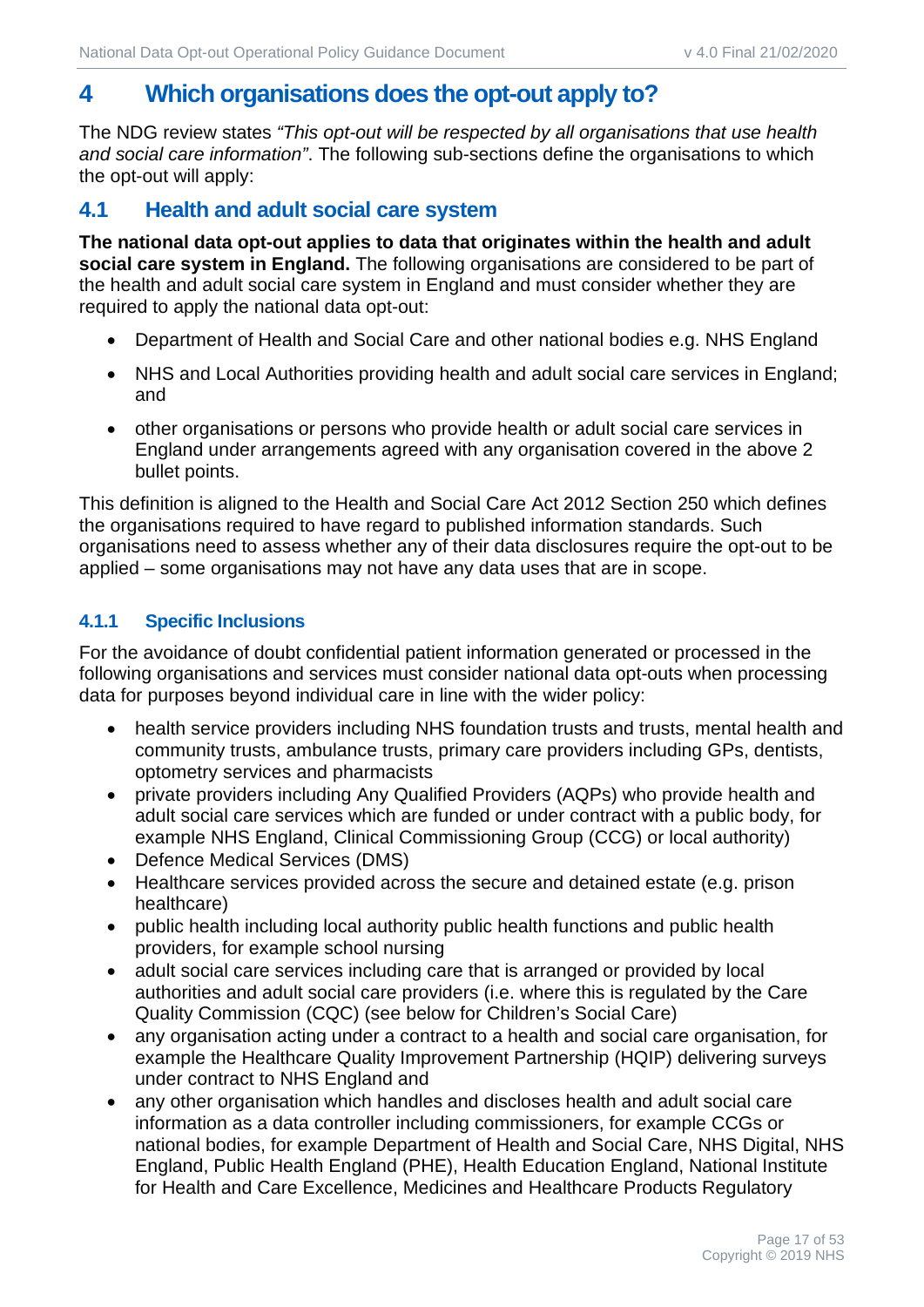# 4 Which organisations does the opt-out apply to?

The NDG review states *"This opt-out will be respected by all organisations that use health and social care information"*. The following sub-sections define the organisations to which the opt-out will apply:

## 4.1 Health and adult social care system

**The national data opt-out applies to data that originates within the health and adult social care system in England.** The following organisations are considered to be part of the health and adult social care system in England and must consider whether they are required to apply the national data opt-out:

- Department of Health and Social Care and other national bodies e.g. NHS England
- NHS and Local Authorities providing health and adult social care services in England; and
- other organisations or persons who provide health or adult social care services in England under arrangements agreed with any organisation covered in the above 2 bullet points.

This definition is aligned to the Health and Social Care Act 2012 Section 250 which defines the organisations required to have regard to published information standards. Such organisations need to assess whether any of their data disclosures require the opt-out to be applied – some organisations may not have any data uses that are in scope.

### 4.1.1 Specific Inclusions

For the avoidance of doubt confidential patient information generated or processed in the following organisations and services must consider national data opt-outs when processing data for purposes beyond individual care in line with the wider policy:

- health service providers including NHS foundation trusts and trusts, mental health and community trusts, ambulance trusts, primary care providers including GPs, dentists, optometry services and pharmacists
- private providers including Any Qualified Providers (AQPs) who provide health and adult social care services which are funded or under contract with a public body, for example NHS England, Clinical Commissioning Group (CCG) or local authority)
- Defence Medical Services (DMS)
- Healthcare services provided across the secure and detained estate (e.g. prison healthcare)
- public health including local authority public health functions and public health providers, for example school nursing
- adult social care services including care that is arranged or provided by local authorities and adult social care providers (i.e. where this is regulated by the Care Quality Commission (CQC) (see below for Children's Social Care)
- any organisation acting under a contract to a health and social care organisation, for example the Healthcare Quality Improvement Partnership (HQIP) delivering surveys under contract to NHS England and
- any other organisation which handles and discloses health and adult social care information as a data controller including commissioners, for example CCGs or national bodies, for example Department of Health and Social Care, NHS Digital, NHS England, Public Health England (PHE), Health Education England, National Institute for Health and Care Excellence, Medicines and Healthcare Products Regulatory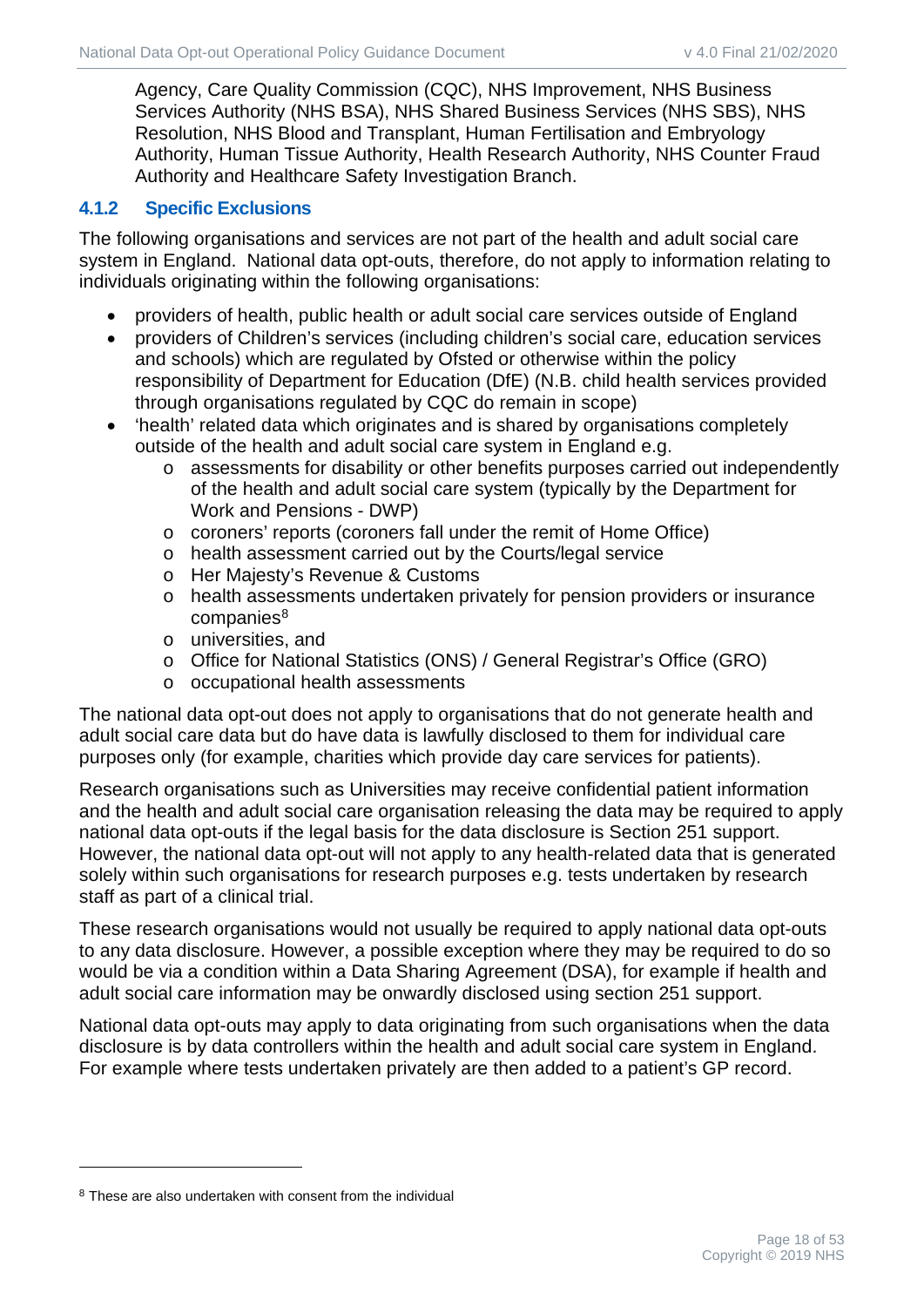Agency, Care Quality Commission (CQC), NHS Improvement, NHS Business Services Authority (NHS BSA), NHS Shared Business Services (NHS SBS), NHS Resolution, NHS Blood and Transplant, Human Fertilisation and Embryology Authority, Human Tissue Authority, Health Research Authority, NHS Counter Fraud Authority and Healthcare Safety Investigation Branch.

### 4.1.2 Specific Exclusions

The following organisations and services are not part of the health and adult social care system in England. National data opt-outs, therefore, do not apply to information relating to individuals originating within the following organisations:

- providers of health, public health or adult social care services outside of England
- providers of Children's services (including children's social care, education services and schools) which are regulated by Ofsted or otherwise within the policy responsibility of Department for Education (DfE) (N.B. child health services provided through organisations regulated by CQC do remain in scope)
- 'health' related data which originates and is shared by organisations completely outside of the health and adult social care system in England e.g.
  - assessments for disability or other benefits purposes carried out independently of the health and adult social care system (typically by the Department for Work and Pensions - DWP)
  - coroners' reports (coroners fall under the remit of Home Office)
  - health assessment carried out by the Courts/legal service
  - Her Majesty's Revenue & Customs
  - health assessments undertaken privately for pension providers or insurance companies[8]
  - universities, and
  - Office for National Statistics (ONS) / General Registrar's Office (GRO)
  - occupational health assessments

The national data opt-out does not apply to organisations that do not generate health and adult social care data but do have data is lawfully disclosed to them for individual care purposes only (for example, charities which provide day care services for patients).

Research organisations such as Universities may receive confidential patient information and the health and adult social care organisation releasing the data may be required to apply national data opt-outs if the legal basis for the data disclosure is Section 251 support. However, the national data opt-out will not apply to any health-related data that is generated solely within such organisations for research purposes e.g. tests undertaken by research staff as part of a clinical trial.

These research organisations would not usually be required to apply national data opt-outs to any data disclosure. However, a possible exception where they may be required to do so would be via a condition within a Data Sharing Agreement (DSA), for example if health and adult social care information may be onwardly disclosed using section 251 support.

National data opt-outs may apply to data originating from such organisations when the data disclosure is by data controllers within the health and adult social care system in England. For example where tests undertaken privately are then added to a patient's GP record.

---

[8] These are also undertaken with consent from the individual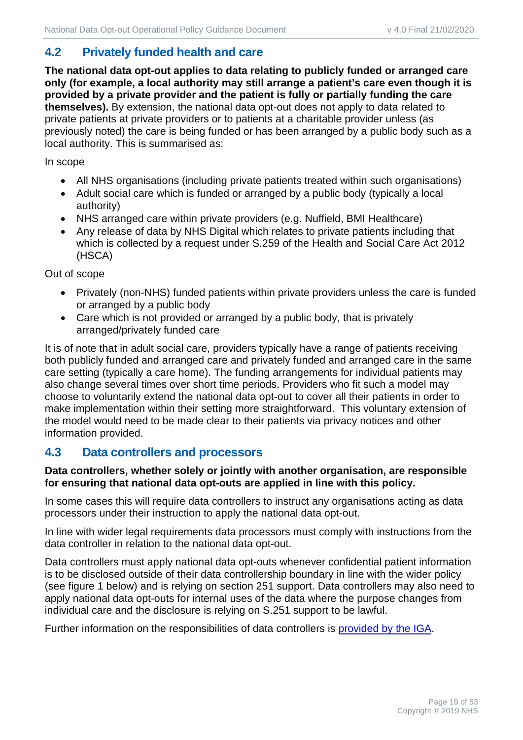## 4.2 Privately funded health and care

**The national data opt-out applies to data relating to publicly funded or arranged care only (for example, a local authority may still arrange a patient's care even though it is provided by a private provider and the patient is fully or partially funding the care themselves).** By extension, the national data opt-out does not apply to data related to private patients at private providers or to patients at a charitable provider unless (as previously noted) the care is being funded or has been arranged by a public body such as a local authority. This is summarised as:

In scope

- All NHS organisations (including private patients treated within such organisations)
- Adult social care which is funded or arranged by a public body (typically a local authority)
- NHS arranged care within private providers (e.g. Nuffield, BMI Healthcare)
- Any release of data by NHS Digital which relates to private patients including that which is collected by a request under S.259 of the Health and Social Care Act 2012 (HSCA)

Out of scope

- Privately (non-NHS) funded patients within private providers unless the care is funded or arranged by a public body
- Care which is not provided or arranged by a public body, that is privately arranged/privately funded care

It is of note that in adult social care, providers typically have a range of patients receiving both publicly funded and arranged care and privately funded and arranged care in the same care setting (typically a care home). The funding arrangements for individual patients may also change several times over short time periods. Providers who fit such a model may choose to voluntarily extend the national data opt-out to cover all their patients in order to make implementation within their setting more straightforward. This voluntary extension of the model would need to be made clear to their patients via privacy notices and other information provided.

## 4.3 Data controllers and processors

**Data controllers, whether solely or jointly with another organisation, are responsible for ensuring that national data opt-outs are applied in line with this policy.**

In some cases this will require data controllers to instruct any organisations acting as data processors under their instruction to apply the national data opt-out.

In line with wider legal requirements data processors must comply with instructions from the data controller in relation to the national data opt-out.

Data controllers must apply national data opt-outs whenever confidential patient information is to be disclosed outside of their data controllership boundary in line with the wider policy (see figure 1 below) and is relying on section 251 support. Data controllers may also need to apply national data opt-outs for internal uses of the data where the purpose changes from individual care and the disclosure is relying on S.251 support to be lawful.

Further information on the responsibilities of data controllers is provided by the IGA.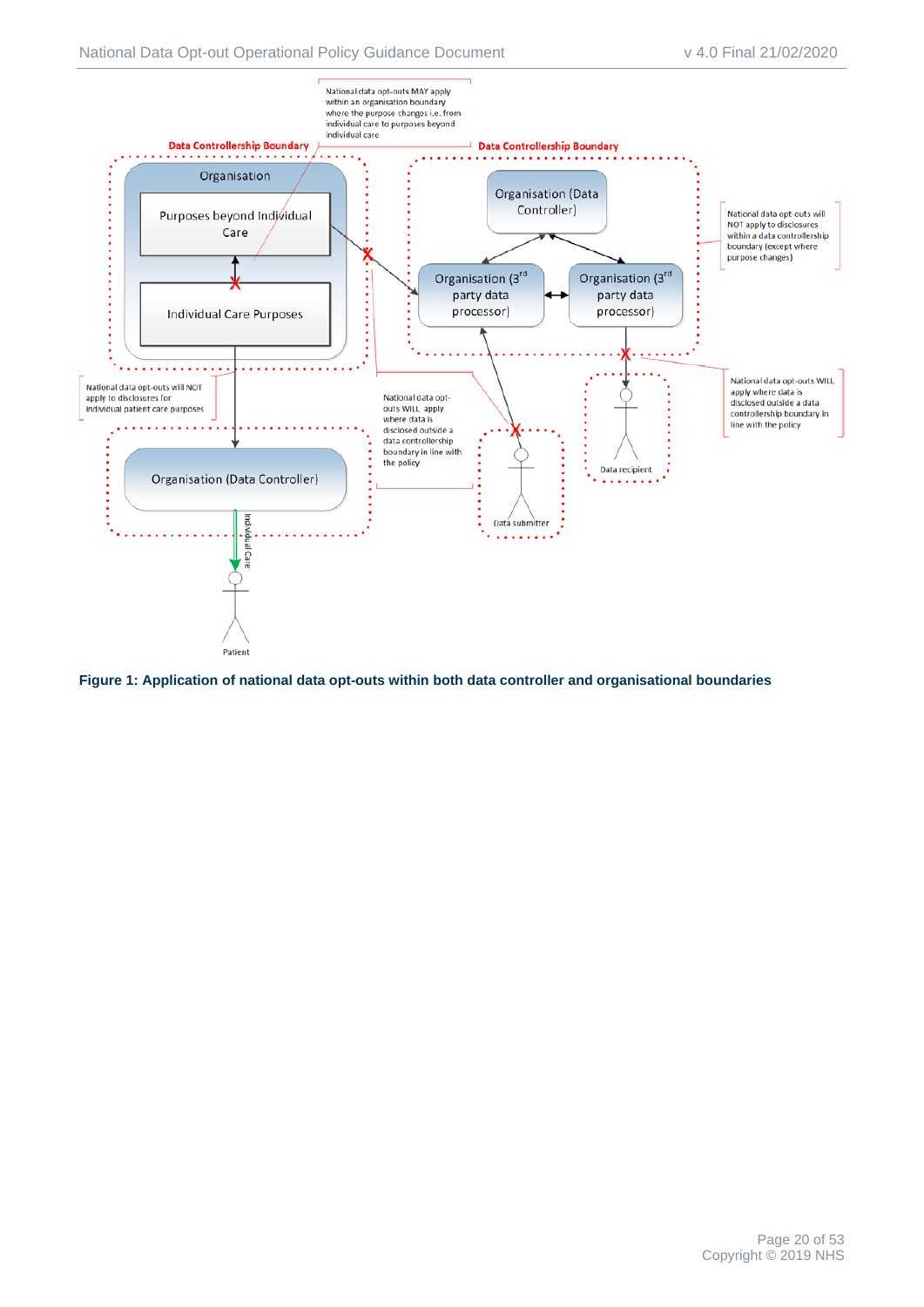National data opt-outs MAY apply within an organisation boundary where the purpose changes i.e. from individual care to purposes beyond individual care

Data Controllership Boundary

Data Controllership Boundary

Organisation

Purposes beyond Individual Care

Individual Care Purposes

Organisation (Data Controller)

Organisation (3rd party data processor)

Organisation (3rd party data processor)

National data opt-outs will NOT apply to disclosures within a data controllership boundary (except where purpose changes)

National data opt-outs will NOT apply to disclosures for individual patient care purposes

National data opt-outs WILL apply where data is disclosed outside a data controllership boundary in line with the policy

National data opt-outs WILL apply where data is disclosed outside a data controllership boundary in line with the policy

Organisation (Data Controller)

Individual Care

Data submitter

Data recipient

Patient

**Figure 1: Application of national data opt-outs within both data controller and organisational boundaries**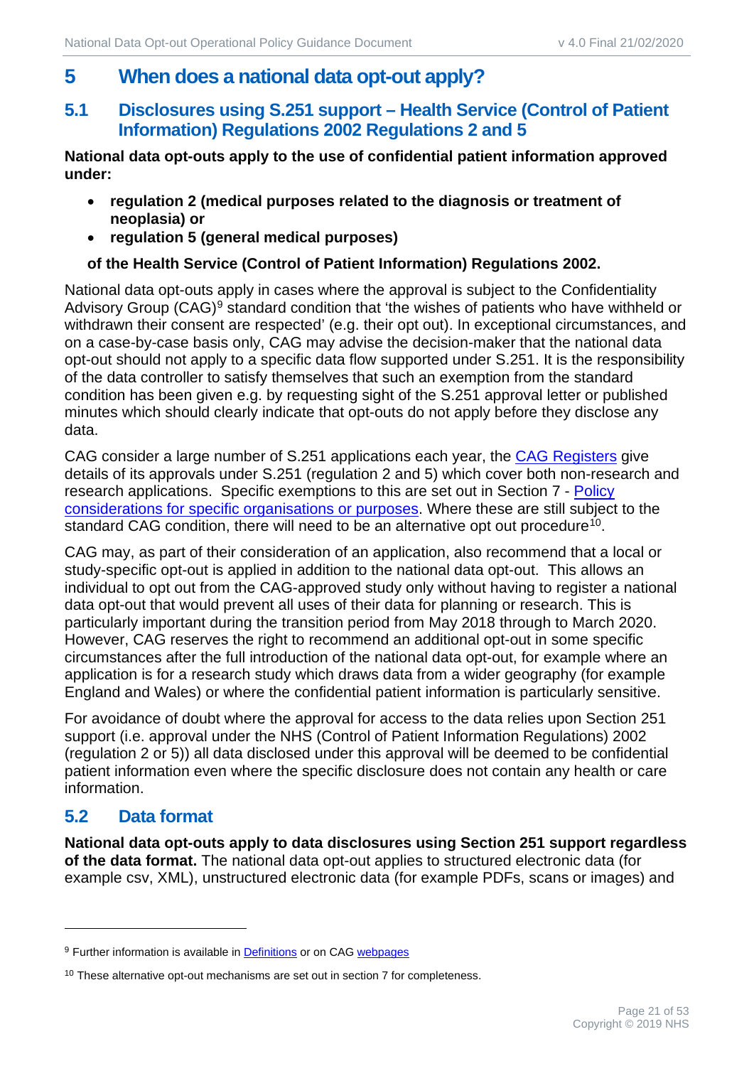# 5 When does a national data opt-out apply?

## 5.1 Disclosures using S.251 support – Health Service (Control of Patient Information) Regulations 2002 Regulations 2 and 5

**National data opt-outs apply to the use of confidential patient information approved under:**

- **regulation 2 (medical purposes related to the diagnosis or treatment of neoplasia) or**
- **regulation 5 (general medical purposes)**

**of the Health Service (Control of Patient Information) Regulations 2002.**

National data opt-outs apply in cases where the approval is subject to the Confidentiality Advisory Group (CAG)[9] standard condition that 'the wishes of patients who have withheld or withdrawn their consent are respected' (e.g. their opt out). In exceptional circumstances, and on a case-by-case basis only, CAG may advise the decision-maker that the national data opt-out should not apply to a specific data flow supported under S.251. It is the responsibility of the data controller to satisfy themselves that such an exemption from the standard condition has been given e.g. by requesting sight of the S.251 approval letter or published minutes which should clearly indicate that opt-outs do not apply before they disclose any data.

CAG consider a large number of S.251 applications each year, the CAG Registers give details of its approvals under S.251 (regulation 2 and 5) which cover both non-research and research applications. Specific exemptions to this are set out in Section 7 - Policy considerations for specific organisations or purposes. Where these are still subject to the standard CAG condition, there will need to be an alternative opt out procedure[10].

CAG may, as part of their consideration of an application, also recommend that a local or study-specific opt-out is applied in addition to the national data opt-out. This allows an individual to opt out from the CAG-approved study only without having to register a national data opt-out that would prevent all uses of their data for planning or research. This is particularly important during the transition period from May 2018 through to March 2020. However, CAG reserves the right to recommend an additional opt-out in some specific circumstances after the full introduction of the national data opt-out, for example where an application is for a research study which draws data from a wider geography (for example England and Wales) or where the confidential patient information is particularly sensitive.

For avoidance of doubt where the approval for access to the data relies upon Section 251 support (i.e. approval under the NHS (Control of Patient Information Regulations) 2002 (regulation 2 or 5)) all data disclosed under this approval will be deemed to be confidential patient information even where the specific disclosure does not contain any health or care information.

## 5.2 Data format

**National data opt-outs apply to data disclosures using Section 251 support regardless of the data format.** The national data opt-out applies to structured electronic data (for example csv, XML), unstructured electronic data (for example PDFs, scans or images) and

---

[9] Further information is available in Definitions or on CAG webpages

[10] These alternative opt-out mechanisms are set out in section 7 for completeness.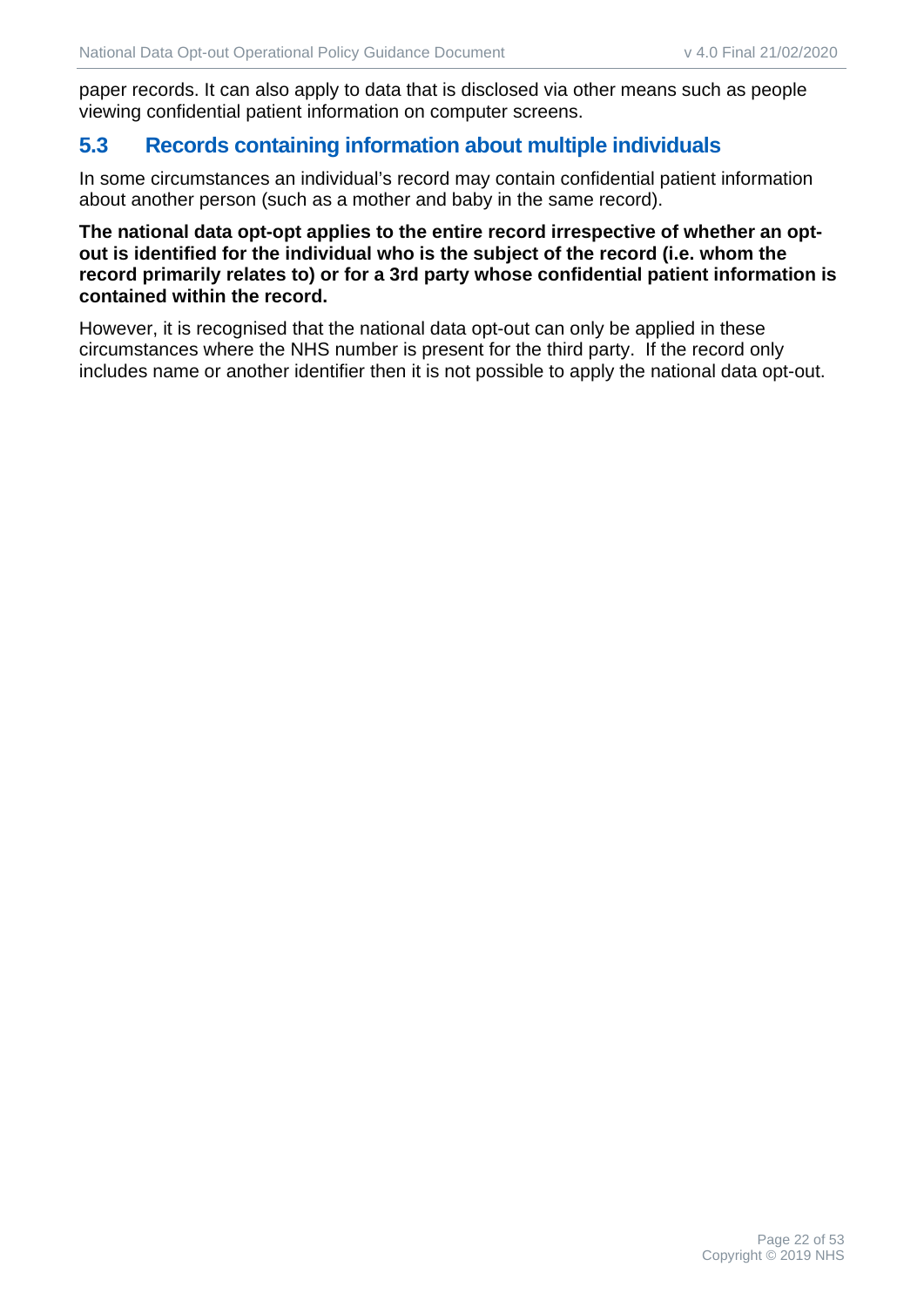paper records. It can also apply to data that is disclosed via other means such as people viewing confidential patient information on computer screens.

## 5.3 Records containing information about multiple individuals

In some circumstances an individual's record may contain confidential patient information about another person (such as a mother and baby in the same record).

**The national data opt-opt applies to the entire record irrespective of whether an opt-out is identified for the individual who is the subject of the record (i.e. whom the record primarily relates to) or for a 3rd party whose confidential patient information is contained within the record.**

However, it is recognised that the national data opt-out can only be applied in these circumstances where the NHS number is present for the third party. If the record only includes name or another identifier then it is not possible to apply the national data opt-out.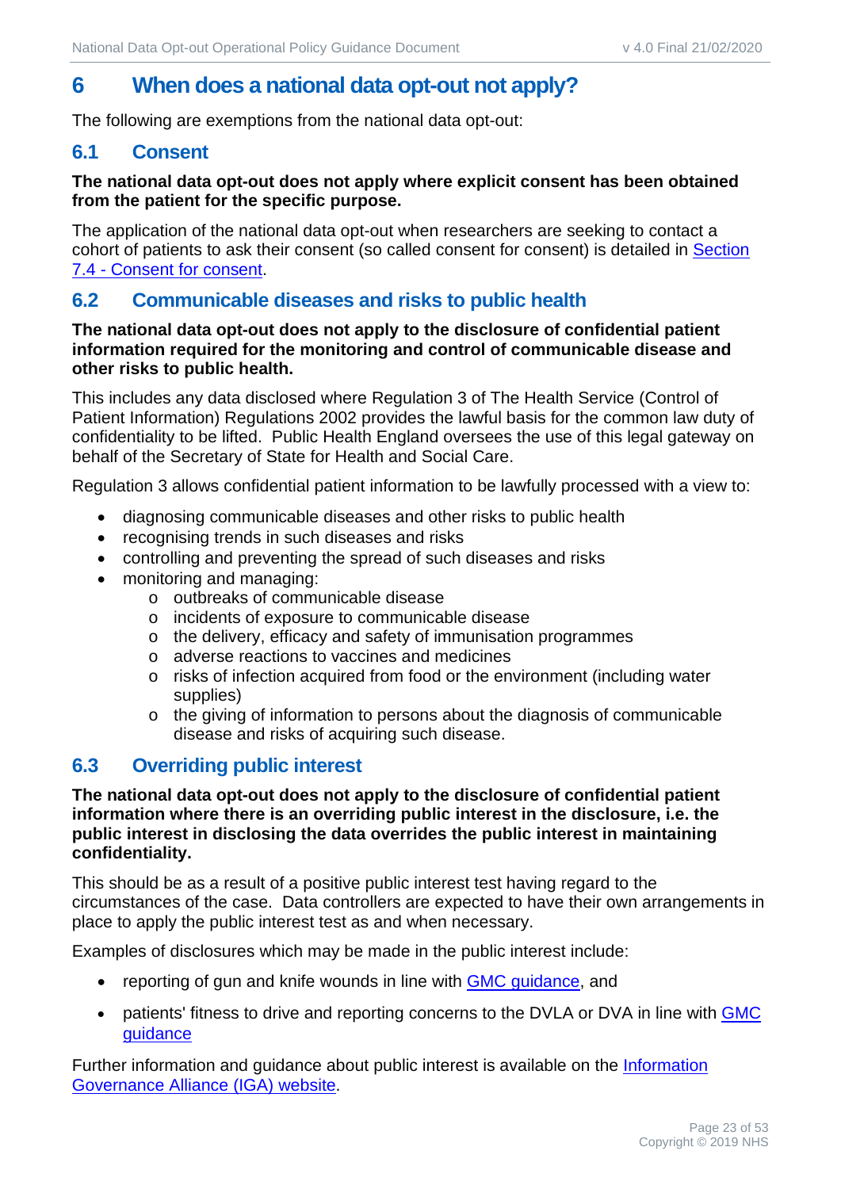# 6 When does a national data opt-out not apply?

The following are exemptions from the national data opt-out:

## 6.1 Consent

**The national data opt-out does not apply where explicit consent has been obtained from the patient for the specific purpose.**

The application of the national data opt-out when researchers are seeking to contact a cohort of patients to ask their consent (so called consent for consent) is detailed in Section 7.4 - Consent for consent.

## 6.2 Communicable diseases and risks to public health

**The national data opt-out does not apply to the disclosure of confidential patient information required for the monitoring and control of communicable disease and other risks to public health.**

This includes any data disclosed where Regulation 3 of The Health Service (Control of Patient Information) Regulations 2002 provides the lawful basis for the common law duty of confidentiality to be lifted. Public Health England oversees the use of this legal gateway on behalf of the Secretary of State for Health and Social Care.

Regulation 3 allows confidential patient information to be lawfully processed with a view to:

- diagnosing communicable diseases and other risks to public health
- recognising trends in such diseases and risks
- controlling and preventing the spread of such diseases and risks
- monitoring and managing:
    - outbreaks of communicable disease
    - incidents of exposure to communicable disease
    - the delivery, efficacy and safety of immunisation programmes
    - adverse reactions to vaccines and medicines
    - risks of infection acquired from food or the environment (including water supplies)
    - the giving of information to persons about the diagnosis of communicable disease and risks of acquiring such disease.

## 6.3 Overriding public interest

**The national data opt-out does not apply to the disclosure of confidential patient information where there is an overriding public interest in the disclosure, i.e. the public interest in disclosing the data overrides the public interest in maintaining confidentiality.**

This should be as a result of a positive public interest test having regard to the circumstances of the case. Data controllers are expected to have their own arrangements in place to apply the public interest test as and when necessary.

Examples of disclosures which may be made in the public interest include:

- reporting of gun and knife wounds in line with GMC guidance, and
- patients' fitness to drive and reporting concerns to the DVLA or DVA in line with GMC guidance

Further information and guidance about public interest is available on the Information Governance Alliance (IGA) website.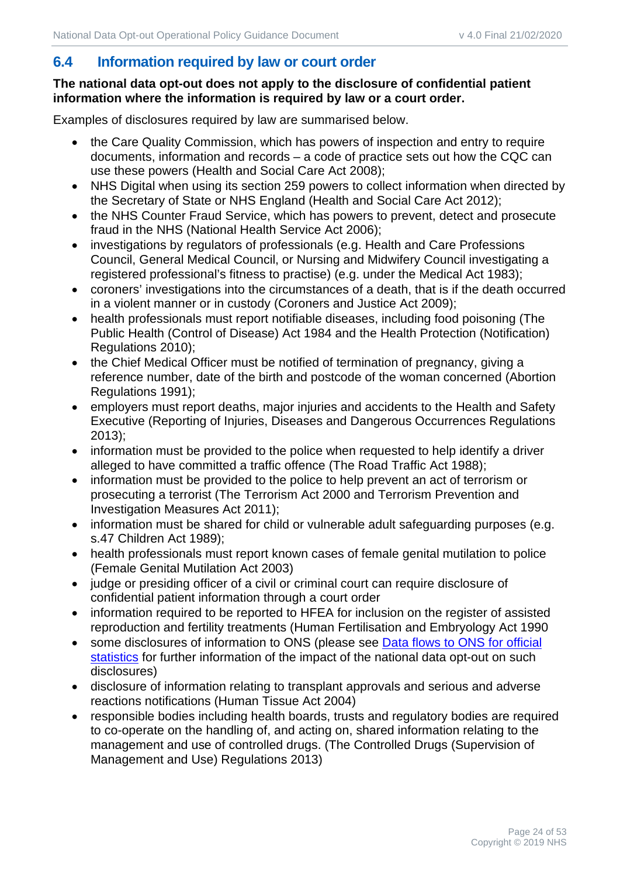## 6.4 Information required by law or court order

**The national data opt-out does not apply to the disclosure of confidential patient information where the information is required by law or a court order.**

Examples of disclosures required by law are summarised below.

- the Care Quality Commission, which has powers of inspection and entry to require documents, information and records – a code of practice sets out how the CQC can use these powers (Health and Social Care Act 2008);
- NHS Digital when using its section 259 powers to collect information when directed by the Secretary of State or NHS England (Health and Social Care Act 2012);
- the NHS Counter Fraud Service, which has powers to prevent, detect and prosecute fraud in the NHS (National Health Service Act 2006);
- investigations by regulators of professionals (e.g. Health and Care Professions Council, General Medical Council, or Nursing and Midwifery Council investigating a registered professional's fitness to practise) (e.g. under the Medical Act 1983);
- coroners' investigations into the circumstances of a death, that is if the death occurred in a violent manner or in custody (Coroners and Justice Act 2009);
- health professionals must report notifiable diseases, including food poisoning (The Public Health (Control of Disease) Act 1984 and the Health Protection (Notification) Regulations 2010);
- the Chief Medical Officer must be notified of termination of pregnancy, giving a reference number, date of the birth and postcode of the woman concerned (Abortion Regulations 1991);
- employers must report deaths, major injuries and accidents to the Health and Safety Executive (Reporting of Injuries, Diseases and Dangerous Occurrences Regulations 2013);
- information must be provided to the police when requested to help identify a driver alleged to have committed a traffic offence (The Road Traffic Act 1988);
- information must be provided to the police to help prevent an act of terrorism or prosecuting a terrorist (The Terrorism Act 2000 and Terrorism Prevention and Investigation Measures Act 2011);
- information must be shared for child or vulnerable adult safeguarding purposes (e.g. s.47 Children Act 1989);
- health professionals must report known cases of female genital mutilation to police (Female Genital Mutilation Act 2003)
- judge or presiding officer of a civil or criminal court can require disclosure of confidential patient information through a court order
- information required to be reported to HFEA for inclusion on the register of assisted reproduction and fertility treatments (Human Fertilisation and Embryology Act 1990
- some disclosures of information to ONS (please see Data flows to ONS for official statistics for further information of the impact of the national data opt-out on such disclosures)
- disclosure of information relating to transplant approvals and serious and adverse reactions notifications (Human Tissue Act 2004)
- responsible bodies including health boards, trusts and regulatory bodies are required to co-operate on the handling of, and acting on, shared information relating to the management and use of controlled drugs. (The Controlled Drugs (Supervision of Management and Use) Regulations 2013)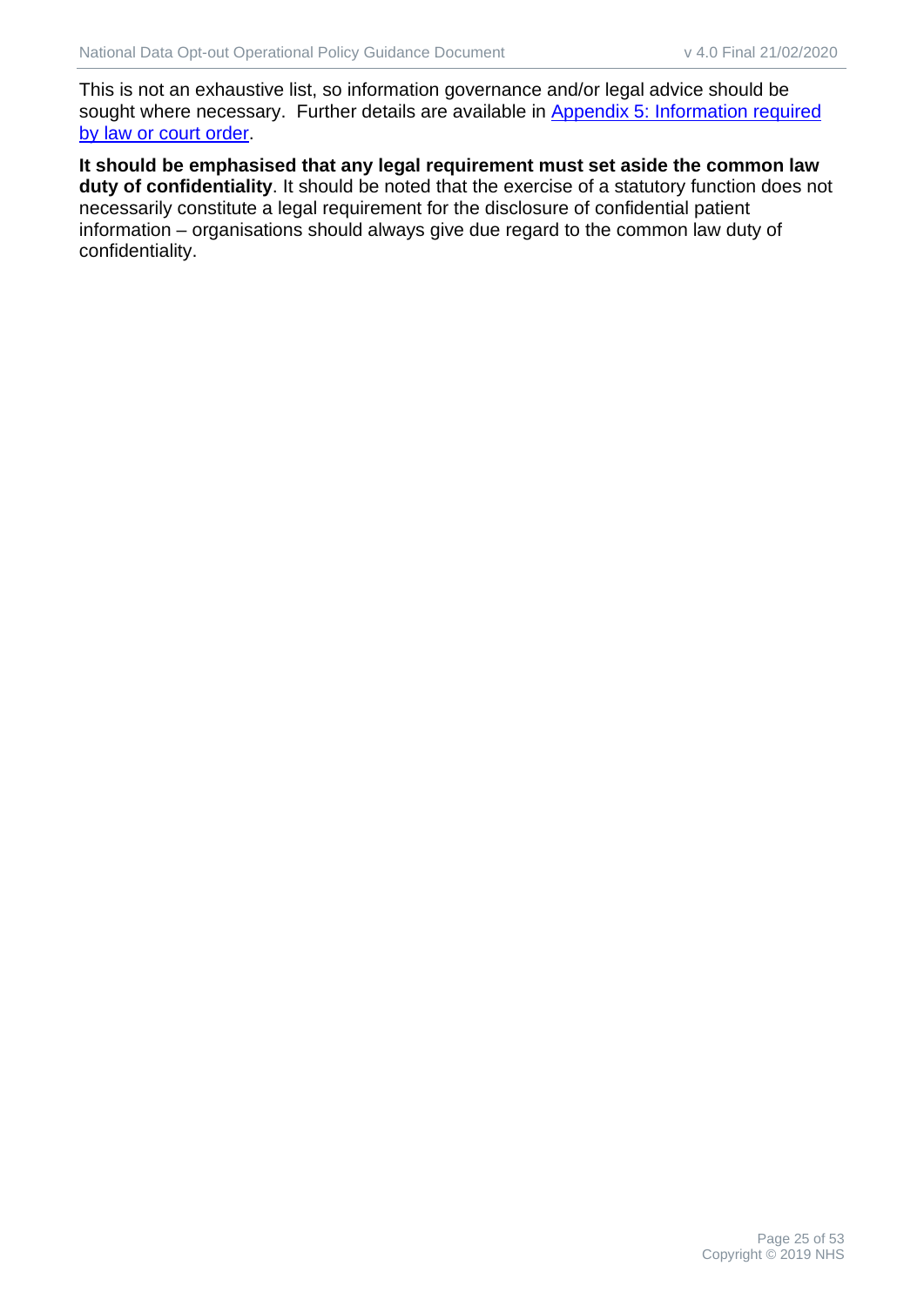This is not an exhaustive list, so information governance and/or legal advice should be sought where necessary. Further details are available in Appendix 5: Information required by law or court order.

**It should be emphasised that any legal requirement must set aside the common law duty of confidentiality**. It should be noted that the exercise of a statutory function does not necessarily constitute a legal requirement for the disclosure of confidential patient information – organisations should always give due regard to the common law duty of confidentiality.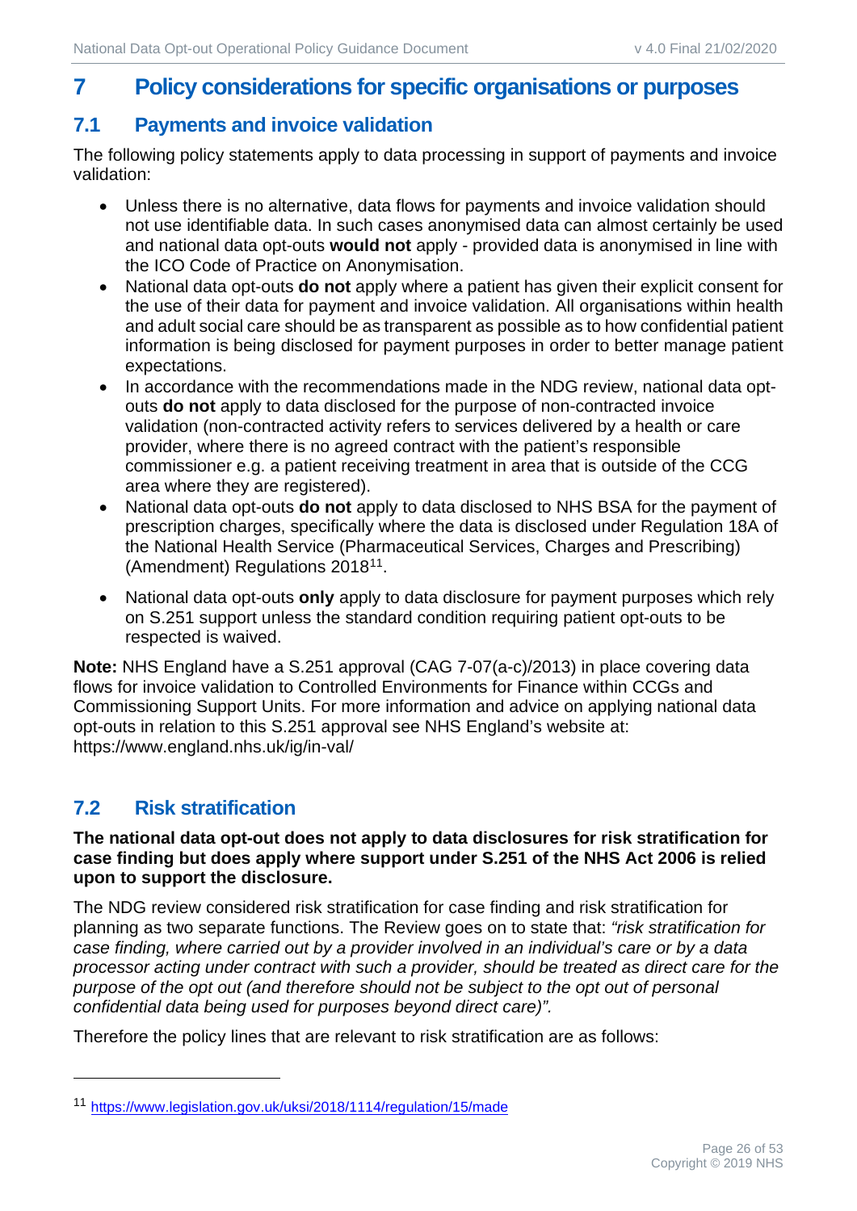# 7 Policy considerations for specific organisations or purposes

## 7.1 Payments and invoice validation

The following policy statements apply to data processing in support of payments and invoice validation:

- Unless there is no alternative, data flows for payments and invoice validation should not use identifiable data. In such cases anonymised data can almost certainly be used and national data opt-outs **would not** apply - provided data is anonymised in line with the ICO Code of Practice on Anonymisation.
- National data opt-outs **do not** apply where a patient has given their explicit consent for the use of their data for payment and invoice validation. All organisations within health and adult social care should be as transparent as possible as to how confidential patient information is being disclosed for payment purposes in order to better manage patient expectations.
- In accordance with the recommendations made in the NDG review, national data opt-outs **do not** apply to data disclosed for the purpose of non-contracted invoice validation (non-contracted activity refers to services delivered by a health or care provider, where there is no agreed contract with the patient's responsible commissioner e.g. a patient receiving treatment in area that is outside of the CCG area where they are registered).
- National data opt-outs **do not** apply to data disclosed to NHS BSA for the payment of prescription charges, specifically where the data is disclosed under Regulation 18A of the National Health Service (Pharmaceutical Services, Charges and Prescribing) (Amendment) Regulations 2018[11].
- National data opt-outs **only** apply to data disclosure for payment purposes which rely on S.251 support unless the standard condition requiring patient opt-outs to be respected is waived.

**Note:** NHS England have a S.251 approval (CAG 7-07(a-c)/2013) in place covering data flows for invoice validation to Controlled Environments for Finance within CCGs and Commissioning Support Units. For more information and advice on applying national data opt-outs in relation to this S.251 approval see NHS England's website at: https://www.england.nhs.uk/ig/in-val/

## 7.2 Risk stratification

**The national data opt-out does not apply to data disclosures for risk stratification for case finding but does apply where support under S.251 of the NHS Act 2006 is relied upon to support the disclosure.**

The NDG review considered risk stratification for case finding and risk stratification for planning as two separate functions. The Review goes on to state that: *"risk stratification for case finding, where carried out by a provider involved in an individual's care or by a data processor acting under contract with such a provider, should be treated as direct care for the purpose of the opt out (and therefore should not be subject to the opt out of personal confidential data being used for purposes beyond direct care)".*

Therefore the policy lines that are relevant to risk stratification are as follows:

[11] https://www.legislation.gov.uk/uksi/2018/1114/regulation/15/made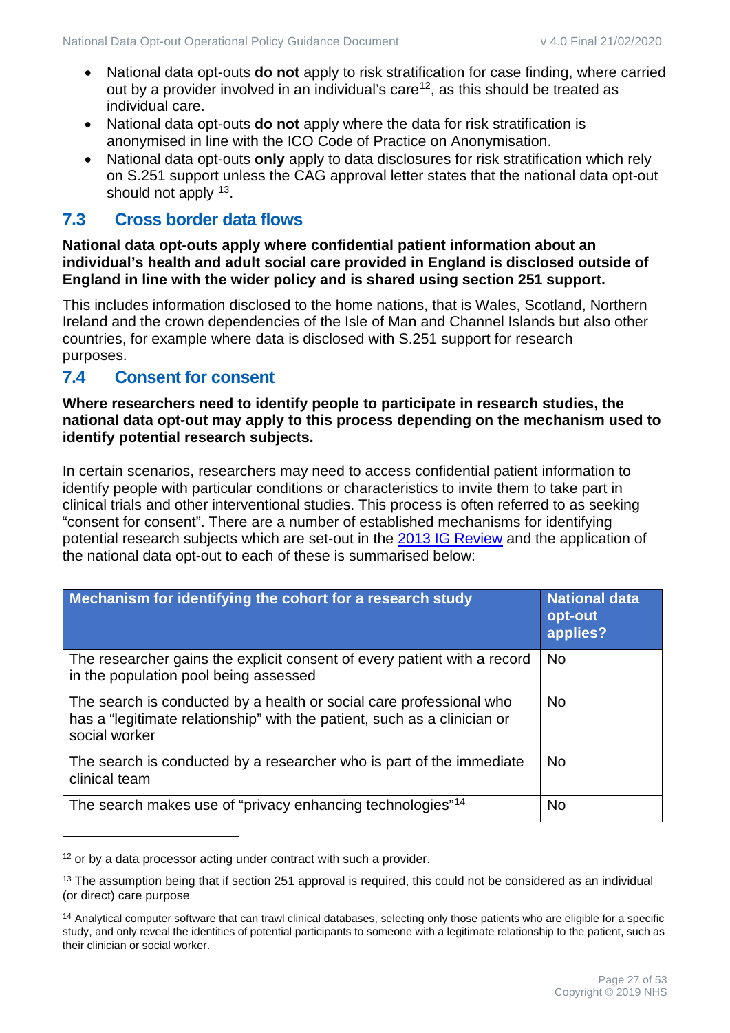- National data opt-outs **do not** apply to risk stratification for case finding, where carried out by a provider involved in an individual's care[12], as this should be treated as individual care.
- National data opt-outs **do not** apply where the data for risk stratification is anonymised in line with the ICO Code of Practice on Anonymisation.
- National data opt-outs **only** apply to data disclosures for risk stratification which rely on S.251 support unless the CAG approval letter states that the national data opt-out should not apply [13].

## 7.3 Cross border data flows

**National data opt-outs apply where confidential patient information about an individual's health and adult social care provided in England is disclosed outside of England in line with the wider policy and is shared using section 251 support.**

This includes information disclosed to the home nations, that is Wales, Scotland, Northern Ireland and the crown dependencies of the Isle of Man and Channel Islands but also other countries, for example where data is disclosed with S.251 support for research purposes.

## 7.4 Consent for consent

**Where researchers need to identify people to participate in research studies, the national data opt-out may apply to this process depending on the mechanism used to identify potential research subjects.**

In certain scenarios, researchers may need to access confidential patient information to identify people with particular conditions or characteristics to invite them to take part in clinical trials and other interventional studies. This process is often referred to as seeking "consent for consent". There are a number of established mechanisms for identifying potential research subjects which are set-out in the 2013 IG Review and the application of the national data opt-out to each of these is summarised below:

| Mechanism for identifying the cohort for a research study | National data opt-out applies? |
|---|---|
| The researcher gains the explicit consent of every patient with a record in the population pool being assessed | No |
| The search is conducted by a health or social care professional who has a "legitimate relationship" with the patient, such as a clinician or social worker | No |
| The search is conducted by a researcher who is part of the immediate clinical team | No |
| The search makes use of "privacy enhancing technologies"[14] | No |

[12] or by a data processor acting under contract with such a provider.

[13] The assumption being that if section 251 approval is required, this could not be considered as an individual (or direct) care purpose

[14] Analytical computer software that can trawl clinical databases, selecting only those patients who are eligible for a specific study, and only reveal the identities of potential participants to someone with a legitimate relationship to the patient, such as their clinician or social worker.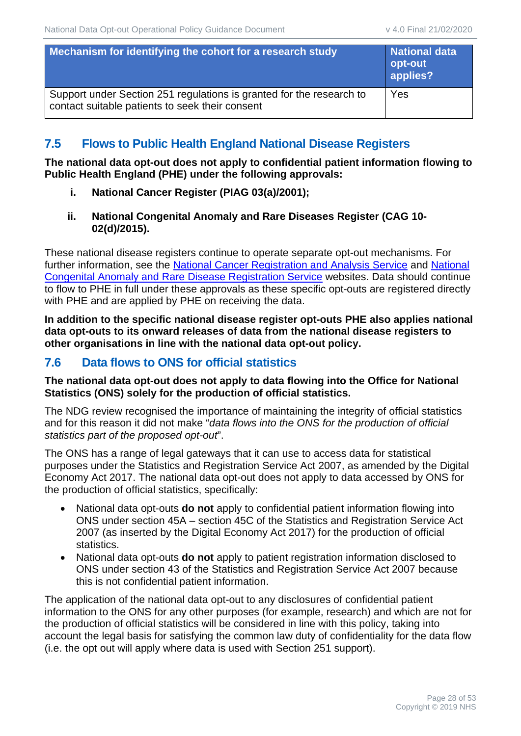| Mechanism for identifying the cohort for a research study | National data opt-out applies? |
|---|---|
| Support under Section 251 regulations is granted for the research to contact suitable patients to seek their consent | Yes |

## 7.5 Flows to Public Health England National Disease Registers

**The national data opt-out does not apply to confidential patient information flowing to Public Health England (PHE) under the following approvals:**

i. **National Cancer Register (PIAG 03(a)/2001);**

ii. **National Congenital Anomaly and Rare Diseases Register (CAG 10-02(d)/2015).**

These national disease registers continue to operate separate opt-out mechanisms. For further information, see the National Cancer Registration and Analysis Service and National Congenital Anomaly and Rare Disease Registration Service websites. Data should continue to flow to PHE in full under these approvals as these specific opt-outs are registered directly with PHE and are applied by PHE on receiving the data.

**In addition to the specific national disease register opt-outs PHE also applies national data opt-outs to its onward releases of data from the national disease registers to other organisations in line with the national data opt-out policy.**

## 7.6 Data flows to ONS for official statistics

**The national data opt-out does not apply to data flowing into the Office for National Statistics (ONS) solely for the production of official statistics.**

The NDG review recognised the importance of maintaining the integrity of official statistics and for this reason it did not make "*data flows into the ONS for the production of official statistics part of the proposed opt-out*".

The ONS has a range of legal gateways that it can use to access data for statistical purposes under the Statistics and Registration Service Act 2007, as amended by the Digital Economy Act 2017. The national data opt-out does not apply to data accessed by ONS for the production of official statistics, specifically:

- National data opt-outs **do not** apply to confidential patient information flowing into ONS under section 45A – section 45C of the Statistics and Registration Service Act 2007 (as inserted by the Digital Economy Act 2017) for the production of official statistics.
- National data opt-outs **do not** apply to patient registration information disclosed to ONS under section 43 of the Statistics and Registration Service Act 2007 because this is not confidential patient information.

The application of the national data opt-out to any disclosures of confidential patient information to the ONS for any other purposes (for example, research) and which are not for the production of official statistics will be considered in line with this policy, taking into account the legal basis for satisfying the common law duty of confidentiality for the data flow (i.e. the opt out will apply where data is used with Section 251 support).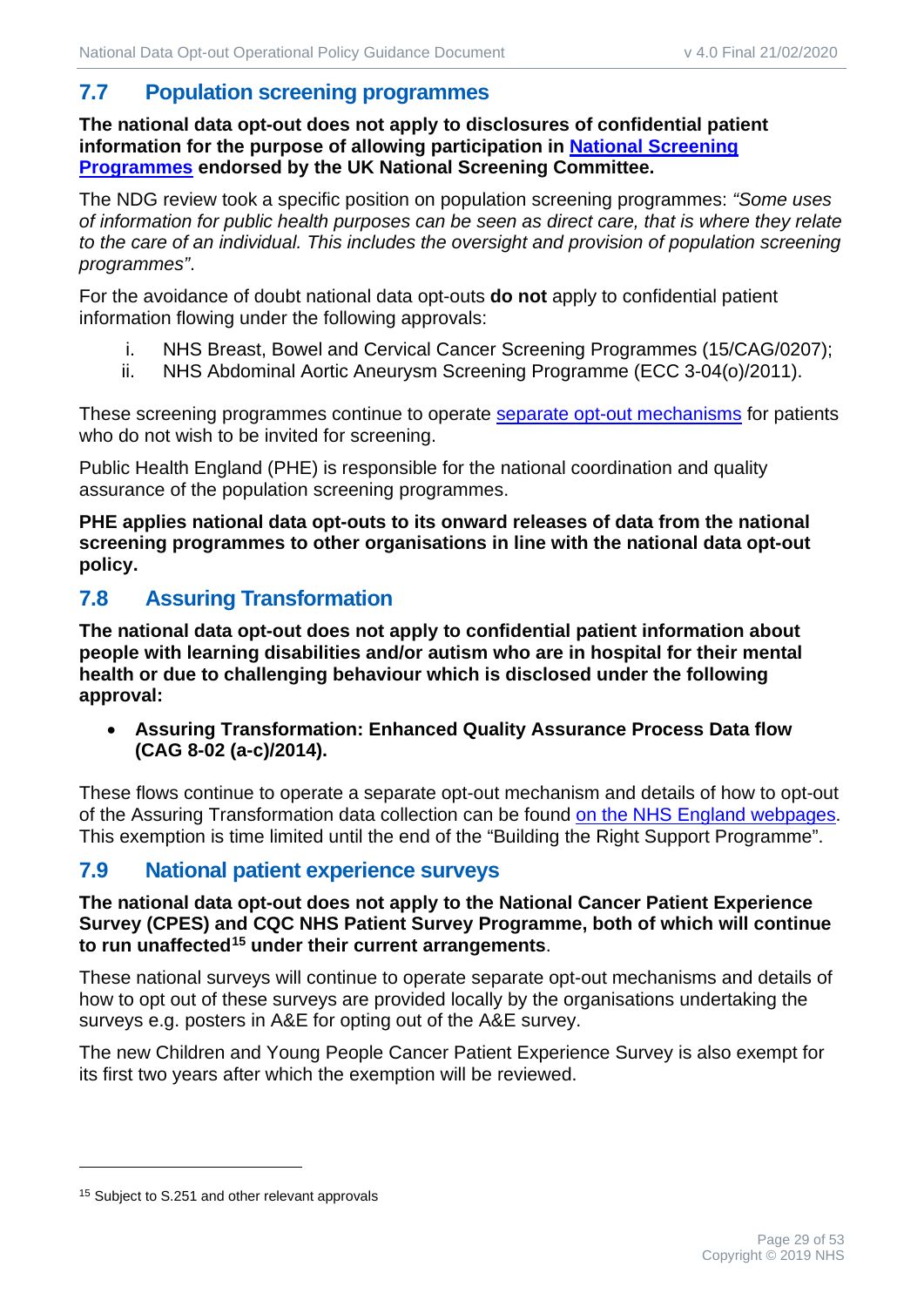## 7.7 Population screening programmes

**The national data opt-out does not apply to disclosures of confidential patient information for the purpose of allowing participation in National Screening Programmes endorsed by the UK National Screening Committee.**

The NDG review took a specific position on population screening programmes: *"Some uses of information for public health purposes can be seen as direct care, that is where they relate to the care of an individual. This includes the oversight and provision of population screening programmes"*.

For the avoidance of doubt national data opt-outs **do not** apply to confidential patient information flowing under the following approvals:

i. NHS Breast, Bowel and Cervical Cancer Screening Programmes (15/CAG/0207);
ii. NHS Abdominal Aortic Aneurysm Screening Programme (ECC 3-04(o)/2011).

These screening programmes continue to operate separate opt-out mechanisms for patients who do not wish to be invited for screening.

Public Health England (PHE) is responsible for the national coordination and quality assurance of the population screening programmes.

**PHE applies national data opt-outs to its onward releases of data from the national screening programmes to other organisations in line with the national data opt-out policy.**

## 7.8 Assuring Transformation

**The national data opt-out does not apply to confidential patient information about people with learning disabilities and/or autism who are in hospital for their mental health or due to challenging behaviour which is disclosed under the following approval:**

- **Assuring Transformation: Enhanced Quality Assurance Process Data flow (CAG 8-02 (a-c)/2014).**

These flows continue to operate a separate opt-out mechanism and details of how to opt-out of the Assuring Transformation data collection can be found on the NHS England webpages. This exemption is time limited until the end of the "Building the Right Support Programme".

## 7.9 National patient experience surveys

**The national data opt-out does not apply to the National Cancer Patient Experience Survey (CPES) and CQC NHS Patient Survey Programme, both of which will continue to run unaffected[15] under their current arrangements**.

These national surveys will continue to operate separate opt-out mechanisms and details of how to opt out of these surveys are provided locally by the organisations undertaking the surveys e.g. posters in A&E for opting out of the A&E survey.

The new Children and Young People Cancer Patient Experience Survey is also exempt for its first two years after which the exemption will be reviewed.

---

[15] Subject to S.251 and other relevant approvals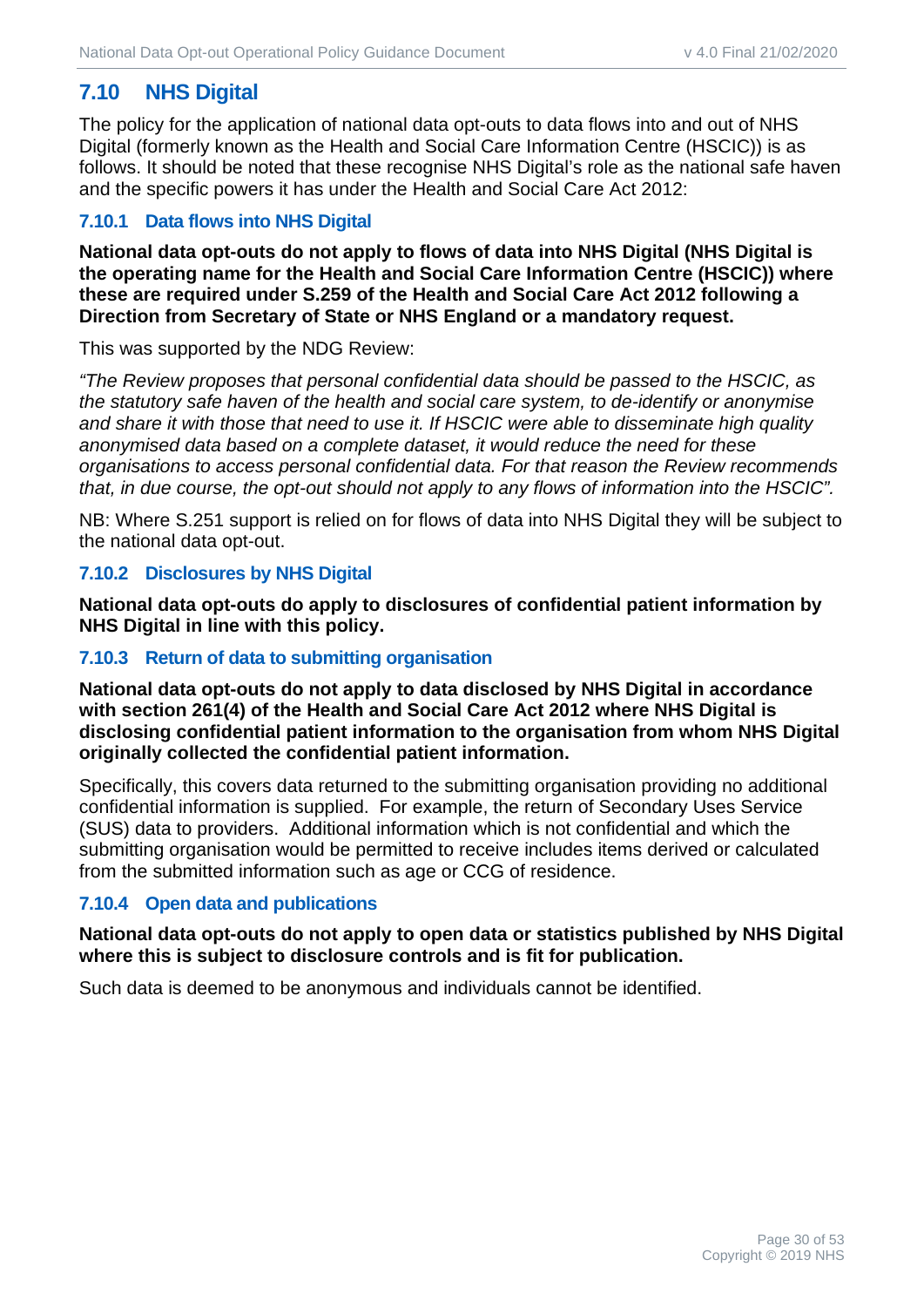## 7.10 NHS Digital

The policy for the application of national data opt-outs to data flows into and out of NHS Digital (formerly known as the Health and Social Care Information Centre (HSCIC)) is as follows. It should be noted that these recognise NHS Digital's role as the national safe haven and the specific powers it has under the Health and Social Care Act 2012:

### 7.10.1 Data flows into NHS Digital

**National data opt-outs do not apply to flows of data into NHS Digital (NHS Digital is the operating name for the Health and Social Care Information Centre (HSCIC)) where these are required under S.259 of the Health and Social Care Act 2012 following a Direction from Secretary of State or NHS England or a mandatory request.**

This was supported by the NDG Review:

*"The Review proposes that personal confidential data should be passed to the HSCIC, as the statutory safe haven of the health and social care system, to de-identify or anonymise and share it with those that need to use it. If HSCIC were able to disseminate high quality anonymised data based on a complete dataset, it would reduce the need for these organisations to access personal confidential data. For that reason the Review recommends that, in due course, the opt-out should not apply to any flows of information into the HSCIC".*

NB: Where S.251 support is relied on for flows of data into NHS Digital they will be subject to the national data opt-out.

### 7.10.2 Disclosures by NHS Digital

**National data opt-outs do apply to disclosures of confidential patient information by NHS Digital in line with this policy.**

### 7.10.3 Return of data to submitting organisation

**National data opt-outs do not apply to data disclosed by NHS Digital in accordance with section 261(4) of the Health and Social Care Act 2012 where NHS Digital is disclosing confidential patient information to the organisation from whom NHS Digital originally collected the confidential patient information.**

Specifically, this covers data returned to the submitting organisation providing no additional confidential information is supplied. For example, the return of Secondary Uses Service (SUS) data to providers. Additional information which is not confidential and which the submitting organisation would be permitted to receive includes items derived or calculated from the submitted information such as age or CCG of residence.

### 7.10.4 Open data and publications

**National data opt-outs do not apply to open data or statistics published by NHS Digital where this is subject to disclosure controls and is fit for publication.**

Such data is deemed to be anonymous and individuals cannot be identified.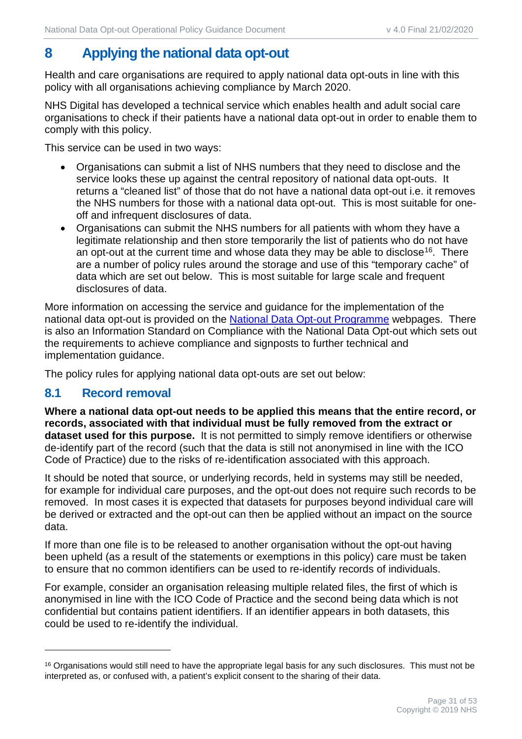# 8 Applying the national data opt-out

Health and care organisations are required to apply national data opt-outs in line with this policy with all organisations achieving compliance by March 2020.

NHS Digital has developed a technical service which enables health and adult social care organisations to check if their patients have a national data opt-out in order to enable them to comply with this policy.

This service can be used in two ways:

- Organisations can submit a list of NHS numbers that they need to disclose and the service looks these up against the central repository of national data opt-outs. It returns a "cleaned list" of those that do not have a national data opt-out i.e. it removes the NHS numbers for those with a national data opt-out. This is most suitable for one-off and infrequent disclosures of data.
- Organisations can submit the NHS numbers for all patients with whom they have a legitimate relationship and then store temporarily the list of patients who do not have an opt-out at the current time and whose data they may be able to disclose[16]. There are a number of policy rules around the storage and use of this "temporary cache" of data which are set out below. This is most suitable for large scale and frequent disclosures of data.

More information on accessing the service and guidance for the implementation of the national data opt-out is provided on the [National Data Opt-out Programme](#) webpages. There is also an Information Standard on Compliance with the National Data Opt-out which sets out the requirements to achieve compliance and signposts to further technical and implementation guidance.

The policy rules for applying national data opt-outs are set out below:

## 8.1 Record removal

**Where a national data opt-out needs to be applied this means that the entire record, or records, associated with that individual must be fully removed from the extract or dataset used for this purpose.** It is not permitted to simply remove identifiers or otherwise de-identify part of the record (such that the data is still not anonymised in line with the ICO Code of Practice) due to the risks of re-identification associated with this approach.

It should be noted that source, or underlying records, held in systems may still be needed, for example for individual care purposes, and the opt-out does not require such records to be removed. In most cases it is expected that datasets for purposes beyond individual care will be derived or extracted and the opt-out can then be applied without an impact on the source data.

If more than one file is to be released to another organisation without the opt-out having been upheld (as a result of the statements or exemptions in this policy) care must be taken to ensure that no common identifiers can be used to re-identify records of individuals.

For example, consider an organisation releasing multiple related files, the first of which is anonymised in line with the ICO Code of Practice and the second being data which is not confidential but contains patient identifiers. If an identifier appears in both datasets, this could be used to re-identify the individual.

---

[16] Organisations would still need to have the appropriate legal basis for any such disclosures. This must not be interpreted as, or confused with, a patient's explicit consent to the sharing of their data.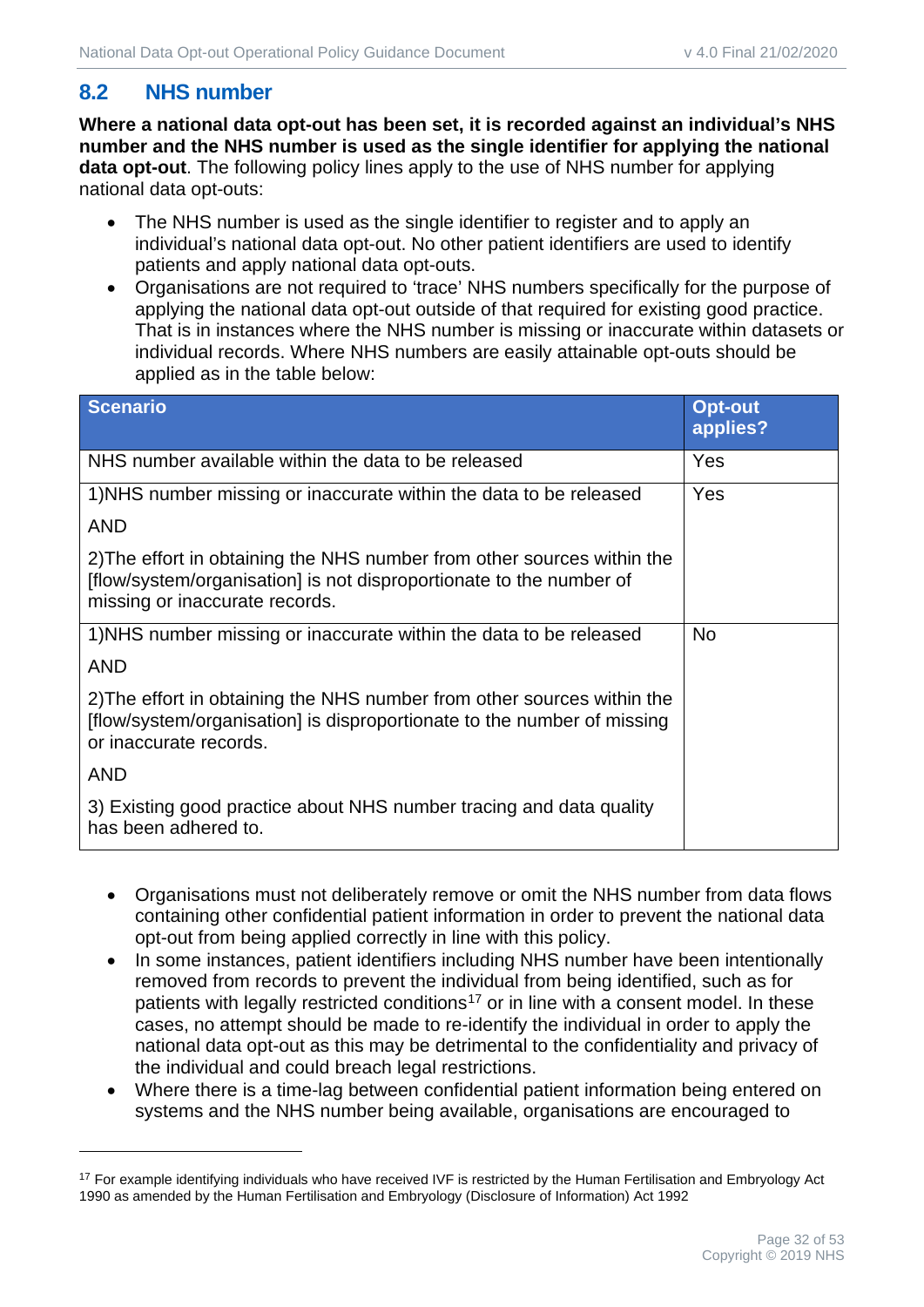## 8.2 NHS number

**Where a national data opt-out has been set, it is recorded against an individual's NHS number and the NHS number is used as the single identifier for applying the national data opt-out**. The following policy lines apply to the use of NHS number for applying national data opt-outs:

- The NHS number is used as the single identifier to register and to apply an individual's national data opt-out. No other patient identifiers are used to identify patients and apply national data opt-outs.
- Organisations are not required to 'trace' NHS numbers specifically for the purpose of applying the national data opt-out outside of that required for existing good practice. That is in instances where the NHS number is missing or inaccurate within datasets or individual records. Where NHS numbers are easily attainable opt-outs should be applied as in the table below:

| Scenario | Opt-out applies? |
|---|---|
| NHS number available within the data to be released | Yes |
| 1)NHS number missing or inaccurate within the data to be released<br><br>AND<br><br>2)The effort in obtaining the NHS number from other sources within the [flow/system/organisation] is not disproportionate to the number of missing or inaccurate records. | Yes |
| 1)NHS number missing or inaccurate within the data to be released<br><br>AND<br><br>2)The effort in obtaining the NHS number from other sources within the [flow/system/organisation] is disproportionate to the number of missing or inaccurate records.<br><br>AND<br><br>3) Existing good practice about NHS number tracing and data quality has been adhered to. | No |

- Organisations must not deliberately remove or omit the NHS number from data flows containing other confidential patient information in order to prevent the national data opt-out from being applied correctly in line with this policy.
- In some instances, patient identifiers including NHS number have been intentionally removed from records to prevent the individual from being identified, such as for patients with legally restricted conditions[17] or in line with a consent model. In these cases, no attempt should be made to re-identify the individual in order to apply the national data opt-out as this may be detrimental to the confidentiality and privacy of the individual and could breach legal restrictions.
- Where there is a time-lag between confidential patient information being entered on systems and the NHS number being available, organisations are encouraged to

[17] For example identifying individuals who have received IVF is restricted by the Human Fertilisation and Embryology Act 1990 as amended by the Human Fertilisation and Embryology (Disclosure of Information) Act 1992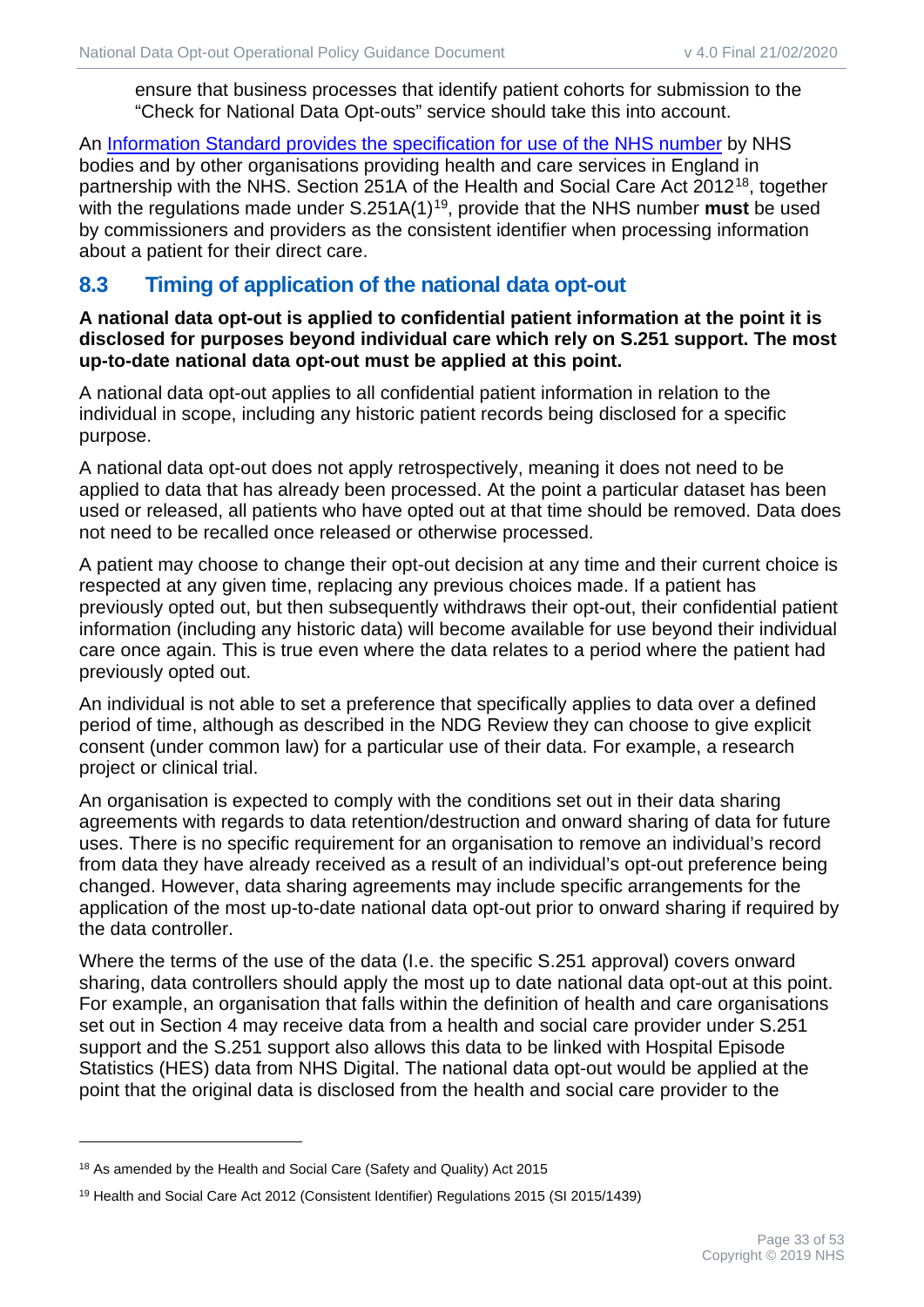ensure that business processes that identify patient cohorts for submission to the "Check for National Data Opt-outs" service should take this into account.

An [Information Standard provides the specification for use of the NHS number](#) by NHS bodies and by other organisations providing health and care services in England in partnership with the NHS. Section 251A of the Health and Social Care Act 2012[18], together with the regulations made under S.251A(1)[19], provide that the NHS number **must** be used by commissioners and providers as the consistent identifier when processing information about a patient for their direct care.

## 8.3 Timing of application of the national data opt-out

**A national data opt-out is applied to confidential patient information at the point it is disclosed for purposes beyond individual care which rely on S.251 support. The most up-to-date national data opt-out must be applied at this point.**

A national data opt-out applies to all confidential patient information in relation to the individual in scope, including any historic patient records being disclosed for a specific purpose.

A national data opt-out does not apply retrospectively, meaning it does not need to be applied to data that has already been processed. At the point a particular dataset has been used or released, all patients who have opted out at that time should be removed. Data does not need to be recalled once released or otherwise processed.

A patient may choose to change their opt-out decision at any time and their current choice is respected at any given time, replacing any previous choices made. If a patient has previously opted out, but then subsequently withdraws their opt-out, their confidential patient information (including any historic data) will become available for use beyond their individual care once again. This is true even where the data relates to a period where the patient had previously opted out.

An individual is not able to set a preference that specifically applies to data over a defined period of time, although as described in the NDG Review they can choose to give explicit consent (under common law) for a particular use of their data. For example, a research project or clinical trial.

An organisation is expected to comply with the conditions set out in their data sharing agreements with regards to data retention/destruction and onward sharing of data for future uses. There is no specific requirement for an organisation to remove an individual's record from data they have already received as a result of an individual's opt-out preference being changed. However, data sharing agreements may include specific arrangements for the application of the most up-to-date national data opt-out prior to onward sharing if required by the data controller.

Where the terms of the use of the data (I.e. the specific S.251 approval) covers onward sharing, data controllers should apply the most up to date national data opt-out at this point. For example, an organisation that falls within the definition of health and care organisations set out in Section 4 may receive data from a health and social care provider under S.251 support and the S.251 support also allows this data to be linked with Hospital Episode Statistics (HES) data from NHS Digital. The national data opt-out would be applied at the point that the original data is disclosed from the health and social care provider to the

---

[18] As amended by the Health and Social Care (Safety and Quality) Act 2015

[19] Health and Social Care Act 2012 (Consistent Identifier) Regulations 2015 (SI 2015/1439)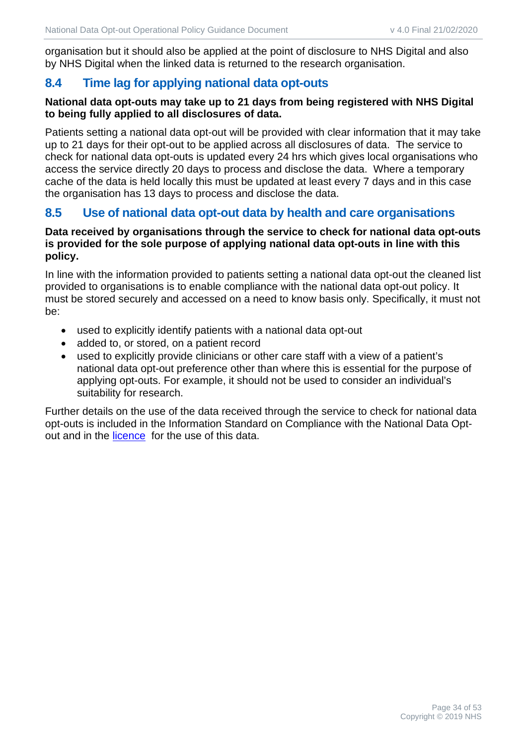organisation but it should also be applied at the point of disclosure to NHS Digital and also by NHS Digital when the linked data is returned to the research organisation.

## 8.4 Time lag for applying national data opt-outs

**National data opt-outs may take up to 21 days from being registered with NHS Digital to being fully applied to all disclosures of data.**

Patients setting a national data opt-out will be provided with clear information that it may take up to 21 days for their opt-out to be applied across all disclosures of data. The service to check for national data opt-outs is updated every 24 hrs which gives local organisations who access the service directly 20 days to process and disclose the data. Where a temporary cache of the data is held locally this must be updated at least every 7 days and in this case the organisation has 13 days to process and disclose the data.

## 8.5 Use of national data opt-out data by health and care organisations

**Data received by organisations through the service to check for national data opt-outs is provided for the sole purpose of applying national data opt-outs in line with this policy.**

In line with the information provided to patients setting a national data opt-out the cleaned list provided to organisations is to enable compliance with the national data opt-out policy. It must be stored securely and accessed on a need to know basis only. Specifically, it must not be:

- used to explicitly identify patients with a national data opt-out
- added to, or stored, on a patient record
- used to explicitly provide clinicians or other care staff with a view of a patient's national data opt-out preference other than where this is essential for the purpose of applying opt-outs. For example, it should not be used to consider an individual's suitability for research.

Further details on the use of the data received through the service to check for national data opt-outs is included in the Information Standard on Compliance with the National Data Opt-out and in the licence for the use of this data.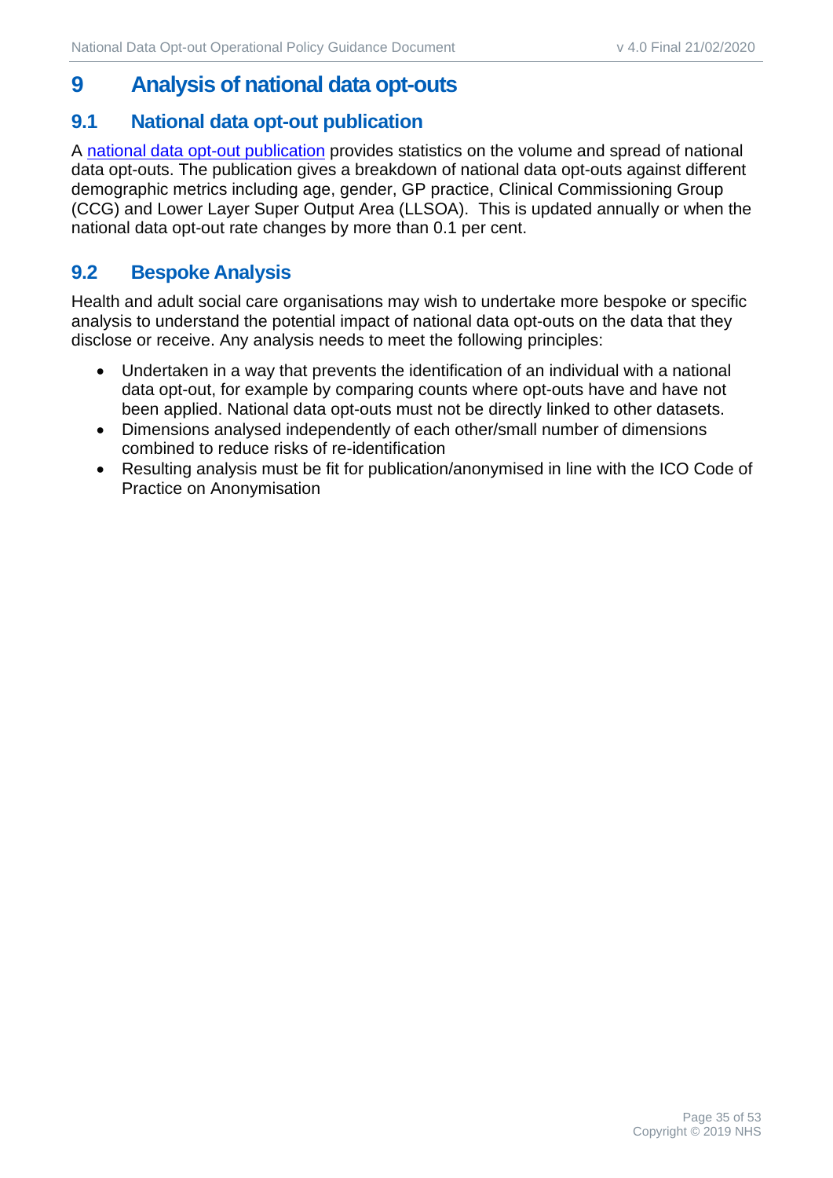# 9 Analysis of national data opt-outs

## 9.1 National data opt-out publication

A national data opt-out publication provides statistics on the volume and spread of national data opt-outs. The publication gives a breakdown of national data opt-outs against different demographic metrics including age, gender, GP practice, Clinical Commissioning Group (CCG) and Lower Layer Super Output Area (LLSOA). This is updated annually or when the national data opt-out rate changes by more than 0.1 per cent.

## 9.2 Bespoke Analysis

Health and adult social care organisations may wish to undertake more bespoke or specific analysis to understand the potential impact of national data opt-outs on the data that they disclose or receive. Any analysis needs to meet the following principles:

- Undertaken in a way that prevents the identification of an individual with a national data opt-out, for example by comparing counts where opt-outs have and have not been applied. National data opt-outs must not be directly linked to other datasets.
- Dimensions analysed independently of each other/small number of dimensions combined to reduce risks of re-identification
- Resulting analysis must be fit for publication/anonymised in line with the ICO Code of Practice on Anonymisation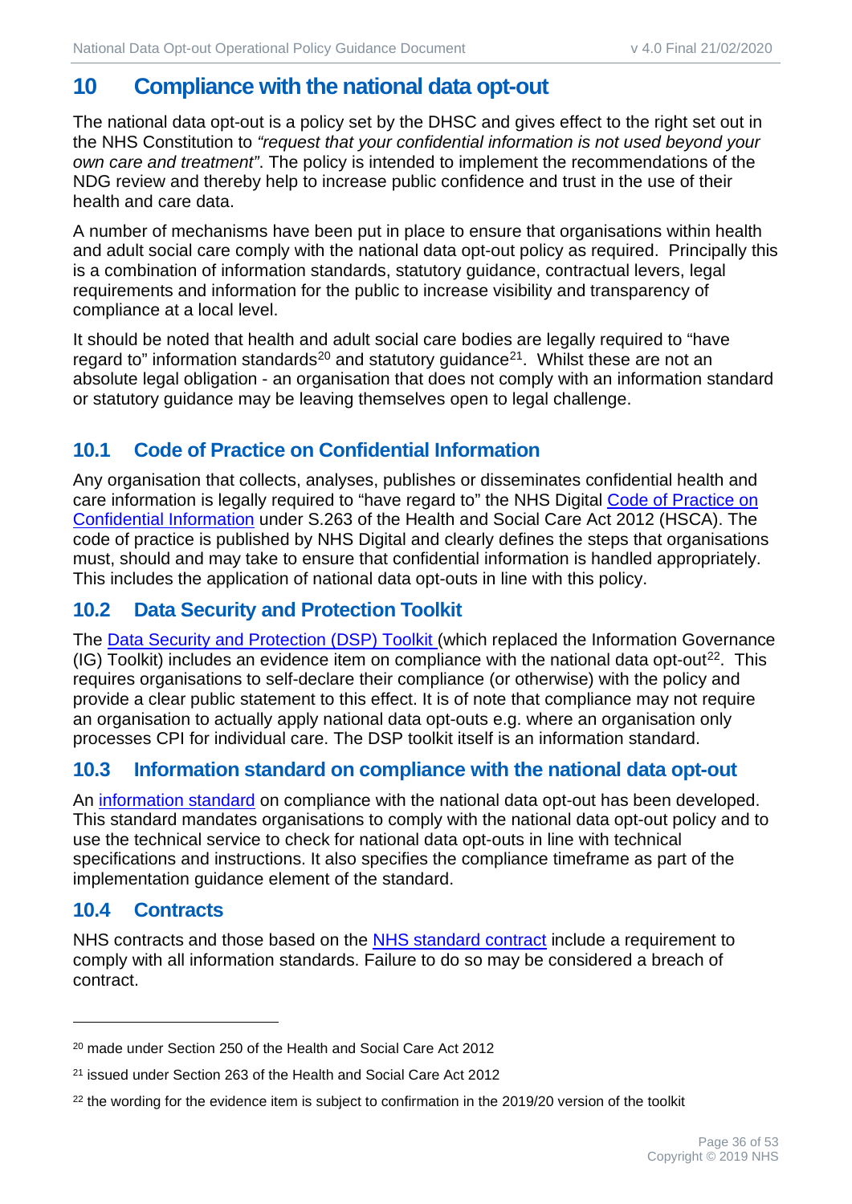# 10 Compliance with the national data opt-out

The national data opt-out is a policy set by the DHSC and gives effect to the right set out in the NHS Constitution to *"request that your confidential information is not used beyond your own care and treatment"*. The policy is intended to implement the recommendations of the NDG review and thereby help to increase public confidence and trust in the use of their health and care data.

A number of mechanisms have been put in place to ensure that organisations within health and adult social care comply with the national data opt-out policy as required. Principally this is a combination of information standards, statutory guidance, contractual levers, legal requirements and information for the public to increase visibility and transparency of compliance at a local level.

It should be noted that health and adult social care bodies are legally required to "have regard to" information standards[20] and statutory guidance[21]. Whilst these are not an absolute legal obligation - an organisation that does not comply with an information standard or statutory guidance may be leaving themselves open to legal challenge.

## 10.1 Code of Practice on Confidential Information

Any organisation that collects, analyses, publishes or disseminates confidential health and care information is legally required to "have regard to" the NHS Digital Code of Practice on Confidential Information under S.263 of the Health and Social Care Act 2012 (HSCA). The code of practice is published by NHS Digital and clearly defines the steps that organisations must, should and may take to ensure that confidential information is handled appropriately. This includes the application of national data opt-outs in line with this policy.

## 10.2 Data Security and Protection Toolkit

The Data Security and Protection (DSP) Toolkit (which replaced the Information Governance (IG) Toolkit) includes an evidence item on compliance with the national data opt-out[22]. This requires organisations to self-declare their compliance (or otherwise) with the policy and provide a clear public statement to this effect. It is of note that compliance may not require an organisation to actually apply national data opt-outs e.g. where an organisation only processes CPI for individual care. The DSP toolkit itself is an information standard.

## 10.3 Information standard on compliance with the national data opt-out

An information standard on compliance with the national data opt-out has been developed. This standard mandates organisations to comply with the national data opt-out policy and to use the technical service to check for national data opt-outs in line with technical specifications and instructions. It also specifies the compliance timeframe as part of the implementation guidance element of the standard.

## 10.4 Contracts

NHS contracts and those based on the NHS standard contract include a requirement to comply with all information standards. Failure to do so may be considered a breach of contract.

---

[20] made under Section 250 of the Health and Social Care Act 2012

[21] issued under Section 263 of the Health and Social Care Act 2012

[22] the wording for the evidence item is subject to confirmation in the 2019/20 version of the toolkit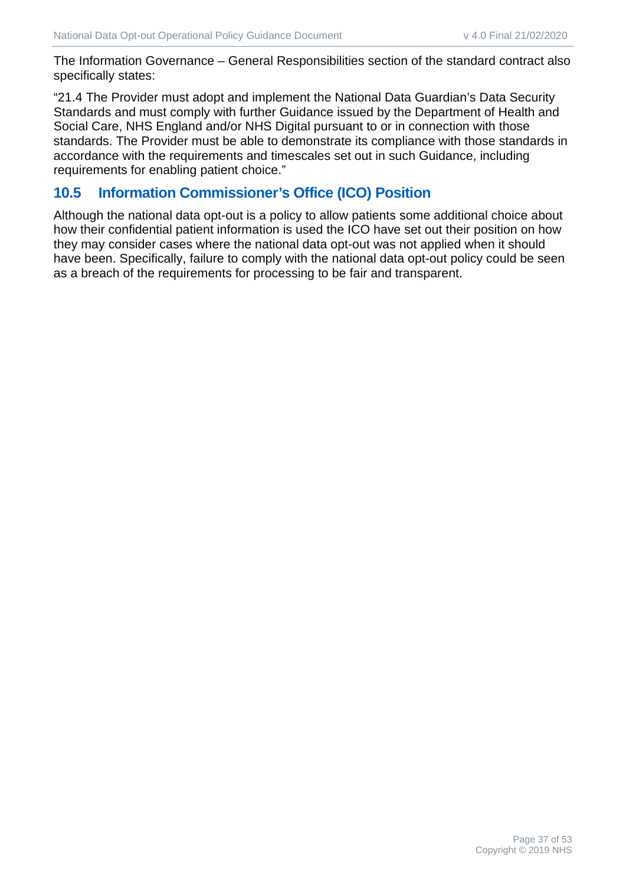The Information Governance – General Responsibilities section of the standard contract also specifically states:

"21.4 The Provider must adopt and implement the National Data Guardian's Data Security Standards and must comply with further Guidance issued by the Department of Health and Social Care, NHS England and/or NHS Digital pursuant to or in connection with those standards. The Provider must be able to demonstrate its compliance with those standards in accordance with the requirements and timescales set out in such Guidance, including requirements for enabling patient choice."

## 10.5 Information Commissioner's Office (ICO) Position

Although the national data opt-out is a policy to allow patients some additional choice about how their confidential patient information is used the ICO have set out their position on how they may consider cases where the national data opt-out was not applied when it should have been. Specifically, failure to comply with the national data opt-out policy could be seen as a breach of the requirements for processing to be fair and transparent.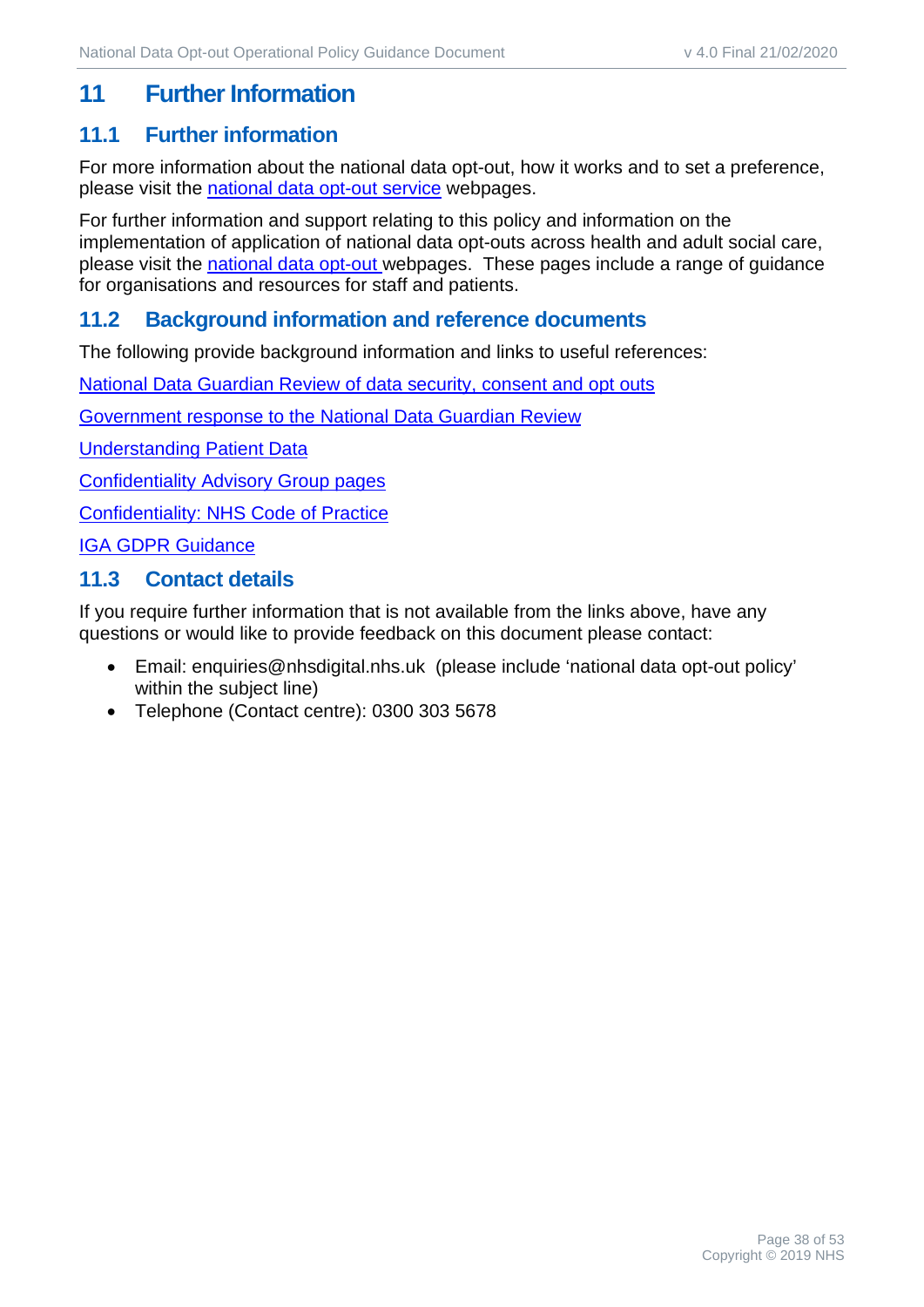## 11 Further Information

### 11.1 Further information

For more information about the national data opt-out, how it works and to set a preference, please visit the national data opt-out service webpages.

For further information and support relating to this policy and information on the implementation of application of national data opt-outs across health and adult social care, please visit the national data opt-out webpages. These pages include a range of guidance for organisations and resources for staff and patients.

### 11.2 Background information and reference documents

The following provide background information and links to useful references:

National Data Guardian Review of data security, consent and opt outs

Government response to the National Data Guardian Review

Understanding Patient Data

Confidentiality Advisory Group pages

Confidentiality: NHS Code of Practice

IGA GDPR Guidance

### 11.3 Contact details

If you require further information that is not available from the links above, have any questions or would like to provide feedback on this document please contact:

- Email: enquiries@nhsdigital.nhs.uk (please include 'national data opt-out policy' within the subject line)
- Telephone (Contact centre): 0300 303 5678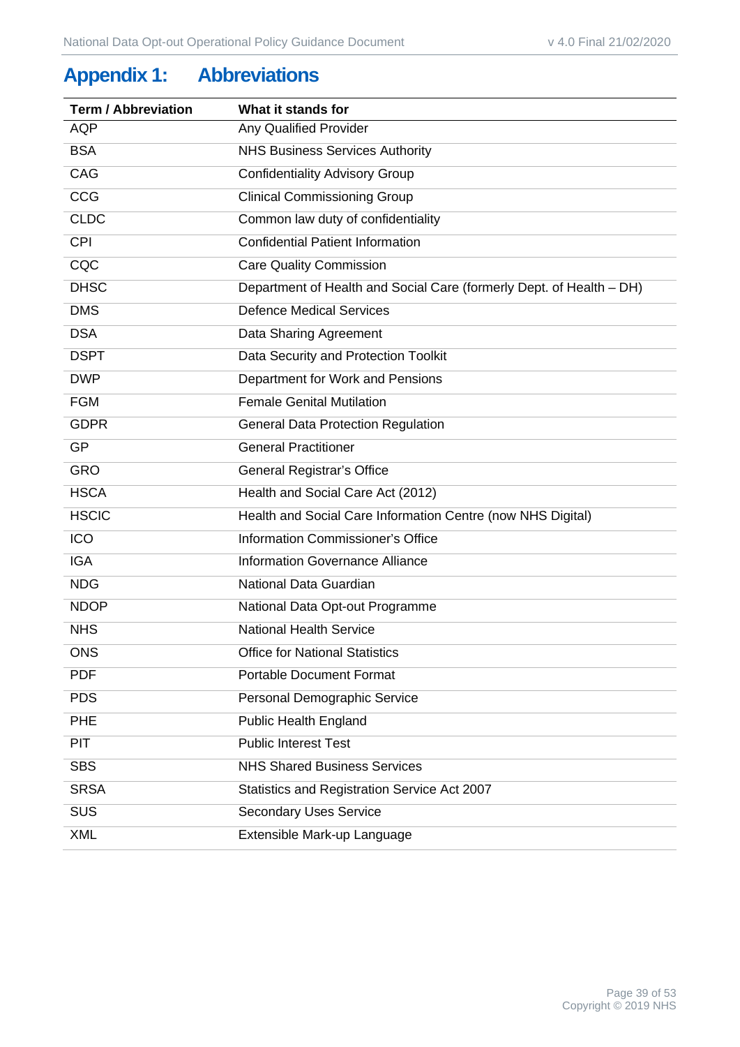# Appendix 1: Abbreviations

| Term / Abbreviation | What it stands for |
| --- | --- |
| AQP | Any Qualified Provider |
| BSA | NHS Business Services Authority |
| CAG | Confidentiality Advisory Group |
| CCG | Clinical Commissioning Group |
| CLDC | Common law duty of confidentiality |
| CPI | Confidential Patient Information |
| CQC | Care Quality Commission |
| DHSC | Department of Health and Social Care (formerly Dept. of Health – DH) |
| DMS | Defence Medical Services |
| DSA | Data Sharing Agreement |
| DSPT | Data Security and Protection Toolkit |
| DWP | Department for Work and Pensions |
| FGM | Female Genital Mutilation |
| GDPR | General Data Protection Regulation |
| GP | General Practitioner |
| GRO | General Registrar's Office |
| HSCA | Health and Social Care Act (2012) |
| HSCIC | Health and Social Care Information Centre (now NHS Digital) |
| ICO | Information Commissioner's Office |
| IGA | Information Governance Alliance |
| NDG | National Data Guardian |
| NDOP | National Data Opt-out Programme |
| NHS | National Health Service |
| ONS | Office for National Statistics |
| PDF | Portable Document Format |
| PDS | Personal Demographic Service |
| PHE | Public Health England |
| PIT | Public Interest Test |
| SBS | NHS Shared Business Services |
| SRSA | Statistics and Registration Service Act 2007 |
| SUS | Secondary Uses Service |
| XML | Extensible Mark-up Language |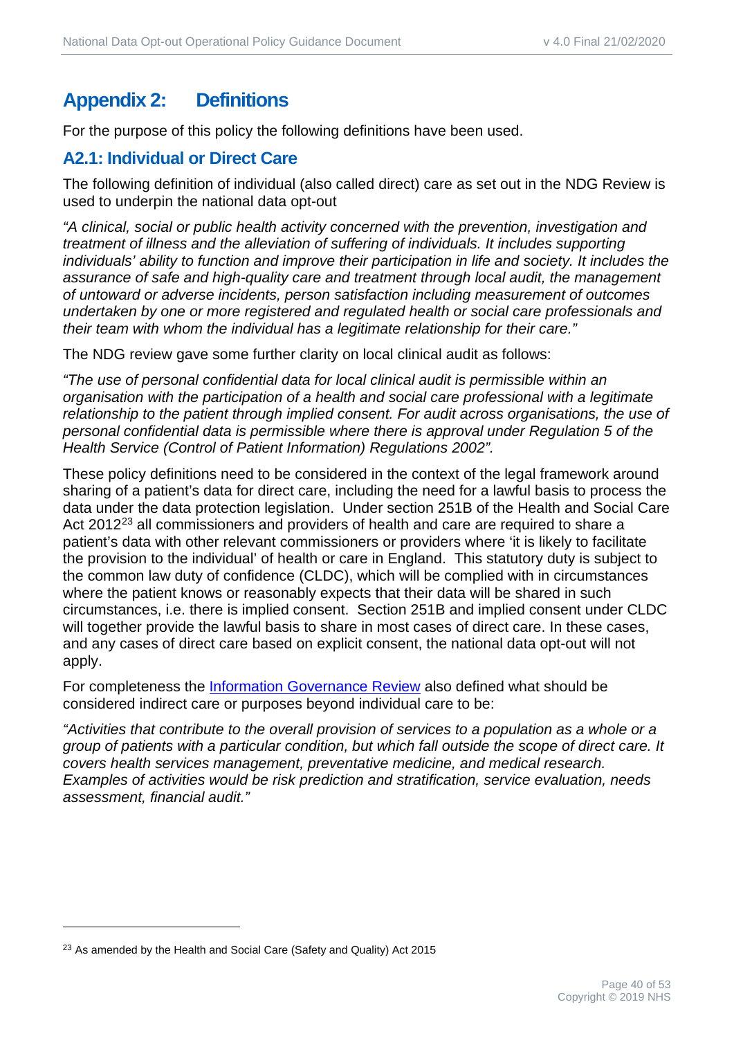# Appendix 2: Definitions

For the purpose of this policy the following definitions have been used.

## A2.1: Individual or Direct Care

The following definition of individual (also called direct) care as set out in the NDG Review is used to underpin the national data opt-out

*"A clinical, social or public health activity concerned with the prevention, investigation and treatment of illness and the alleviation of suffering of individuals. It includes supporting individuals' ability to function and improve their participation in life and society. It includes the assurance of safe and high-quality care and treatment through local audit, the management of untoward or adverse incidents, person satisfaction including measurement of outcomes undertaken by one or more registered and regulated health or social care professionals and their team with whom the individual has a legitimate relationship for their care."*

The NDG review gave some further clarity on local clinical audit as follows:

*"The use of personal confidential data for local clinical audit is permissible within an organisation with the participation of a health and social care professional with a legitimate relationship to the patient through implied consent. For audit across organisations, the use of personal confidential data is permissible where there is approval under Regulation 5 of the Health Service (Control of Patient Information) Regulations 2002".*

These policy definitions need to be considered in the context of the legal framework around sharing of a patient's data for direct care, including the need for a lawful basis to process the data under the data protection legislation. Under section 251B of the Health and Social Care Act 2012[23] all commissioners and providers of health and care are required to share a patient's data with other relevant commissioners or providers where 'it is likely to facilitate the provision to the individual' of health or care in England. This statutory duty is subject to the common law duty of confidence (CLDC), which will be complied with in circumstances where the patient knows or reasonably expects that their data will be shared in such circumstances, i.e. there is implied consent. Section 251B and implied consent under CLDC will together provide the lawful basis to share in most cases of direct care. In these cases, and any cases of direct care based on explicit consent, the national data opt-out will not apply.

For completeness the [Information Governance Review](#) also defined what should be considered indirect care or purposes beyond individual care to be:

*"Activities that contribute to the overall provision of services to a population as a whole or a group of patients with a particular condition, but which fall outside the scope of direct care. It covers health services management, preventative medicine, and medical research. Examples of activities would be risk prediction and stratification, service evaluation, needs assessment, financial audit."*

---

[23] As amended by the Health and Social Care (Safety and Quality) Act 2015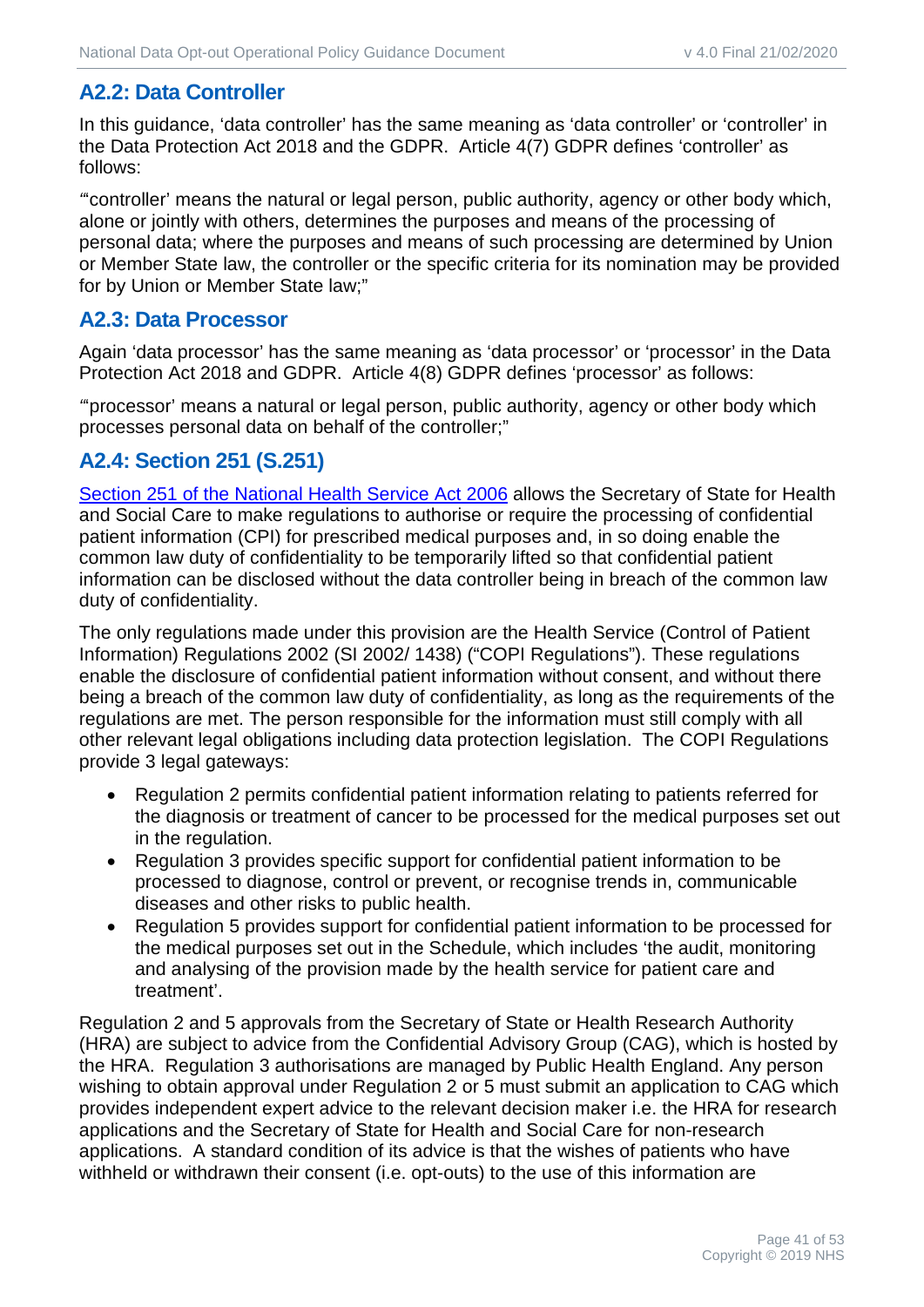## A2.2: Data Controller

In this guidance, 'data controller' has the same meaning as 'data controller' or 'controller' in the Data Protection Act 2018 and the GDPR. Article 4(7) GDPR defines 'controller' as follows:

"'controller' means the natural or legal person, public authority, agency or other body which, alone or jointly with others, determines the purposes and means of the processing of personal data; where the purposes and means of such processing are determined by Union or Member State law, the controller or the specific criteria for its nomination may be provided for by Union or Member State law;"

## A2.3: Data Processor

Again 'data processor' has the same meaning as 'data processor' or 'processor' in the Data Protection Act 2018 and GDPR. Article 4(8) GDPR defines 'processor' as follows:

"'processor' means a natural or legal person, public authority, agency or other body which processes personal data on behalf of the controller;"

## A2.4: Section 251 (S.251)

[Section 251 of the National Health Service Act 2006] allows the Secretary of State for Health and Social Care to make regulations to authorise or require the processing of confidential patient information (CPI) for prescribed medical purposes and, in so doing enable the common law duty of confidentiality to be temporarily lifted so that confidential patient information can be disclosed without the data controller being in breach of the common law duty of confidentiality.

The only regulations made under this provision are the Health Service (Control of Patient Information) Regulations 2002 (SI 2002/ 1438) ("COPI Regulations"). These regulations enable the disclosure of confidential patient information without consent, and without there being a breach of the common law duty of confidentiality, as long as the requirements of the regulations are met. The person responsible for the information must still comply with all other relevant legal obligations including data protection legislation. The COPI Regulations provide 3 legal gateways:

- Regulation 2 permits confidential patient information relating to patients referred for the diagnosis or treatment of cancer to be processed for the medical purposes set out in the regulation.
- Regulation 3 provides specific support for confidential patient information to be processed to diagnose, control or prevent, or recognise trends in, communicable diseases and other risks to public health.
- Regulation 5 provides support for confidential patient information to be processed for the medical purposes set out in the Schedule, which includes 'the audit, monitoring and analysing of the provision made by the health service for patient care and treatment'.

Regulation 2 and 5 approvals from the Secretary of State or Health Research Authority (HRA) are subject to advice from the Confidential Advisory Group (CAG), which is hosted by the HRA. Regulation 3 authorisations are managed by Public Health England. Any person wishing to obtain approval under Regulation 2 or 5 must submit an application to CAG which provides independent expert advice to the relevant decision maker i.e. the HRA for research applications and the Secretary of State for Health and Social Care for non-research applications. A standard condition of its advice is that the wishes of patients who have withheld or withdrawn their consent (i.e. opt-outs) to the use of this information are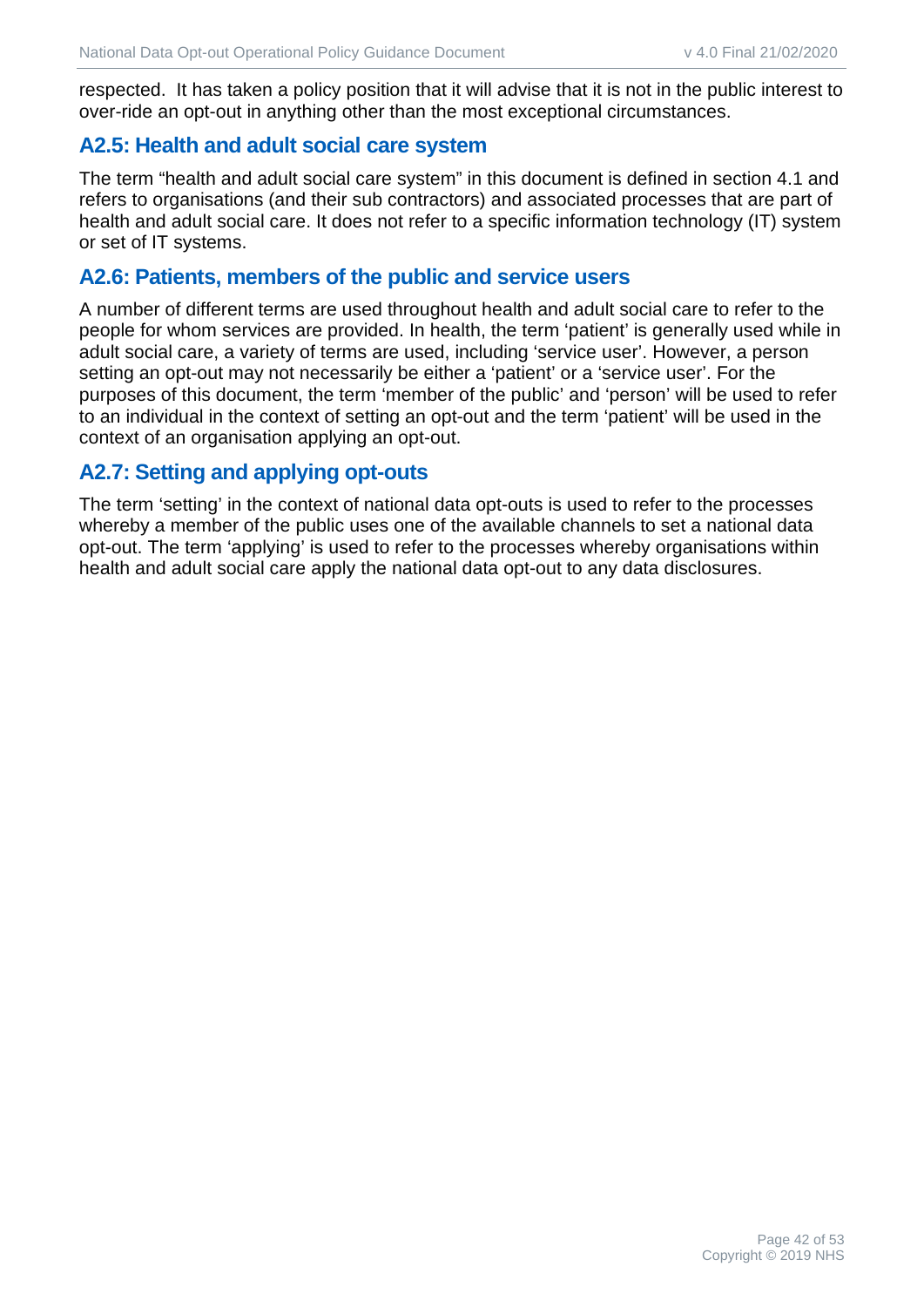respected. It has taken a policy position that it will advise that it is not in the public interest to over-ride an opt-out in anything other than the most exceptional circumstances.

### A2.5: Health and adult social care system

The term "health and adult social care system" in this document is defined in section 4.1 and refers to organisations (and their sub contractors) and associated processes that are part of health and adult social care. It does not refer to a specific information technology (IT) system or set of IT systems.

### A2.6: Patients, members of the public and service users

A number of different terms are used throughout health and adult social care to refer to the people for whom services are provided. In health, the term 'patient' is generally used while in adult social care, a variety of terms are used, including 'service user'. However, a person setting an opt-out may not necessarily be either a 'patient' or a 'service user'. For the purposes of this document, the term 'member of the public' and 'person' will be used to refer to an individual in the context of setting an opt-out and the term 'patient' will be used in the context of an organisation applying an opt-out.

### A2.7: Setting and applying opt-outs

The term 'setting' in the context of national data opt-outs is used to refer to the processes whereby a member of the public uses one of the available channels to set a national data opt-out. The term 'applying' is used to refer to the processes whereby organisations within health and adult social care apply the national data opt-out to any data disclosures.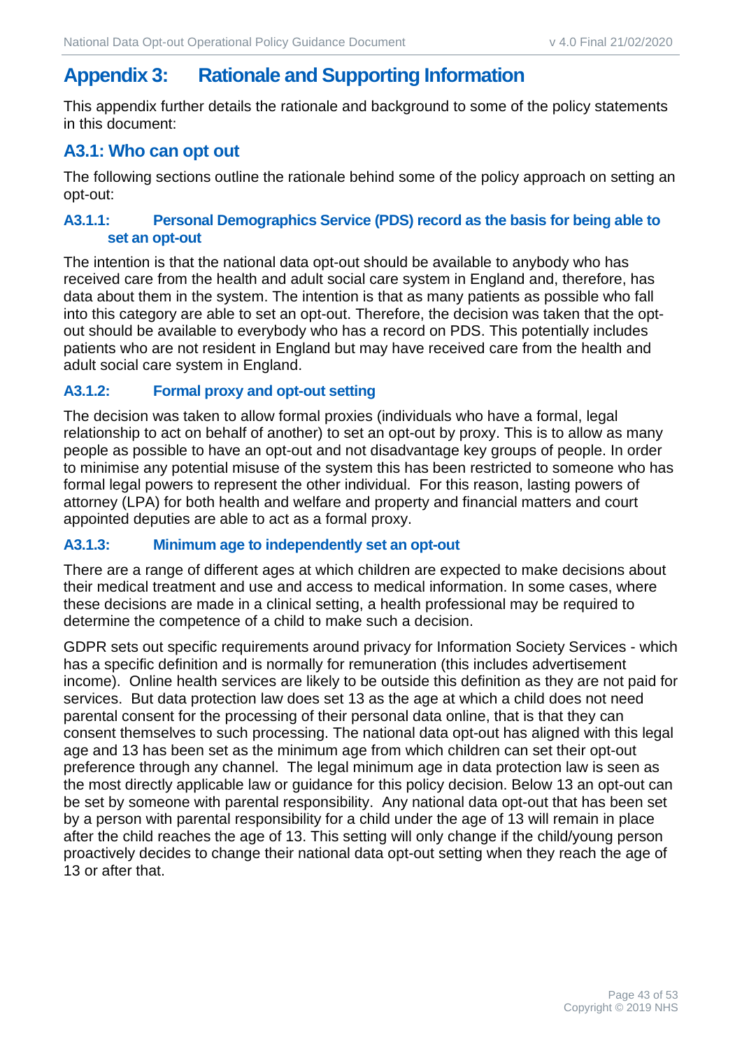# Appendix 3: Rationale and Supporting Information

This appendix further details the rationale and background to some of the policy statements in this document:

## A3.1: Who can opt out

The following sections outline the rationale behind some of the policy approach on setting an opt-out:

### A3.1.1: Personal Demographics Service (PDS) record as the basis for being able to set an opt-out

The intention is that the national data opt-out should be available to anybody who has received care from the health and adult social care system in England and, therefore, has data about them in the system. The intention is that as many patients as possible who fall into this category are able to set an opt-out. Therefore, the decision was taken that the opt-out should be available to everybody who has a record on PDS. This potentially includes patients who are not resident in England but may have received care from the health and adult social care system in England.

### A3.1.2: Formal proxy and opt-out setting

The decision was taken to allow formal proxies (individuals who have a formal, legal relationship to act on behalf of another) to set an opt-out by proxy. This is to allow as many people as possible to have an opt-out and not disadvantage key groups of people. In order to minimise any potential misuse of the system this has been restricted to someone who has formal legal powers to represent the other individual. For this reason, lasting powers of attorney (LPA) for both health and welfare and property and financial matters and court appointed deputies are able to act as a formal proxy.

### A3.1.3: Minimum age to independently set an opt-out

There are a range of different ages at which children are expected to make decisions about their medical treatment and use and access to medical information. In some cases, where these decisions are made in a clinical setting, a health professional may be required to determine the competence of a child to make such a decision.

GDPR sets out specific requirements around privacy for Information Society Services - which has a specific definition and is normally for remuneration (this includes advertisement income). Online health services are likely to be outside this definition as they are not paid for services. But data protection law does set 13 as the age at which a child does not need parental consent for the processing of their personal data online, that is that they can consent themselves to such processing. The national data opt-out has aligned with this legal age and 13 has been set as the minimum age from which children can set their opt-out preference through any channel. The legal minimum age in data protection law is seen as the most directly applicable law or guidance for this policy decision. Below 13 an opt-out can be set by someone with parental responsibility. Any national data opt-out that has been set by a person with parental responsibility for a child under the age of 13 will remain in place after the child reaches the age of 13. This setting will only change if the child/young person proactively decides to change their national data opt-out setting when they reach the age of 13 or after that.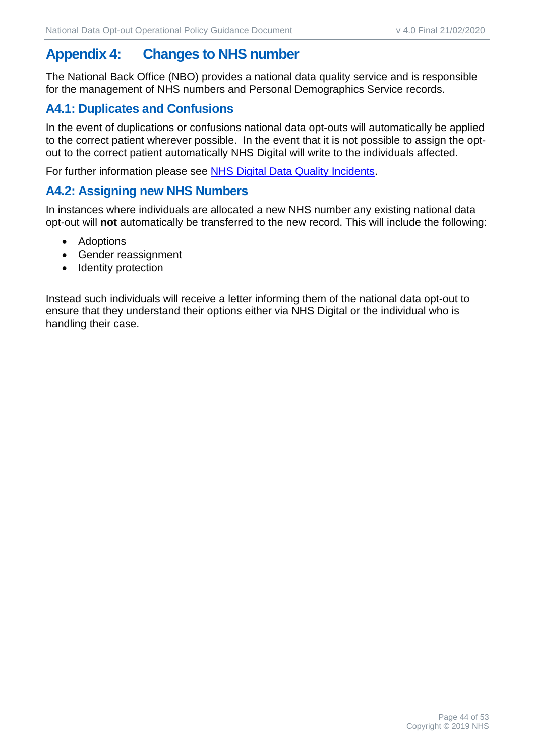# Appendix 4: Changes to NHS number

The National Back Office (NBO) provides a national data quality service and is responsible for the management of NHS numbers and Personal Demographics Service records.

## A4.1: Duplicates and Confusions

In the event of duplications or confusions national data opt-outs will automatically be applied to the correct patient wherever possible. In the event that it is not possible to assign the opt-out to the correct patient automatically NHS Digital will write to the individuals affected.

For further information please see NHS Digital Data Quality Incidents.

## A4.2: Assigning new NHS Numbers

In instances where individuals are allocated a new NHS number any existing national data opt-out will **not** automatically be transferred to the new record. This will include the following:

- Adoptions
- Gender reassignment
- Identity protection

Instead such individuals will receive a letter informing them of the national data opt-out to ensure that they understand their options either via NHS Digital or the individual who is handling their case.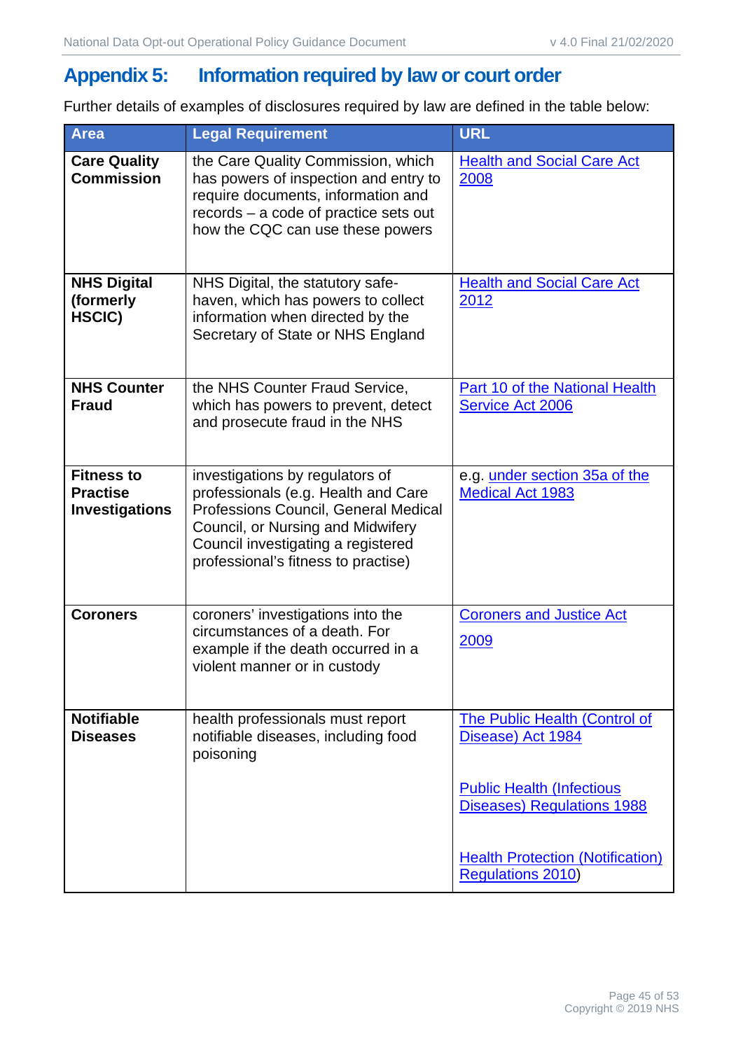# Appendix 5: Information required by law or court order

Further details of examples of disclosures required by law are defined in the table below:

| Area | Legal Requirement | URL |
|---|---|---|
| **Care Quality Commission** | the Care Quality Commission, which has powers of inspection and entry to require documents, information and records – a code of practice sets out how the CQC can use these powers | Health and Social Care Act 2008 |
| **NHS Digital (formerly HSCIC)** | NHS Digital, the statutory safe-haven, which has powers to collect information when directed by the Secretary of State or NHS England | Health and Social Care Act 2012 |
| **NHS Counter Fraud** | the NHS Counter Fraud Service, which has powers to prevent, detect and prosecute fraud in the NHS | Part 10 of the National Health Service Act 2006 |
| **Fitness to Practise Investigations** | investigations by regulators of professionals (e.g. Health and Care Professions Council, General Medical Council, or Nursing and Midwifery Council investigating a registered professional's fitness to practise) | e.g. under section 35a of the Medical Act 1983 |
| **Coroners** | coroners' investigations into the circumstances of a death. For example if the death occurred in a violent manner or in custody | Coroners and Justice Act 2009 |
| **Notifiable Diseases** | health professionals must report notifiable diseases, including food poisoning | The Public Health (Control of Disease) Act 1984<br><br>Public Health (Infectious Diseases) Regulations 1988<br><br>Health Protection (Notification) Regulations 2010) |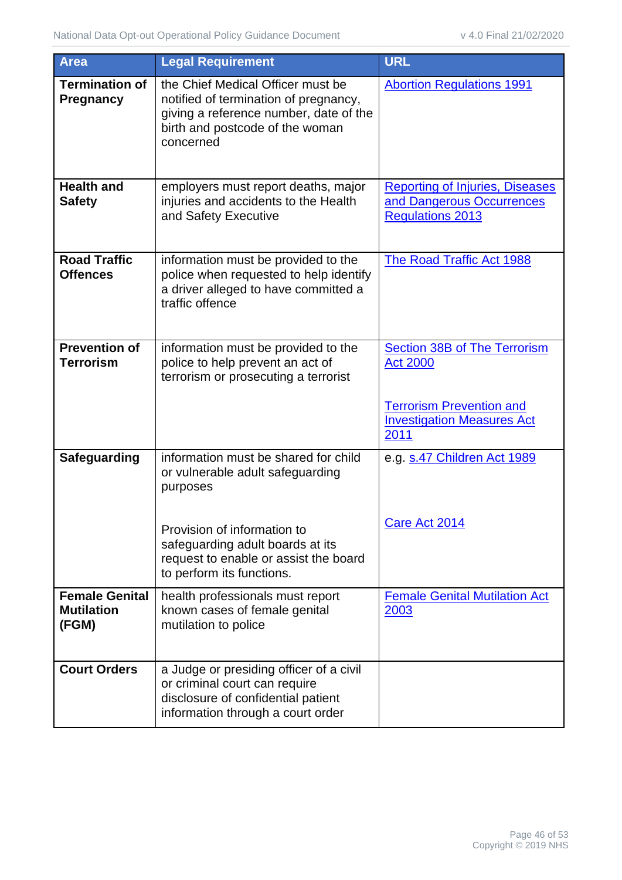| Area | Legal Requirement | URL |
|---|---|---|
| **Termination of Pregnancy** | the Chief Medical Officer must be notified of termination of pregnancy, giving a reference number, date of the birth and postcode of the woman concerned | Abortion Regulations 1991 |
| **Health and Safety** | employers must report deaths, major injuries and accidents to the Health and Safety Executive | Reporting of Injuries, Diseases and Dangerous Occurrences Regulations 2013 |
| **Road Traffic Offences** | information must be provided to the police when requested to help identify a driver alleged to have committed a traffic offence | The Road Traffic Act 1988 |
| **Prevention of Terrorism** | information must be provided to the police to help prevent an act of terrorism or prosecuting a terrorist | Section 38B of The Terrorism Act 2000<br><br>Terrorism Prevention and Investigation Measures Act 2011 |
| **Safeguarding** | information must be shared for child or vulnerable adult safeguarding purposes<br><br>Provision of information to safeguarding adult boards at its request to enable or assist the board to perform its functions. | e.g. s.47 Children Act 1989<br><br>Care Act 2014 |
| **Female Genital Mutilation (FGM)** | health professionals must report known cases of female genital mutilation to police | Female Genital Mutilation Act 2003 |
| **Court Orders** | a Judge or presiding officer of a civil or criminal court can require disclosure of confidential patient information through a court order | |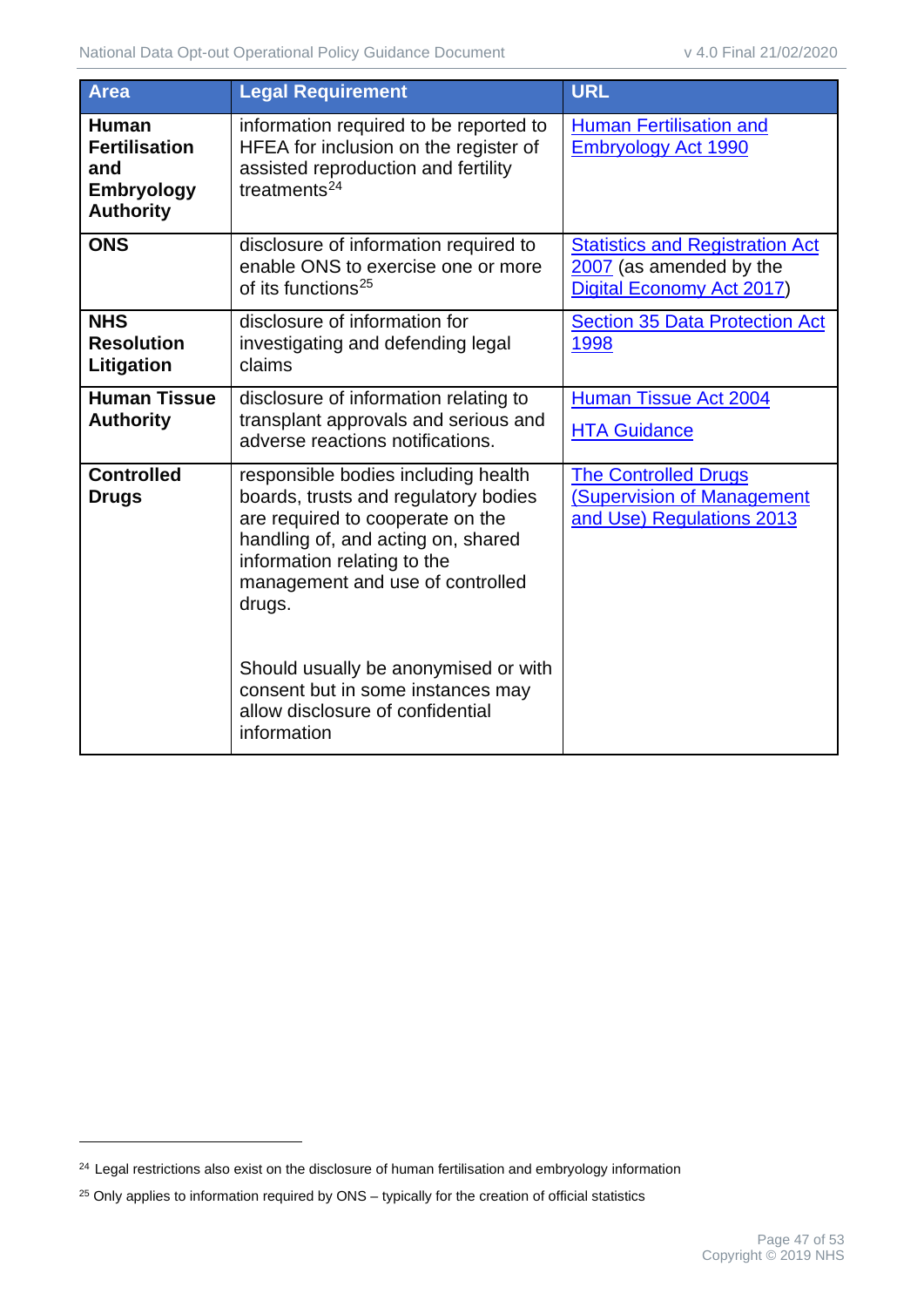| Area | Legal Requirement | URL |
| --- | --- | --- |
| **Human Fertilisation and Embryology Authority** | information required to be reported to HFEA for inclusion on the register of assisted reproduction and fertility treatments[24] | Human Fertilisation and Embryology Act 1990 |
| **ONS** | disclosure of information required to enable ONS to exercise one or more of its functions[25] | Statistics and Registration Act 2007 (as amended by the Digital Economy Act 2017) |
| **NHS Resolution Litigation** | disclosure of information for investigating and defending legal claims | Section 35 Data Protection Act 1998 |
| **Human Tissue Authority** | disclosure of information relating to transplant approvals and serious and adverse reactions notifications. | Human Tissue Act 2004<br><br>HTA Guidance |
| **Controlled Drugs** | responsible bodies including health boards, trusts and regulatory bodies are required to cooperate on the handling of, and acting on, shared information relating to the management and use of controlled drugs.<br><br>Should usually be anonymised or with consent but in some instances may allow disclosure of confidential information | The Controlled Drugs (Supervision of Management and Use) Regulations 2013 |

[24] Legal restrictions also exist on the disclosure of human fertilisation and embryology information

[25] Only applies to information required by ONS – typically for the creation of official statistics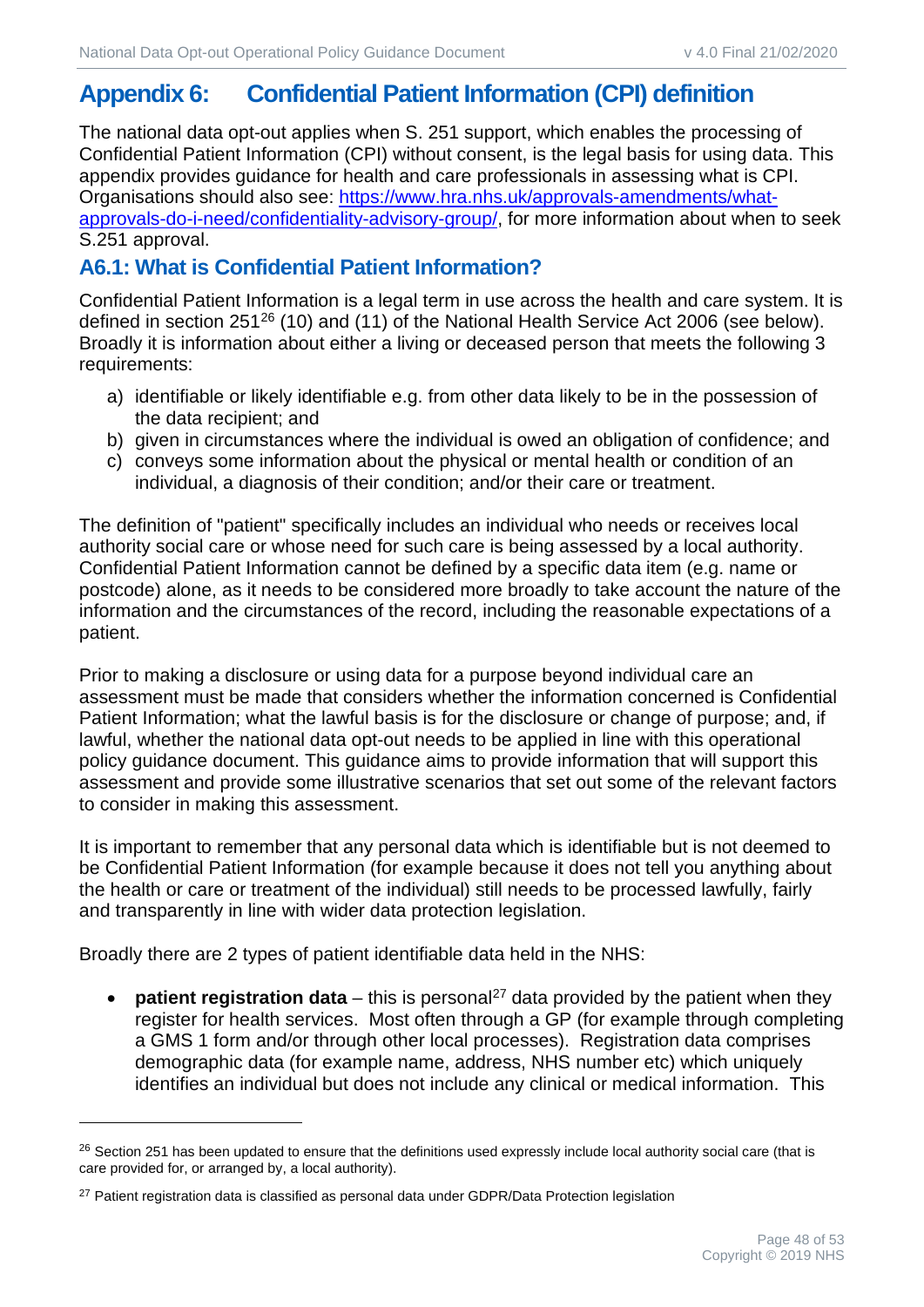# Appendix 6: Confidential Patient Information (CPI) definition

The national data opt-out applies when S. 251 support, which enables the processing of Confidential Patient Information (CPI) without consent, is the legal basis for using data. This appendix provides guidance for health and care professionals in assessing what is CPI. Organisations should also see: [https://www.hra.nhs.uk/approvals-amendments/what-approvals-do-i-need/confidentiality-advisory-group/](https://www.hra.nhs.uk/approvals-amendments/what-approvals-do-i-need/confidentiality-advisory-group/), for more information about when to seek S.251 approval.

## A6.1: What is Confidential Patient Information?

Confidential Patient Information is a legal term in use across the health and care system. It is defined in section 251[26] (10) and (11) of the National Health Service Act 2006 (see below). Broadly it is information about either a living or deceased person that meets the following 3 requirements:

a) identifiable or likely identifiable e.g. from other data likely to be in the possession of the data recipient; and
b) given in circumstances where the individual is owed an obligation of confidence; and
c) conveys some information about the physical or mental health or condition of an individual, a diagnosis of their condition; and/or their care or treatment.

The definition of "patient" specifically includes an individual who needs or receives local authority social care or whose need for such care is being assessed by a local authority. Confidential Patient Information cannot be defined by a specific data item (e.g. name or postcode) alone, as it needs to be considered more broadly to take account the nature of the information and the circumstances of the record, including the reasonable expectations of a patient.

Prior to making a disclosure or using data for a purpose beyond individual care an assessment must be made that considers whether the information concerned is Confidential Patient Information; what the lawful basis is for the disclosure or change of purpose; and, if lawful, whether the national data opt-out needs to be applied in line with this operational policy guidance document. This guidance aims to provide information that will support this assessment and provide some illustrative scenarios that set out some of the relevant factors to consider in making this assessment.

It is important to remember that any personal data which is identifiable but is not deemed to be Confidential Patient Information (for example because it does not tell you anything about the health or care or treatment of the individual) still needs to be processed lawfully, fairly and transparently in line with wider data protection legislation.

Broadly there are 2 types of patient identifiable data held in the NHS:

- **patient registration data** – this is personal[27] data provided by the patient when they register for health services. Most often through a GP (for example through completing a GMS 1 form and/or through other local processes). Registration data comprises demographic data (for example name, address, NHS number etc) which uniquely identifies an individual but does not include any clinical or medical information. This

---

[26] Section 251 has been updated to ensure that the definitions used expressly include local authority social care (that is care provided for, or arranged by, a local authority).

[27] Patient registration data is classified as personal data under GDPR/Data Protection legislation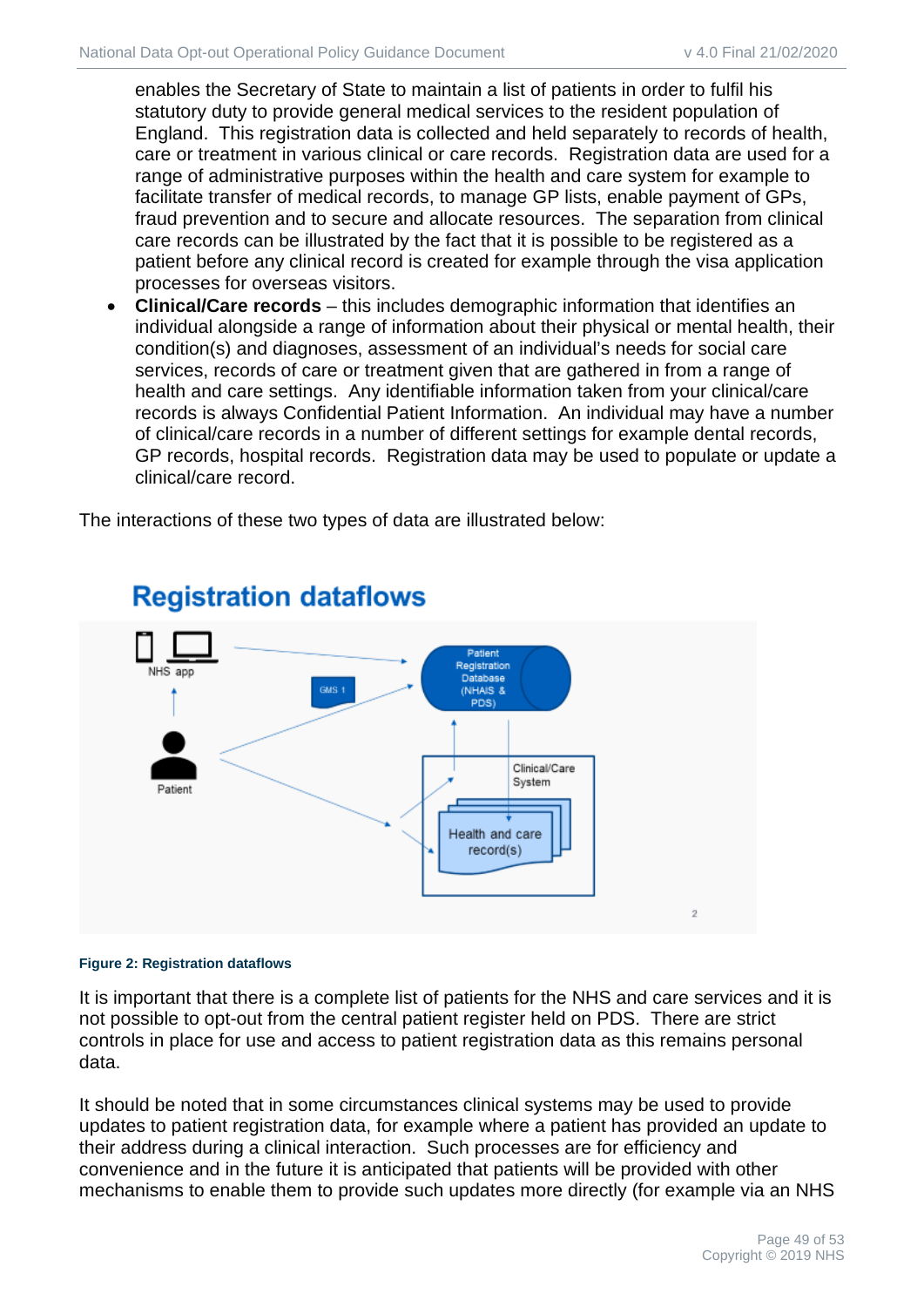enables the Secretary of State to maintain a list of patients in order to fulfil his statutory duty to provide general medical services to the resident population of England. This registration data is collected and held separately to records of health, care or treatment in various clinical or care records. Registration data are used for a range of administrative purposes within the health and care system for example to facilitate transfer of medical records, to manage GP lists, enable payment of GPs, fraud prevention and to secure and allocate resources. The separation from clinical care records can be illustrated by the fact that it is possible to be registered as a patient before any clinical record is created for example through the visa application processes for overseas visitors.

- **Clinical/Care records** – this includes demographic information that identifies an individual alongside a range of information about their physical or mental health, their condition(s) and diagnoses, assessment of an individual's needs for social care services, records of care or treatment given that are gathered in from a range of health and care settings. Any identifiable information taken from your clinical/care records is always Confidential Patient Information. An individual may have a number of clinical/care records in a number of different settings for example dental records, GP records, hospital records. Registration data may be used to populate or update a clinical/care record.

The interactions of these two types of data are illustrated below:

**Figure 2: Registration dataflows**

It is important that there is a complete list of patients for the NHS and care services and it is not possible to opt-out from the central patient register held on PDS. There are strict controls in place for use and access to patient registration data as this remains personal data.

It should be noted that in some circumstances clinical systems may be used to provide updates to patient registration data, for example where a patient has provided an update to their address during a clinical interaction. Such processes are for efficiency and convenience and in the future it is anticipated that patients will be provided with other mechanisms to enable them to provide such updates more directly (for example via an NHS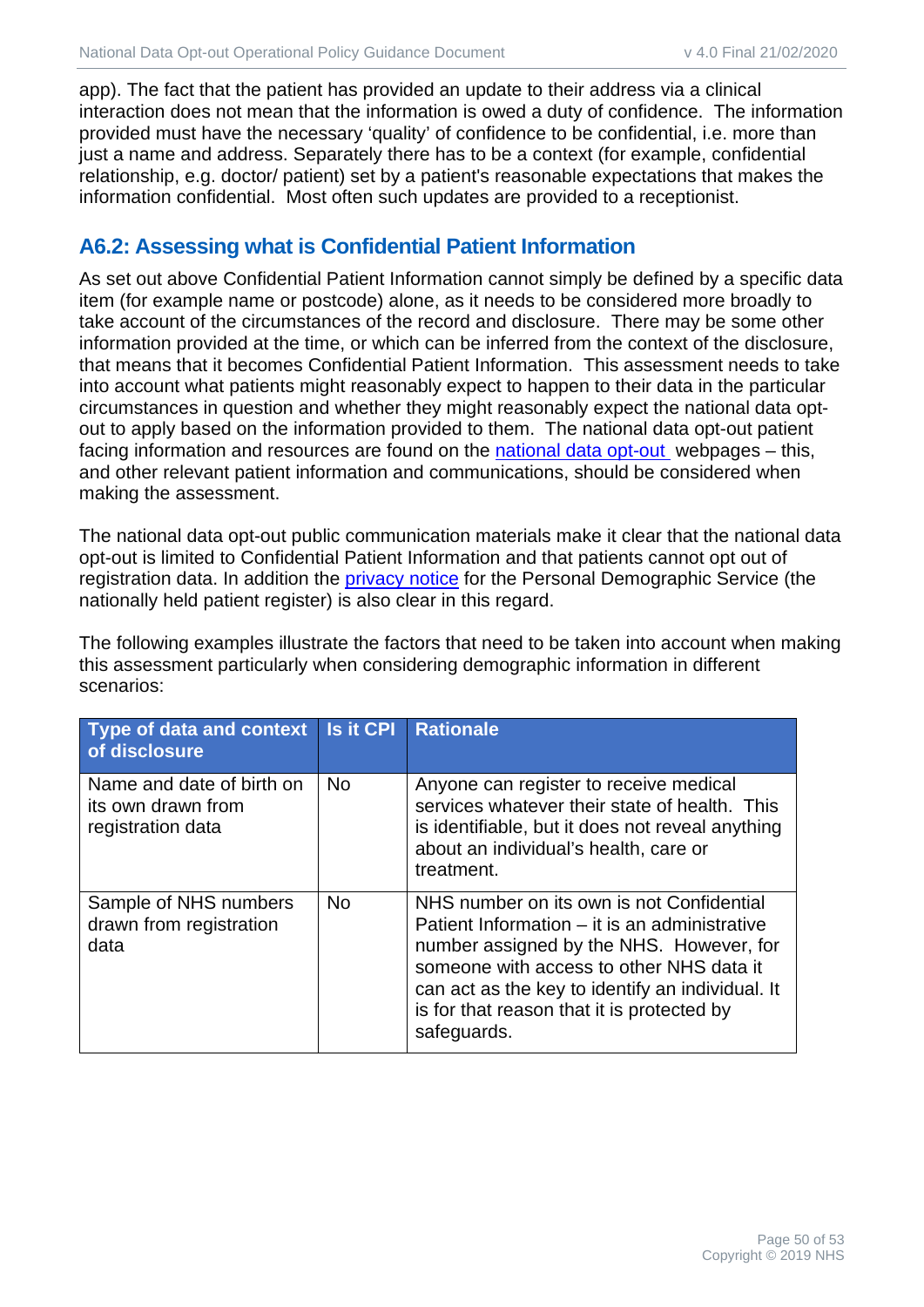app). The fact that the patient has provided an update to their address via a clinical interaction does not mean that the information is owed a duty of confidence. The information provided must have the necessary 'quality' of confidence to be confidential, i.e. more than just a name and address. Separately there has to be a context (for example, confidential relationship, e.g. doctor/ patient) set by a patient's reasonable expectations that makes the information confidential. Most often such updates are provided to a receptionist.

## A6.2: Assessing what is Confidential Patient Information

As set out above Confidential Patient Information cannot simply be defined by a specific data item (for example name or postcode) alone, as it needs to be considered more broadly to take account of the circumstances of the record and disclosure. There may be some other information provided at the time, or which can be inferred from the context of the disclosure, that means that it becomes Confidential Patient Information. This assessment needs to take into account what patients might reasonably expect to happen to their data in the particular circumstances in question and whether they might reasonably expect the national data opt-out to apply based on the information provided to them. The national data opt-out patient facing information and resources are found on the national data opt-out webpages – this, and other relevant patient information and communications, should be considered when making the assessment.

The national data opt-out public communication materials make it clear that the national data opt-out is limited to Confidential Patient Information and that patients cannot opt out of registration data. In addition the privacy notice for the Personal Demographic Service (the nationally held patient register) is also clear in this regard.

The following examples illustrate the factors that need to be taken into account when making this assessment particularly when considering demographic information in different scenarios:

| Type of data and context of disclosure | Is it CPI | Rationale |
|---|---|---|
| Name and date of birth on its own drawn from registration data | No | Anyone can register to receive medical services whatever their state of health. This is identifiable, but it does not reveal anything about an individual's health, care or treatment. |
| Sample of NHS numbers drawn from registration data | No | NHS number on its own is not Confidential Patient Information – it is an administrative number assigned by the NHS. However, for someone with access to other NHS data it can act as the key to identify an individual. It is for that reason that it is protected by safeguards. |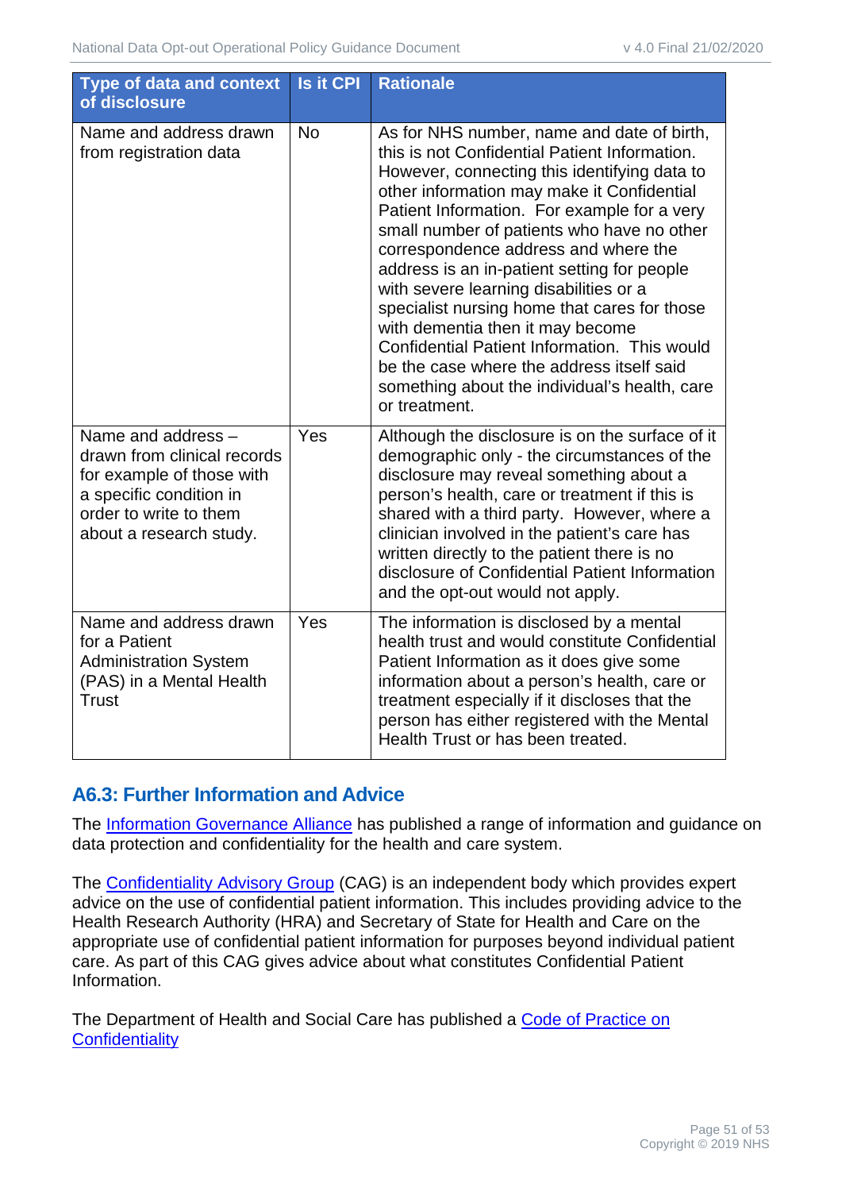| Type of data and context of disclosure | Is it CPI | Rationale |
|---|---|---|
| Name and address drawn from registration data | No | As for NHS number, name and date of birth, this is not Confidential Patient Information. However, connecting this identifying data to other information may make it Confidential Patient Information. For example for a very small number of patients who have no other correspondence address and where the address is an in-patient setting for people with severe learning disabilities or a specialist nursing home that cares for those with dementia then it may become Confidential Patient Information. This would be the case where the address itself said something about the individual's health, care or treatment. |
| Name and address – drawn from clinical records for example of those with a specific condition in order to write to them about a research study. | Yes | Although the disclosure is on the surface of it demographic only - the circumstances of the disclosure may reveal something about a person's health, care or treatment if this is shared with a third party. However, where a clinician involved in the patient's care has written directly to the patient there is no disclosure of Confidential Patient Information and the opt-out would not apply. |
| Name and address drawn for a Patient Administration System (PAS) in a Mental Health Trust | Yes | The information is disclosed by a mental health trust and would constitute Confidential Patient Information as it does give some information about a person's health, care or treatment especially if it discloses that the person has either registered with the Mental Health Trust or has been treated. |

## A6.3: Further Information and Advice

The [Information Governance Alliance](#) has published a range of information and guidance on data protection and confidentiality for the health and care system.

The [Confidentiality Advisory Group](#) (CAG) is an independent body which provides expert advice on the use of confidential patient information. This includes providing advice to the Health Research Authority (HRA) and Secretary of State for Health and Care on the appropriate use of confidential patient information for purposes beyond individual patient care. As part of this CAG gives advice about what constitutes Confidential Patient Information.

The Department of Health and Social Care has published a [Code of Practice on Confidentiality](#)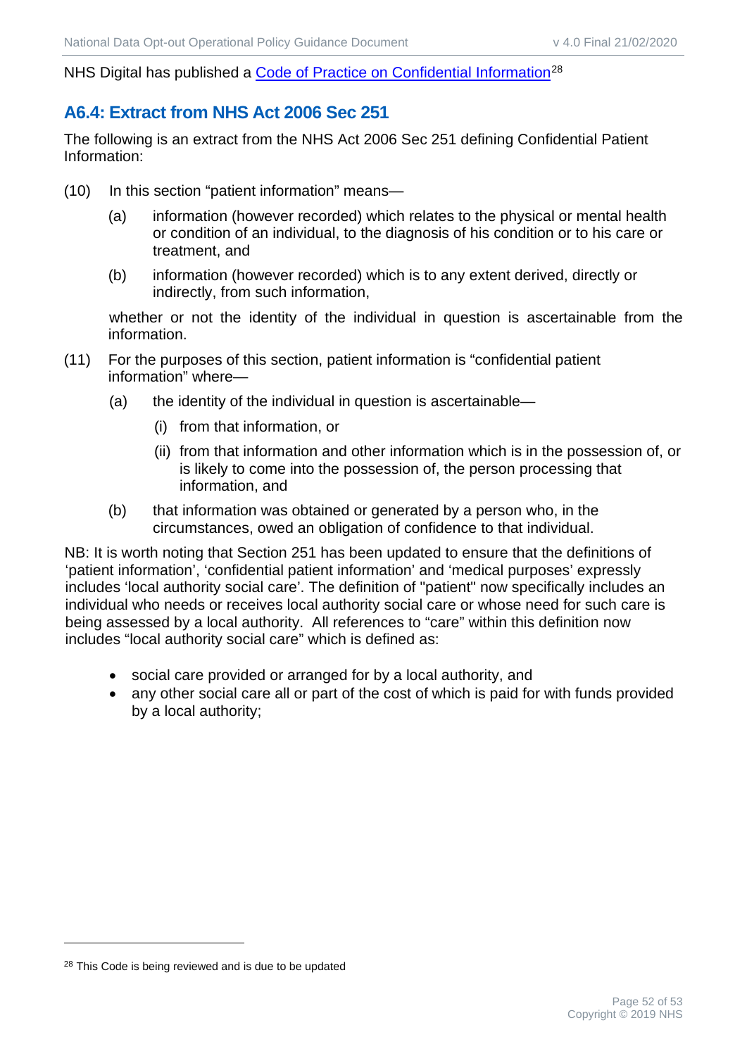NHS Digital has published a Code of Practice on Confidential Information[28]

## A6.4: Extract from NHS Act 2006 Sec 251

The following is an extract from the NHS Act 2006 Sec 251 defining Confidential Patient Information:

(10) In this section "patient information" means—

  (a) information (however recorded) which relates to the physical or mental health or condition of an individual, to the diagnosis of his condition or to his care or treatment, and

  (b) information (however recorded) which is to any extent derived, directly or indirectly, from such information,

  whether or not the identity of the individual in question is ascertainable from the information.

(11) For the purposes of this section, patient information is "confidential patient information" where—

  (a) the identity of the individual in question is ascertainable—

    (i) from that information, or

    (ii) from that information and other information which is in the possession of, or is likely to come into the possession of, the person processing that information, and

  (b) that information was obtained or generated by a person who, in the circumstances, owed an obligation of confidence to that individual.

NB: It is worth noting that Section 251 has been updated to ensure that the definitions of 'patient information', 'confidential patient information' and 'medical purposes' expressly includes 'local authority social care'. The definition of "patient" now specifically includes an individual who needs or receives local authority social care or whose need for such care is being assessed by a local authority. All references to "care" within this definition now includes "local authority social care" which is defined as:

- social care provided or arranged for by a local authority, and
- any other social care all or part of the cost of which is paid for with funds provided by a local authority;

[28] This Code is being reviewed and is due to be updated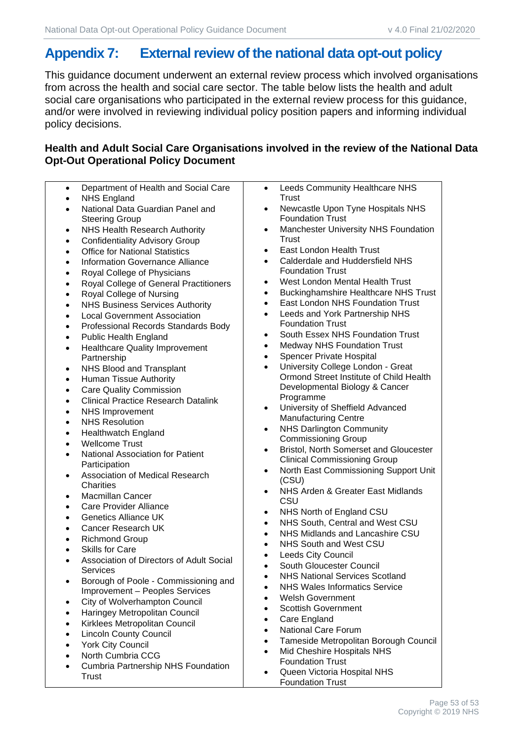# Appendix 7: External review of the national data opt-out policy

This guidance document underwent an external review process which involved organisations from across the health and social care sector. The table below lists the health and adult social care organisations who participated in the external review process for this guidance, and/or were involved in reviewing individual policy position papers and informing individual policy decisions.

**Health and Adult Social Care Organisations involved in the review of the National Data Opt-Out Operational Policy Document**

- Department of Health and Social Care
- NHS England
- National Data Guardian Panel and Steering Group
- NHS Health Research Authority
- Confidentiality Advisory Group
- Office for National Statistics
- Information Governance Alliance
- Royal College of Physicians
- Royal College of General Practitioners
- Royal College of Nursing
- NHS Business Services Authority
- Local Government Association
- Professional Records Standards Body
- Public Health England
- Healthcare Quality Improvement Partnership
- NHS Blood and Transplant
- Human Tissue Authority
- Care Quality Commission
- Clinical Practice Research Datalink
- NHS Improvement
- NHS Resolution
- Healthwatch England
- Wellcome Trust
- National Association for Patient Participation
- Association of Medical Research Charities
- Macmillan Cancer
- Care Provider Alliance
- Genetics Alliance UK
- Cancer Research UK
- Richmond Group
- Skills for Care
- Association of Directors of Adult Social Services
- Borough of Poole - Commissioning and Improvement – Peoples Services
- City of Wolverhampton Council
- Haringey Metropolitan Council
- Kirklees Metropolitan Council
- Lincoln County Council
- York City Council
- North Cumbria CCG
- Cumbria Partnership NHS Foundation Trust
- Leeds Community Healthcare NHS Trust
- Newcastle Upon Tyne Hospitals NHS Foundation Trust
- Manchester University NHS Foundation Trust
- East London Health Trust
- Calderdale and Huddersfield NHS Foundation Trust
- West London Mental Health Trust
- Buckinghamshire Healthcare NHS Trust
- East London NHS Foundation Trust
- Leeds and York Partnership NHS Foundation Trust
- South Essex NHS Foundation Trust
- Medway NHS Foundation Trust
- Spencer Private Hospital
- University College London - Great Ormond Street Institute of Child Health Developmental Biology & Cancer Programme
- University of Sheffield Advanced Manufacturing Centre
- NHS Darlington Community Commissioning Group
- Bristol, North Somerset and Gloucester Clinical Commissioning Group
- North East Commissioning Support Unit (CSU)
- NHS Arden & Greater East Midlands CSU
- NHS North of England CSU
- NHS South, Central and West CSU
- NHS Midlands and Lancashire CSU
- NHS South and West CSU
- Leeds City Council
- South Gloucester Council
- NHS National Services Scotland
- NHS Wales Informatics Service
- Welsh Government
- Scottish Government
- Care England
- National Care Forum
- Tameside Metropolitan Borough Council
- Mid Cheshire Hospitals NHS Foundation Trust
- Queen Victoria Hospital NHS Foundation Trust